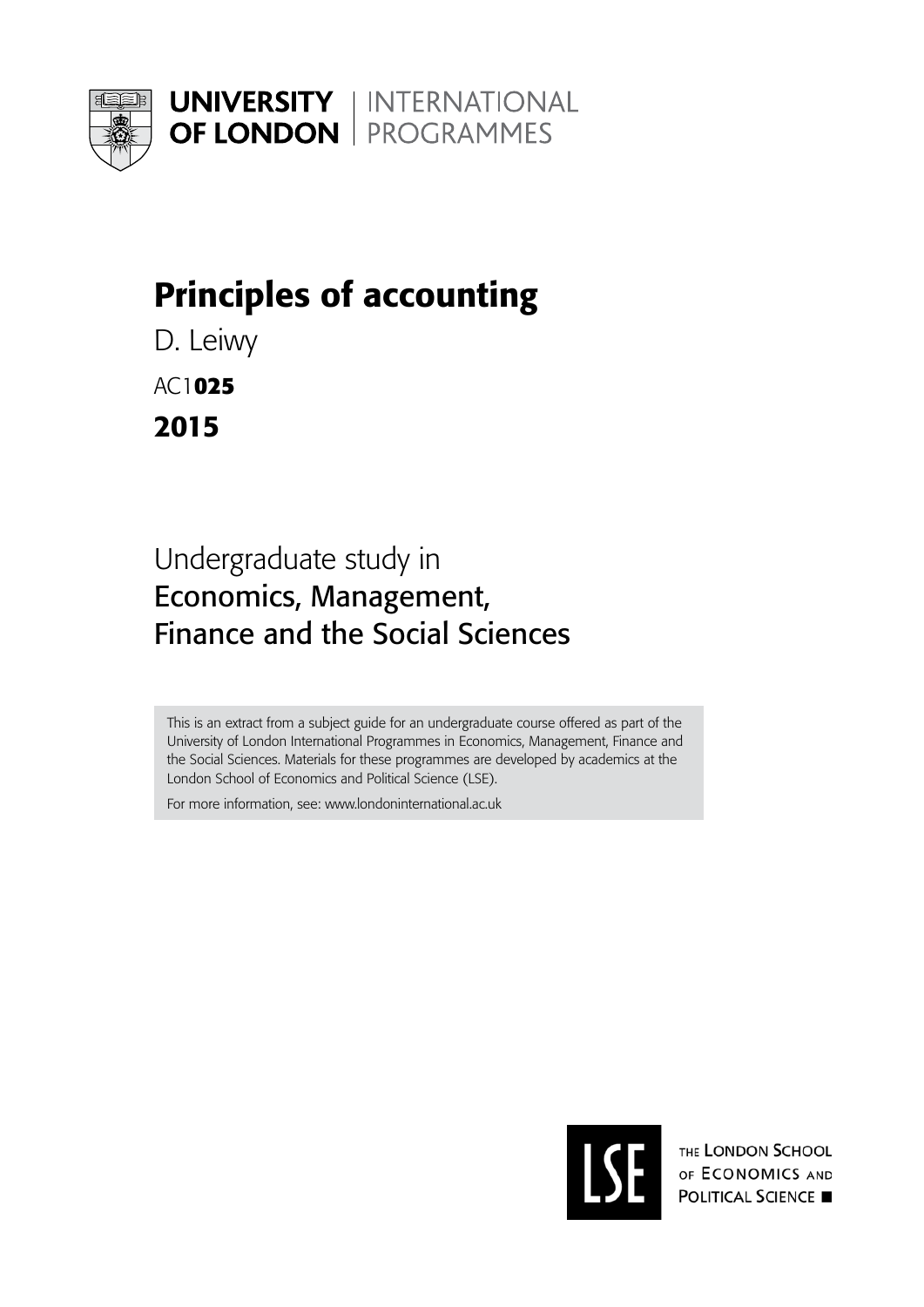UNIVERSITY OF LONDON | INTERNATIONAL PROGRAMMES

# Principles of accounting

D. Leiwy

AC1025

**2015**

Undergraduate study in
Economics, Management, Finance and the Social Sciences

This is an extract from a subject guide for an undergraduate course offered as part of the University of London International Programmes in Economics, Management, Finance and the Social Sciences. Materials for these programmes are developed by academics at the London School of Economics and Political Science (LSE).

For more information, see: www.londoninternational.ac.uk

LSE THE LONDON SCHOOL OF ECONOMICS AND POLITICAL SCIENCE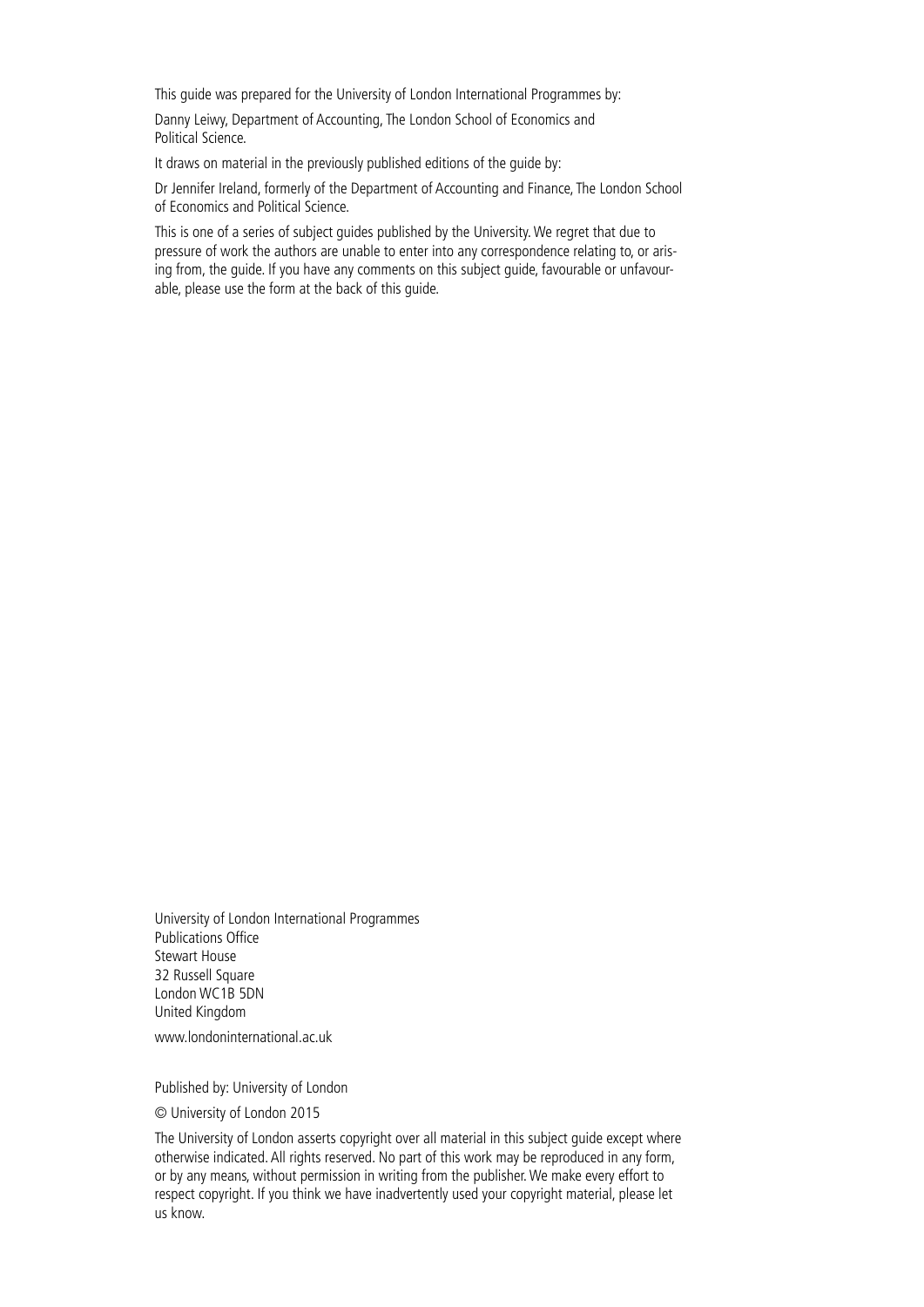This guide was prepared for the University of London International Programmes by:

Danny Leiwy, Department of Accounting, The London School of Economics and Political Science.

It draws on material in the previously published editions of the guide by:

Dr Jennifer Ireland, formerly of the Department of Accounting and Finance, The London School of Economics and Political Science.

This is one of a series of subject guides published by the University. We regret that due to pressure of work the authors are unable to enter into any correspondence relating to, or arising from, the guide. If you have any comments on this subject guide, favourable or unfavourable, please use the form at the back of this guide.

University of London International Programmes
Publications Office
Stewart House
32 Russell Square
London WC1B 5DN
United Kingdom

www.londoninternational.ac.uk

Published by: University of London

© University of London 2015

The University of London asserts copyright over all material in this subject guide except where otherwise indicated. All rights reserved. No part of this work may be reproduced in any form, or by any means, without permission in writing from the publisher. We make every effort to respect copyright. If you think we have inadvertently used your copyright material, please let us know.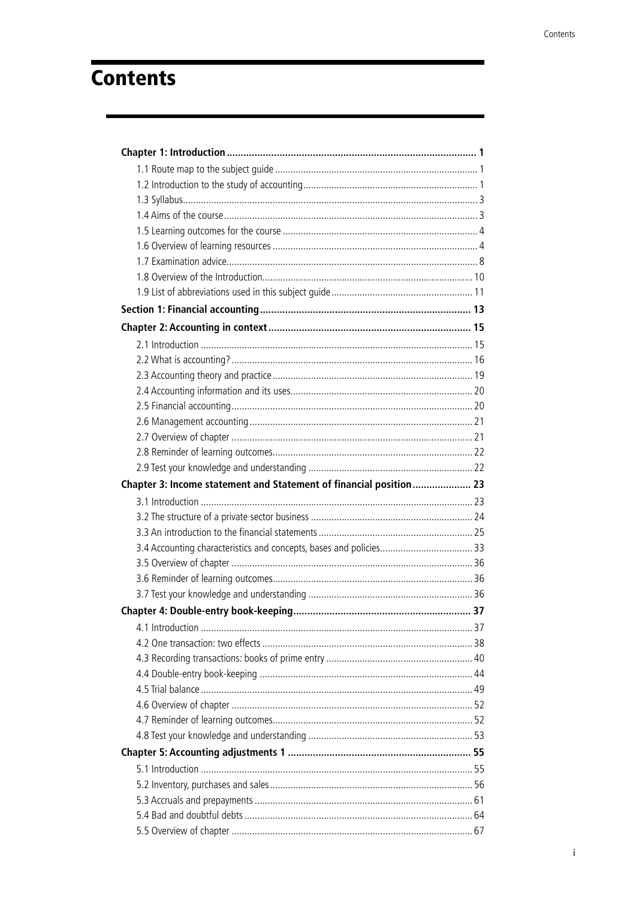# Contents

**Chapter 1: Introduction ... 1**

- 1.1 Route map to the subject guide ... 1
- 1.2 Introduction to the study of accounting ... 1
- 1.3 Syllabus ... 3
- 1.4 Aims of the course ... 3
- 1.5 Learning outcomes for the course ... 4
- 1.6 Overview of learning resources ... 4
- 1.7 Examination advice ... 8
- 1.8 Overview of the Introduction ... 10
- 1.9 List of abbreviations used in this subject guide ... 11

**Section 1: Financial accounting ... 13**

**Chapter 2: Accounting in context ... 15**

- 2.1 Introduction ... 15
- 2.2 What is accounting? ... 16
- 2.3 Accounting theory and practice ... 19
- 2.4 Accounting information and its uses ... 20
- 2.5 Financial accounting ... 20
- 2.6 Management accounting ... 21
- 2.7 Overview of chapter ... 21
- 2.8 Reminder of learning outcomes ... 22
- 2.9 Test your knowledge and understanding ... 22

**Chapter 3: Income statement and Statement of financial position ... 23**

- 3.1 Introduction ... 23
- 3.2 The structure of a private sector business ... 24
- 3.3 An introduction to the financial statements ... 25
- 3.4 Accounting characteristics and concepts, bases and policies ... 33
- 3.5 Overview of chapter ... 36
- 3.6 Reminder of learning outcomes ... 36
- 3.7 Test your knowledge and understanding ... 36

**Chapter 4: Double-entry book-keeping ... 37**

- 4.1 Introduction ... 37
- 4.2 One transaction: two effects ... 38
- 4.3 Recording transactions: books of prime entry ... 40
- 4.4 Double-entry book-keeping ... 44
- 4.5 Trial balance ... 49
- 4.6 Overview of chapter ... 52
- 4.7 Reminder of learning outcomes ... 52
- 4.8 Test your knowledge and understanding ... 53

**Chapter 5: Accounting adjustments 1 ... 55**

- 5.1 Introduction ... 55
- 5.2 Inventory, purchases and sales ... 56
- 5.3 Accruals and prepayments ... 61
- 5.4 Bad and doubtful debts ... 64
- 5.5 Overview of chapter ... 67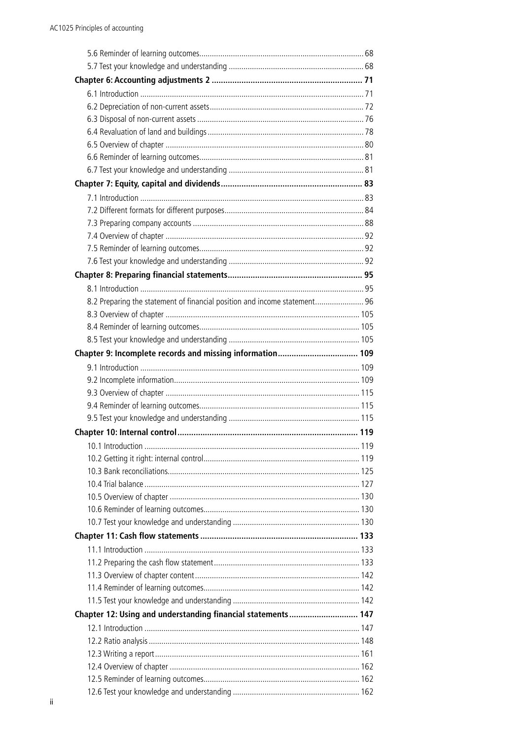5.6 Reminder of learning outcomes .......... 68
5.7 Test your knowledge and understanding .......... 68

**Chapter 6: Accounting adjustments 2 .......... 71**

6.1 Introduction .......... 71
6.2 Depreciation of non-current assets .......... 72
6.3 Disposal of non-current assets .......... 76
6.4 Revaluation of land and buildings .......... 78
6.5 Overview of chapter .......... 80
6.6 Reminder of learning outcomes .......... 81
6.7 Test your knowledge and understanding .......... 81

**Chapter 7: Equity, capital and dividends .......... 83**

7.1 Introduction .......... 83
7.2 Different formats for different purposes .......... 84
7.3 Preparing company accounts .......... 88
7.4 Overview of chapter .......... 92
7.5 Reminder of learning outcomes .......... 92
7.6 Test your knowledge and understanding .......... 92

**Chapter 8: Preparing financial statements .......... 95**

8.1 Introduction .......... 95
8.2 Preparing the statement of financial position and income statement .......... 96
8.3 Overview of chapter .......... 105
8.4 Reminder of learning outcomes .......... 105
8.5 Test your knowledge and understanding .......... 105

**Chapter 9: Incomplete records and missing information .......... 109**

9.1 Introduction .......... 109
9.2 Incomplete information .......... 109
9.3 Overview of chapter .......... 115
9.4 Reminder of learning outcomes .......... 115
9.5 Test your knowledge and understanding .......... 115

**Chapter 10: Internal control .......... 119**

10.1 Introduction .......... 119
10.2 Getting it right: internal control .......... 119
10.3 Bank reconciliations .......... 125
10.4 Trial balance .......... 127
10.5 Overview of chapter .......... 130
10.6 Reminder of learning outcomes .......... 130
10.7 Test your knowledge and understanding .......... 130

**Chapter 11: Cash flow statements .......... 133**

11.1 Introduction .......... 133
11.2 Preparing the cash flow statement .......... 133
11.3 Overview of chapter content .......... 142
11.4 Reminder of learning outcomes .......... 142
11.5 Test your knowledge and understanding .......... 142

**Chapter 12: Using and understanding financial statements .......... 147**

12.1 Introduction .......... 147
12.2 Ratio analysis .......... 148
12.3 Writing a report .......... 161
12.4 Overview of chapter .......... 162
12.5 Reminder of learning outcomes .......... 162
12.6 Test your knowledge and understanding .......... 162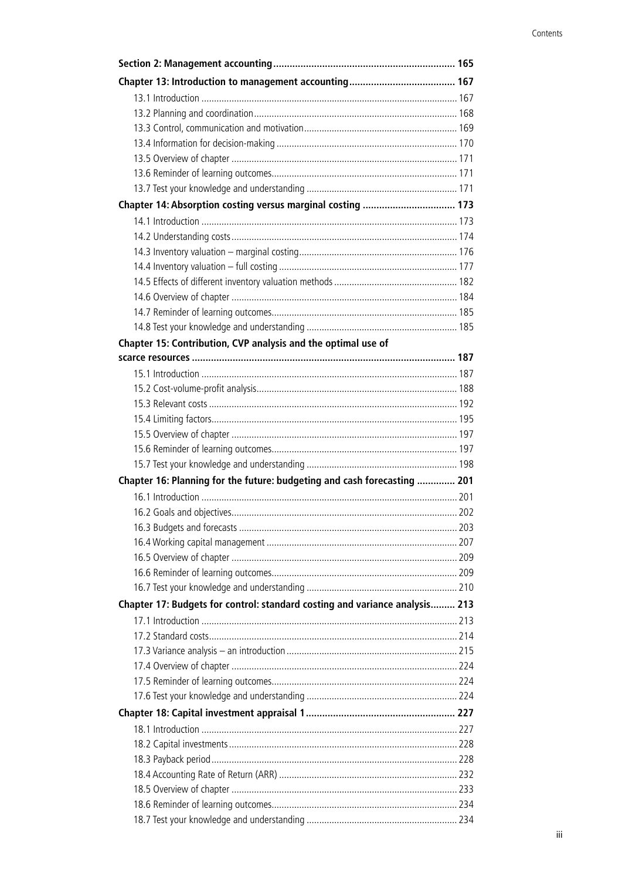**Section 2: Management accounting** .................................................................. 165

**Chapter 13: Introduction to management accounting** ...................................... 167

13.1 Introduction ..................................................................................................... 167
13.2 Planning and coordination ................................................................................ 168
13.3 Control, communication and motivation ............................................................ 169
13.4 Information for decision-making ....................................................................... 170
13.5 Overview of chapter ......................................................................................... 171
13.6 Reminder of learning outcomes ......................................................................... 171
13.7 Test your knowledge and understanding ........................................................... 171

**Chapter 14: Absorption costing versus marginal costing** ................................. 173

14.1 Introduction ..................................................................................................... 173
14.2 Understanding costs ......................................................................................... 174
14.3 Inventory valuation – marginal costing .............................................................. 176
14.4 Inventory valuation – full costing ...................................................................... 177
14.5 Effects of different inventory valuation methods ................................................ 182
14.6 Overview of chapter ......................................................................................... 184
14.7 Reminder of learning outcomes ......................................................................... 185
14.8 Test your knowledge and understanding ........................................................... 185

**Chapter 15: Contribution, CVP analysis and the optimal use of scarce resources** ................................................................................................ 187

15.1 Introduction ..................................................................................................... 187
15.2 Cost-volume-profit analysis ............................................................................... 188
15.3 Relevant costs .................................................................................................. 192
15.4 Limiting factors ................................................................................................ 195
15.5 Overview of chapter ......................................................................................... 197
15.6 Reminder of learning outcomes ......................................................................... 197
15.7 Test your knowledge and understanding ........................................................... 198

**Chapter 16: Planning for the future: budgeting and cash forecasting** ............. 201

16.1 Introduction ..................................................................................................... 201
16.2 Goals and objectives ......................................................................................... 202
16.3 Budgets and forecasts ...................................................................................... 203
16.4 Working capital management ........................................................................... 207
16.5 Overview of chapter ......................................................................................... 209
16.6 Reminder of learning outcomes ......................................................................... 209
16.7 Test your knowledge and understanding ........................................................... 210

**Chapter 17: Budgets for control: standard costing and variance analysis** ......... 213

17.1 Introduction ..................................................................................................... 213
17.2 Standard costs .................................................................................................. 214
17.3 Variance analysis – an introduction .................................................................... 215
17.4 Overview of chapter ......................................................................................... 224
17.5 Reminder of learning outcomes ......................................................................... 224
17.6 Test your knowledge and understanding ........................................................... 224

**Chapter 18: Capital investment appraisal 1** ...................................................... 227

18.1 Introduction ..................................................................................................... 227
18.2 Capital investments .......................................................................................... 228
18.3 Payback period ................................................................................................. 228
18.4 Accounting Rate of Return (ARR) ...................................................................... 232
18.5 Overview of chapter ......................................................................................... 233
18.6 Reminder of learning outcomes ......................................................................... 234
18.7 Test your knowledge and understanding ........................................................... 234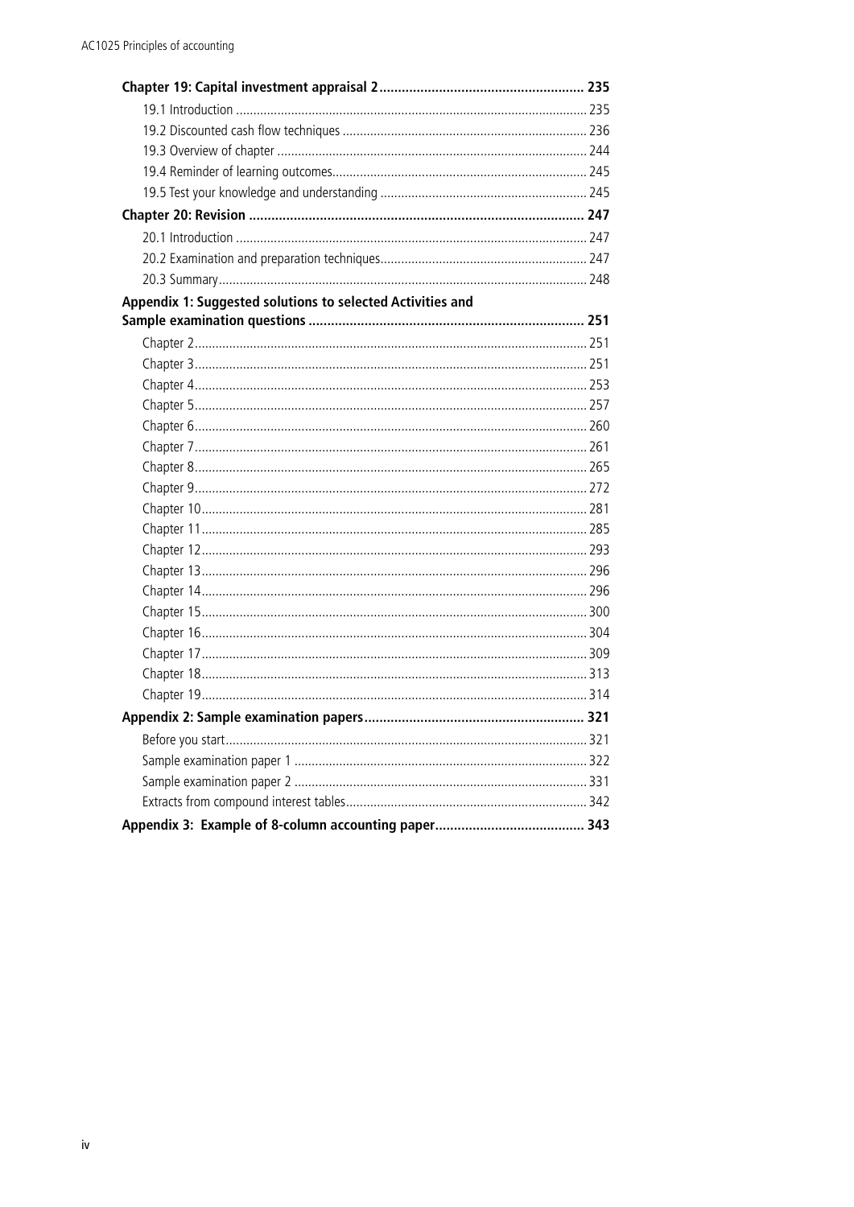**Chapter 19: Capital investment appraisal 2 ... 235**

- 19.1 Introduction ... 235
- 19.2 Discounted cash flow techniques ... 236
- 19.3 Overview of chapter ... 244
- 19.4 Reminder of learning outcomes ... 245
- 19.5 Test your knowledge and understanding ... 245

**Chapter 20: Revision ... 247**

- 20.1 Introduction ... 247
- 20.2 Examination and preparation techniques ... 247
- 20.3 Summary ... 248

**Appendix 1: Suggested solutions to selected Activities and Sample examination questions ... 251**

- Chapter 2 ... 251
- Chapter 3 ... 251
- Chapter 4 ... 253
- Chapter 5 ... 257
- Chapter 6 ... 260
- Chapter 7 ... 261
- Chapter 8 ... 265
- Chapter 9 ... 272
- Chapter 10 ... 281
- Chapter 11 ... 285
- Chapter 12 ... 293
- Chapter 13 ... 296
- Chapter 14 ... 296
- Chapter 15 ... 300
- Chapter 16 ... 304
- Chapter 17 ... 309
- Chapter 18 ... 313
- Chapter 19 ... 314

**Appendix 2: Sample examination papers ... 321**

- Before you start ... 321
- Sample examination paper 1 ... 322
- Sample examination paper 2 ... 331
- Extracts from compound interest tables ... 342

**Appendix 3: Example of 8-column accounting paper ... 343**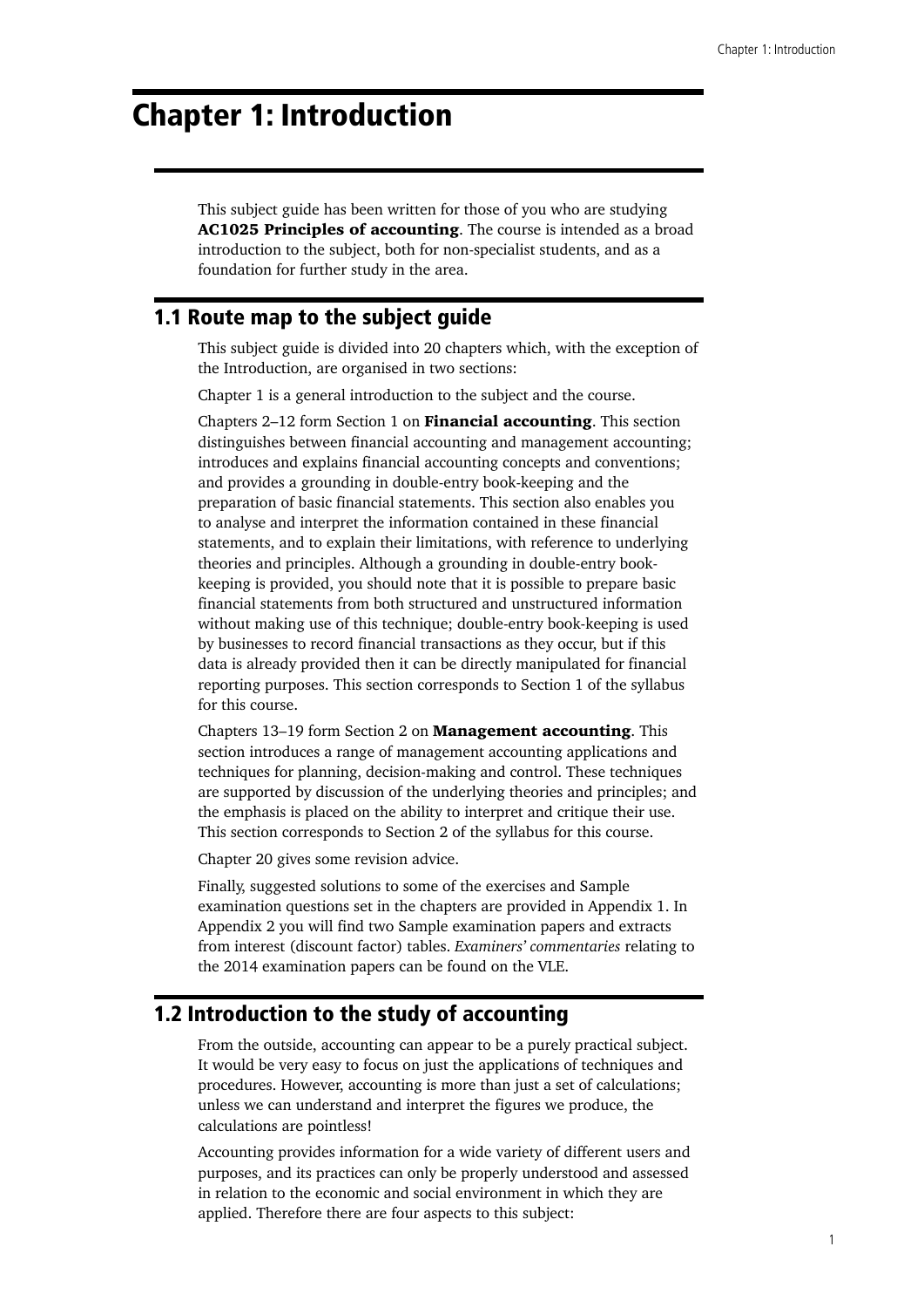# Chapter 1: Introduction

This subject guide has been written for those of you who are studying **AC1025 Principles of accounting**. The course is intended as a broad introduction to the subject, both for non-specialist students, and as a foundation for further study in the area.

## 1.1 Route map to the subject guide

This subject guide is divided into 20 chapters which, with the exception of the Introduction, are organised in two sections:

Chapter 1 is a general introduction to the subject and the course.

Chapters 2–12 form Section 1 on **Financial accounting**. This section distinguishes between financial accounting and management accounting; introduces and explains financial accounting concepts and conventions; and provides a grounding in double-entry book-keeping and the preparation of basic financial statements. This section also enables you to analyse and interpret the information contained in these financial statements, and to explain their limitations, with reference to underlying theories and principles. Although a grounding in double-entry book-keeping is provided, you should note that it is possible to prepare basic financial statements from both structured and unstructured information without making use of this technique; double-entry book-keeping is used by businesses to record financial transactions as they occur, but if this data is already provided then it can be directly manipulated for financial reporting purposes. This section corresponds to Section 1 of the syllabus for this course.

Chapters 13–19 form Section 2 on **Management accounting**. This section introduces a range of management accounting applications and techniques for planning, decision-making and control. These techniques are supported by discussion of the underlying theories and principles; and the emphasis is placed on the ability to interpret and critique their use. This section corresponds to Section 2 of the syllabus for this course.

Chapter 20 gives some revision advice.

Finally, suggested solutions to some of the exercises and Sample examination questions set in the chapters are provided in Appendix 1. In Appendix 2 you will find two Sample examination papers and extracts from interest (discount factor) tables. *Examiners' commentaries* relating to the 2014 examination papers can be found on the VLE.

## 1.2 Introduction to the study of accounting

From the outside, accounting can appear to be a purely practical subject. It would be very easy to focus on just the applications of techniques and procedures. However, accounting is more than just a set of calculations; unless we can understand and interpret the figures we produce, the calculations are pointless!

Accounting provides information for a wide variety of different users and purposes, and its practices can only be properly understood and assessed in relation to the economic and social environment in which they are applied. Therefore there are four aspects to this subject: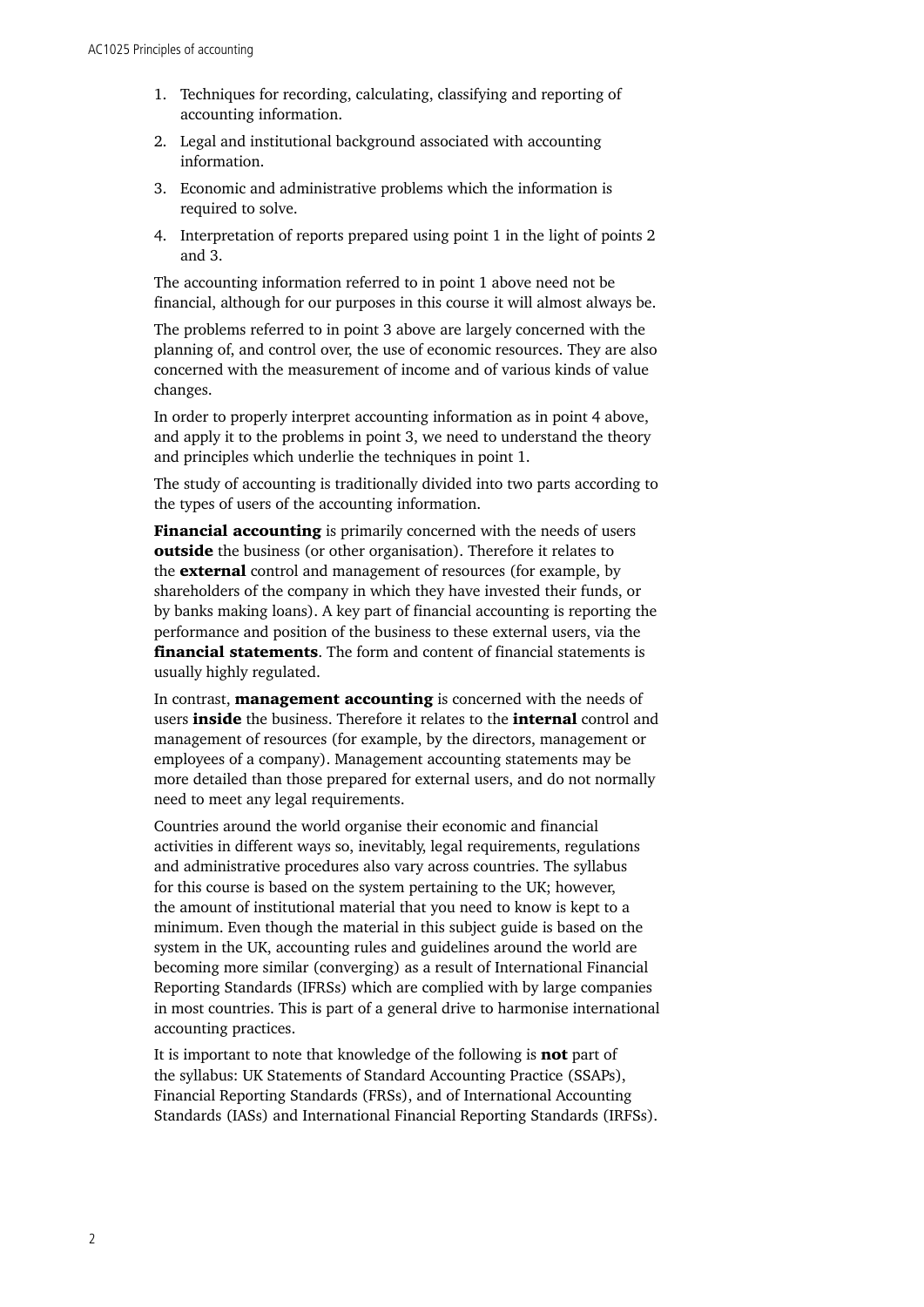1. Techniques for recording, calculating, classifying and reporting of accounting information.
2. Legal and institutional background associated with accounting information.
3. Economic and administrative problems which the information is required to solve.
4. Interpretation of reports prepared using point 1 in the light of points 2 and 3.

The accounting information referred to in point 1 above need not be financial, although for our purposes in this course it will almost always be.

The problems referred to in point 3 above are largely concerned with the planning of, and control over, the use of economic resources. They are also concerned with the measurement of income and of various kinds of value changes.

In order to properly interpret accounting information as in point 4 above, and apply it to the problems in point 3, we need to understand the theory and principles which underlie the techniques in point 1.

The study of accounting is traditionally divided into two parts according to the types of users of the accounting information.

**Financial accounting** is primarily concerned with the needs of users **outside** the business (or other organisation). Therefore it relates to the **external** control and management of resources (for example, by shareholders of the company in which they have invested their funds, or by banks making loans). A key part of financial accounting is reporting the performance and position of the business to these external users, via the **financial statements**. The form and content of financial statements is usually highly regulated.

In contrast, **management accounting** is concerned with the needs of users **inside** the business. Therefore it relates to the **internal** control and management of resources (for example, by the directors, management or employees of a company). Management accounting statements may be more detailed than those prepared for external users, and do not normally need to meet any legal requirements.

Countries around the world organise their economic and financial activities in different ways so, inevitably, legal requirements, regulations and administrative procedures also vary across countries. The syllabus for this course is based on the system pertaining to the UK; however, the amount of institutional material that you need to know is kept to a minimum. Even though the material in this subject guide is based on the system in the UK, accounting rules and guidelines around the world are becoming more similar (converging) as a result of International Financial Reporting Standards (IFRSs) which are complied with by large companies in most countries. This is part of a general drive to harmonise international accounting practices.

It is important to note that knowledge of the following is **not** part of the syllabus: UK Statements of Standard Accounting Practice (SSAPs), Financial Reporting Standards (FRSs), and of International Accounting Standards (IASs) and International Financial Reporting Standards (IRFSs).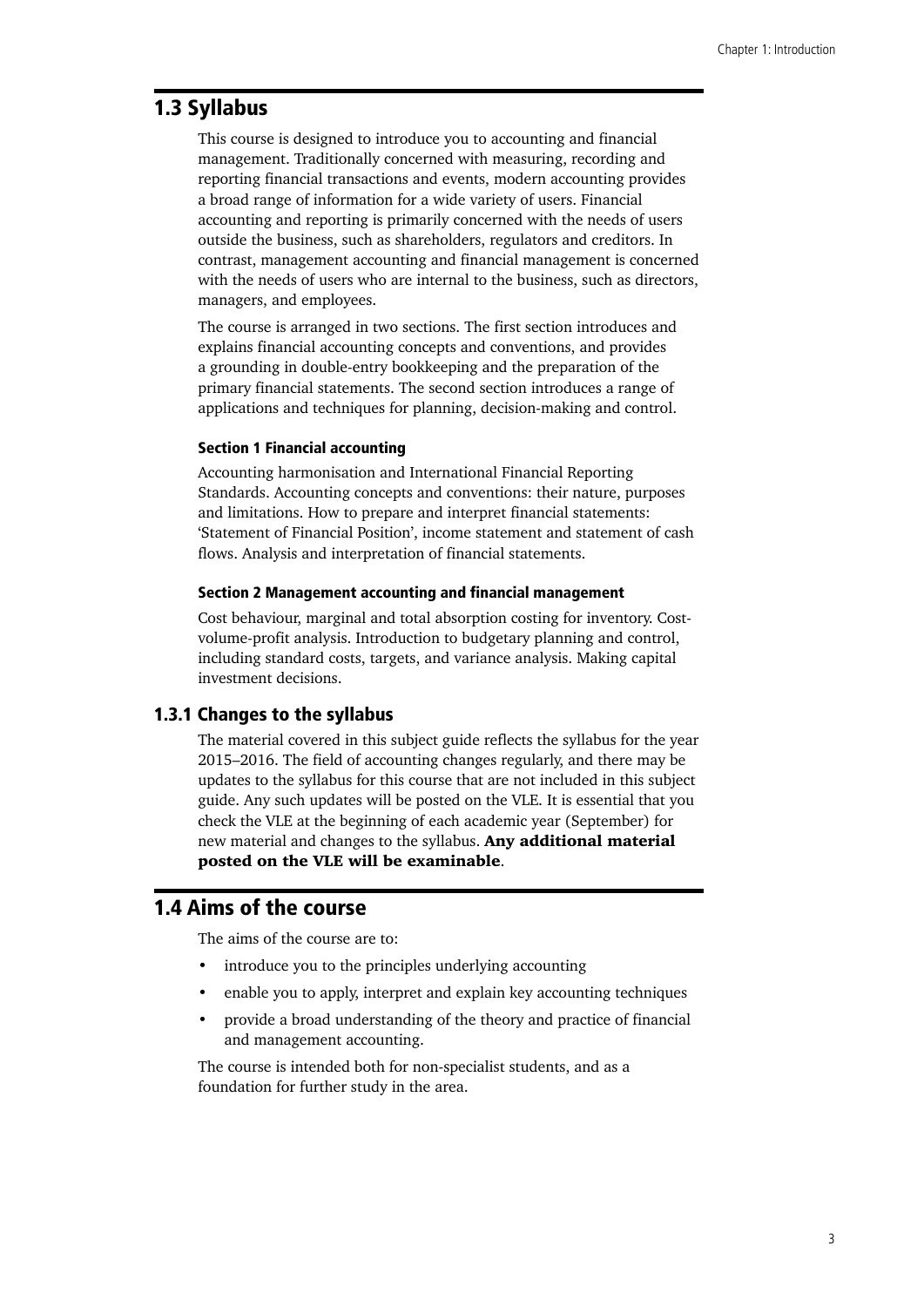## 1.3 Syllabus

This course is designed to introduce you to accounting and financial management. Traditionally concerned with measuring, recording and reporting financial transactions and events, modern accounting provides a broad range of information for a wide variety of users. Financial accounting and reporting is primarily concerned with the needs of users outside the business, such as shareholders, regulators and creditors. In contrast, management accounting and financial management is concerned with the needs of users who are internal to the business, such as directors, managers, and employees.

The course is arranged in two sections. The first section introduces and explains financial accounting concepts and conventions, and provides a grounding in double-entry bookkeeping and the preparation of the primary financial statements. The second section introduces a range of applications and techniques for planning, decision-making and control.

#### Section 1 Financial accounting

Accounting harmonisation and International Financial Reporting Standards. Accounting concepts and conventions: their nature, purposes and limitations. How to prepare and interpret financial statements: 'Statement of Financial Position', income statement and statement of cash flows. Analysis and interpretation of financial statements.

#### Section 2 Management accounting and financial management

Cost behaviour, marginal and total absorption costing for inventory. Cost-volume-profit analysis. Introduction to budgetary planning and control, including standard costs, targets, and variance analysis. Making capital investment decisions.

### 1.3.1 Changes to the syllabus

The material covered in this subject guide reflects the syllabus for the year 2015–2016. The field of accounting changes regularly, and there may be updates to the syllabus for this course that are not included in this subject guide. Any such updates will be posted on the VLE. It is essential that you check the VLE at the beginning of each academic year (September) for new material and changes to the syllabus. **Any additional material posted on the VLE will be examinable**.

## 1.4 Aims of the course

The aims of the course are to:

- introduce you to the principles underlying accounting
- enable you to apply, interpret and explain key accounting techniques
- provide a broad understanding of the theory and practice of financial and management accounting.

The course is intended both for non-specialist students, and as a foundation for further study in the area.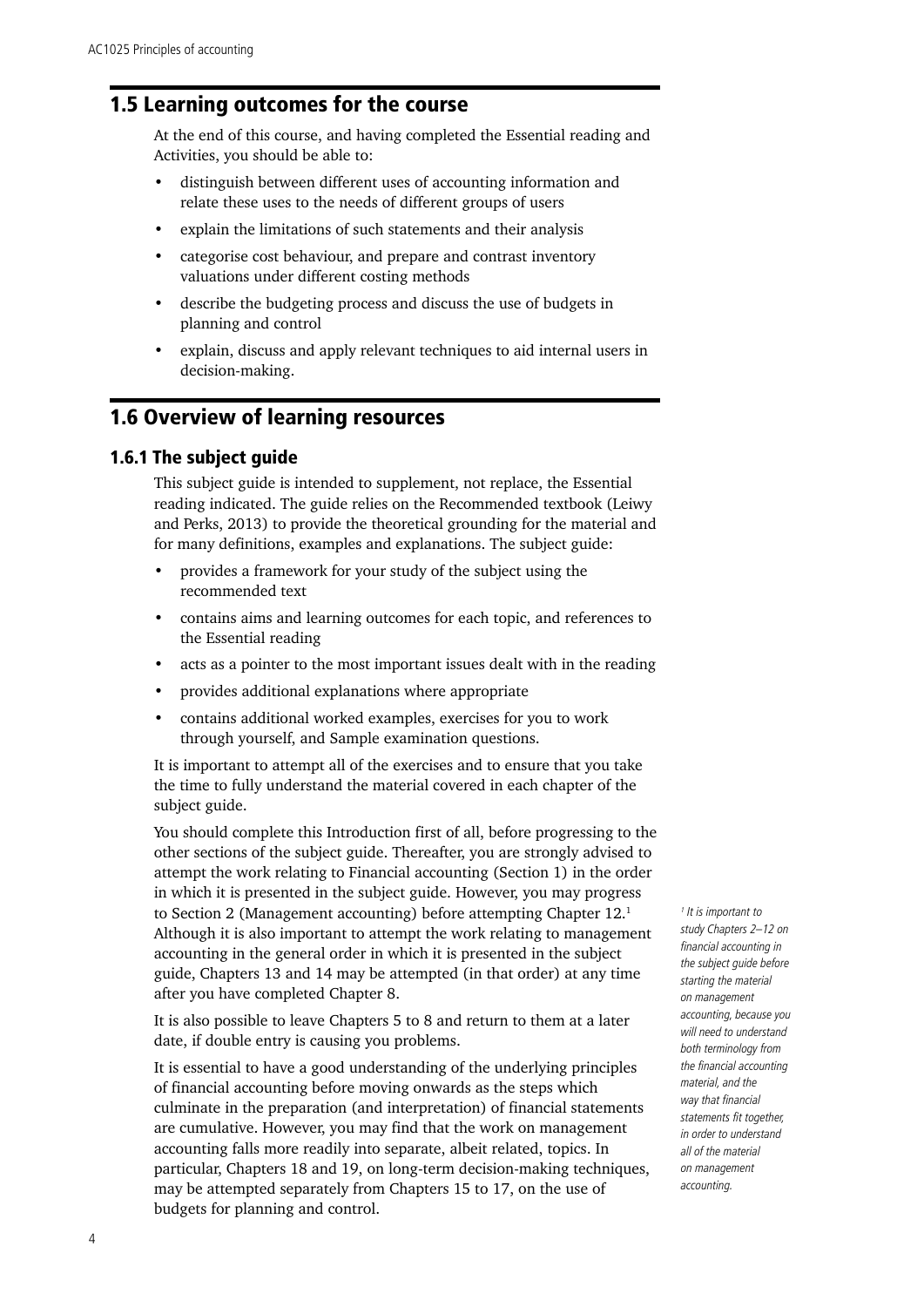## 1.5 Learning outcomes for the course

At the end of this course, and having completed the Essential reading and Activities, you should be able to:

- distinguish between different uses of accounting information and relate these uses to the needs of different groups of users
- explain the limitations of such statements and their analysis
- categorise cost behaviour, and prepare and contrast inventory valuations under different costing methods
- describe the budgeting process and discuss the use of budgets in planning and control
- explain, discuss and apply relevant techniques to aid internal users in decision-making.

## 1.6 Overview of learning resources

### 1.6.1 The subject guide

This subject guide is intended to supplement, not replace, the Essential reading indicated. The guide relies on the Recommended textbook (Leiwy and Perks, 2013) to provide the theoretical grounding for the material and for many definitions, examples and explanations. The subject guide:

- provides a framework for your study of the subject using the recommended text
- contains aims and learning outcomes for each topic, and references to the Essential reading
- acts as a pointer to the most important issues dealt with in the reading
- provides additional explanations where appropriate
- contains additional worked examples, exercises for you to work through yourself, and Sample examination questions.

It is important to attempt all of the exercises and to ensure that you take the time to fully understand the material covered in each chapter of the subject guide.

You should complete this Introduction first of all, before progressing to the other sections of the subject guide. Thereafter, you are strongly advised to attempt the work relating to Financial accounting (Section 1) in the order in which it is presented in the subject guide. However, you may progress to Section 2 (Management accounting) before attempting Chapter 12.[1] Although it is also important to attempt the work relating to management accounting in the general order in which it is presented in the subject guide, Chapters 13 and 14 may be attempted (in that order) at any time after you have completed Chapter 8.

It is also possible to leave Chapters 5 to 8 and return to them at a later date, if double entry is causing you problems.

It is essential to have a good understanding of the underlying principles of financial accounting before moving onwards as the steps which culminate in the preparation (and interpretation) of financial statements are cumulative. However, you may find that the work on management accounting falls more readily into separate, albeit related, topics. In particular, Chapters 18 and 19, on long-term decision-making techniques, may be attempted separately from Chapters 15 to 17, on the use of budgets for planning and control.

*[1] It is important to study Chapters 2–12 on financial accounting in the subject guide before starting the material on management accounting, because you will need to understand both terminology from the financial accounting material, and the way that financial statements fit together, in order to understand all of the material on management accounting.*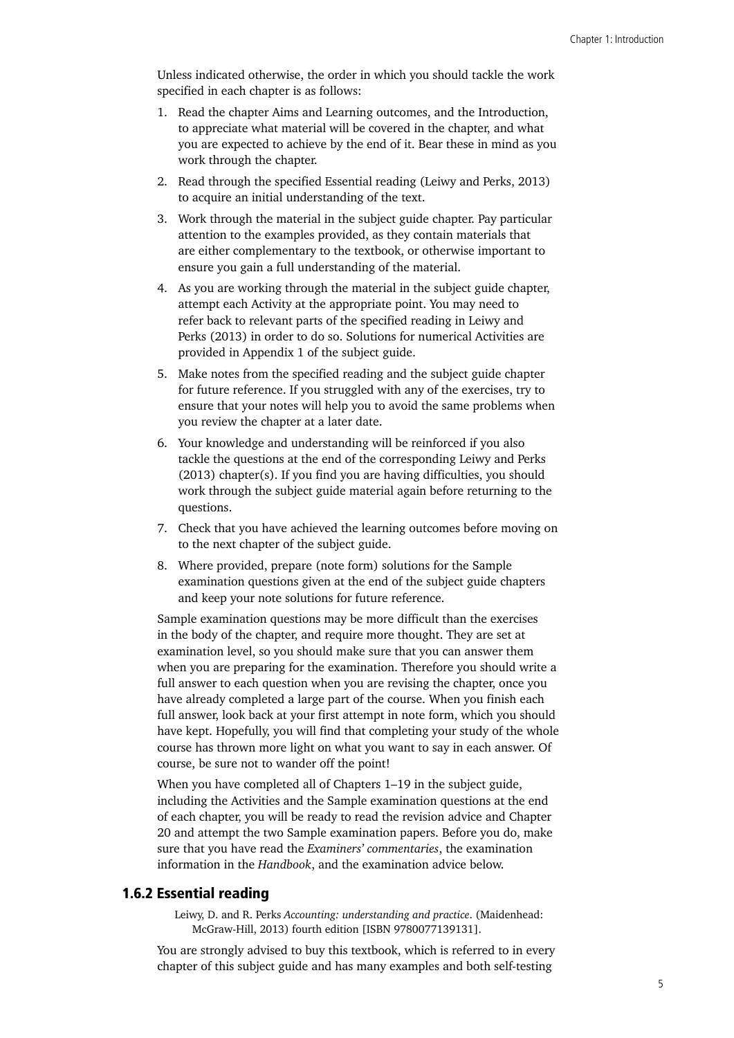Unless indicated otherwise, the order in which you should tackle the work specified in each chapter is as follows:

1. Read the chapter Aims and Learning outcomes, and the Introduction, to appreciate what material will be covered in the chapter, and what you are expected to achieve by the end of it. Bear these in mind as you work through the chapter.
2. Read through the specified Essential reading (Leiwy and Perks, 2013) to acquire an initial understanding of the text.
3. Work through the material in the subject guide chapter. Pay particular attention to the examples provided, as they contain materials that are either complementary to the textbook, or otherwise important to ensure you gain a full understanding of the material.
4. As you are working through the material in the subject guide chapter, attempt each Activity at the appropriate point. You may need to refer back to relevant parts of the specified reading in Leiwy and Perks (2013) in order to do so. Solutions for numerical Activities are provided in Appendix 1 of the subject guide.
5. Make notes from the specified reading and the subject guide chapter for future reference. If you struggled with any of the exercises, try to ensure that your notes will help you to avoid the same problems when you review the chapter at a later date.
6. Your knowledge and understanding will be reinforced if you also tackle the questions at the end of the corresponding Leiwy and Perks (2013) chapter(s). If you find you are having difficulties, you should work through the subject guide material again before returning to the questions.
7. Check that you have achieved the learning outcomes before moving on to the next chapter of the subject guide.
8. Where provided, prepare (note form) solutions for the Sample examination questions given at the end of the subject guide chapters and keep your note solutions for future reference.

Sample examination questions may be more difficult than the exercises in the body of the chapter, and require more thought. They are set at examination level, so you should make sure that you can answer them when you are preparing for the examination. Therefore you should write a full answer to each question when you are revising the chapter, once you have already completed a large part of the course. When you finish each full answer, look back at your first attempt in note form, which you should have kept. Hopefully, you will find that completing your study of the whole course has thrown more light on what you want to say in each answer. Of course, be sure not to wander off the point!

When you have completed all of Chapters 1–19 in the subject guide, including the Activities and the Sample examination questions at the end of each chapter, you will be ready to read the revision advice and Chapter 20 and attempt the two Sample examination papers. Before you do, make sure that you have read the *Examiners' commentaries*, the examination information in the *Handbook*, and the examination advice below.

### 1.6.2 Essential reading

Leiwy, D. and R. Perks *Accounting: understanding and practice*. (Maidenhead: McGraw-Hill, 2013) fourth edition [ISBN 9780077139131].

You are strongly advised to buy this textbook, which is referred to in every chapter of this subject guide and has many examples and both self-testing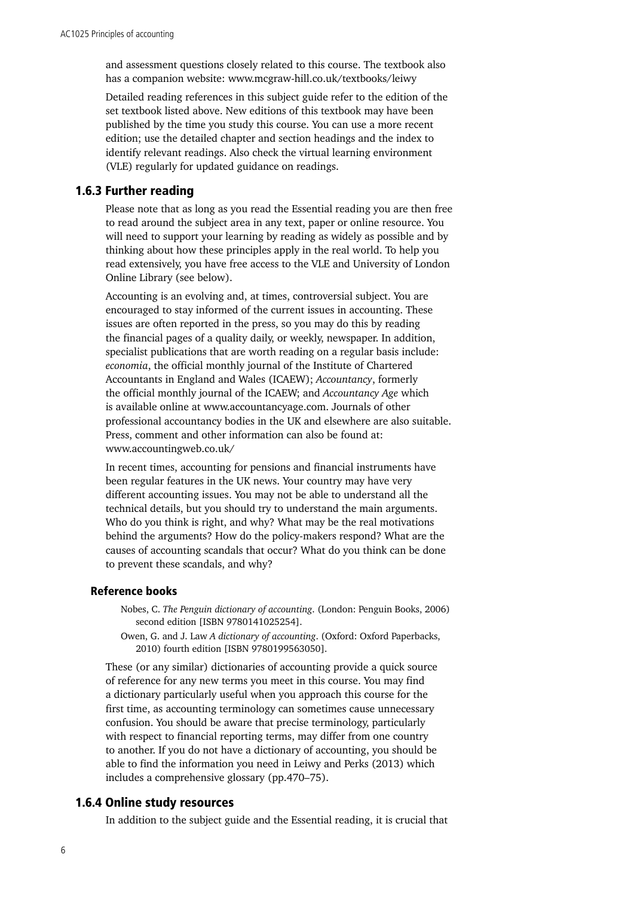and assessment questions closely related to this course. The textbook also has a companion website: www.mcgraw-hill.co.uk/textbooks/leiwy

Detailed reading references in this subject guide refer to the edition of the set textbook listed above. New editions of this textbook may have been published by the time you study this course. You can use a more recent edition; use the detailed chapter and section headings and the index to identify relevant readings. Also check the virtual learning environment (VLE) regularly for updated guidance on readings.

### 1.6.3 Further reading

Please note that as long as you read the Essential reading you are then free to read around the subject area in any text, paper or online resource. You will need to support your learning by reading as widely as possible and by thinking about how these principles apply in the real world. To help you read extensively, you have free access to the VLE and University of London Online Library (see below).

Accounting is an evolving and, at times, controversial subject. You are encouraged to stay informed of the current issues in accounting. These issues are often reported in the press, so you may do this by reading the financial pages of a quality daily, or weekly, newspaper. In addition, specialist publications that are worth reading on a regular basis include: *economia*, the official monthly journal of the Institute of Chartered Accountants in England and Wales (ICAEW); *Accountancy*, formerly the official monthly journal of the ICAEW; and *Accountancy Age* which is available online at www.accountancyage.com. Journals of other professional accountancy bodies in the UK and elsewhere are also suitable. Press, comment and other information can also be found at: www.accountingweb.co.uk/

In recent times, accounting for pensions and financial instruments have been regular features in the UK news. Your country may have very different accounting issues. You may not be able to understand all the technical details, but you should try to understand the main arguments. Who do you think is right, and why? What may be the real motivations behind the arguments? How do the policy-makers respond? What are the causes of accounting scandals that occur? What do you think can be done to prevent these scandals, and why?

#### Reference books

Nobes, C. *The Penguin dictionary of accounting*. (London: Penguin Books, 2006) second edition [ISBN 9780141025254].

Owen, G. and J. Law *A dictionary of accounting*. (Oxford: Oxford Paperbacks, 2010) fourth edition [ISBN 9780199563050].

These (or any similar) dictionaries of accounting provide a quick source of reference for any new terms you meet in this course. You may find a dictionary particularly useful when you approach this course for the first time, as accounting terminology can sometimes cause unnecessary confusion. You should be aware that precise terminology, particularly with respect to financial reporting terms, may differ from one country to another. If you do not have a dictionary of accounting, you should be able to find the information you need in Leiwy and Perks (2013) which includes a comprehensive glossary (pp.470–75).

### 1.6.4 Online study resources

In addition to the subject guide and the Essential reading, it is crucial that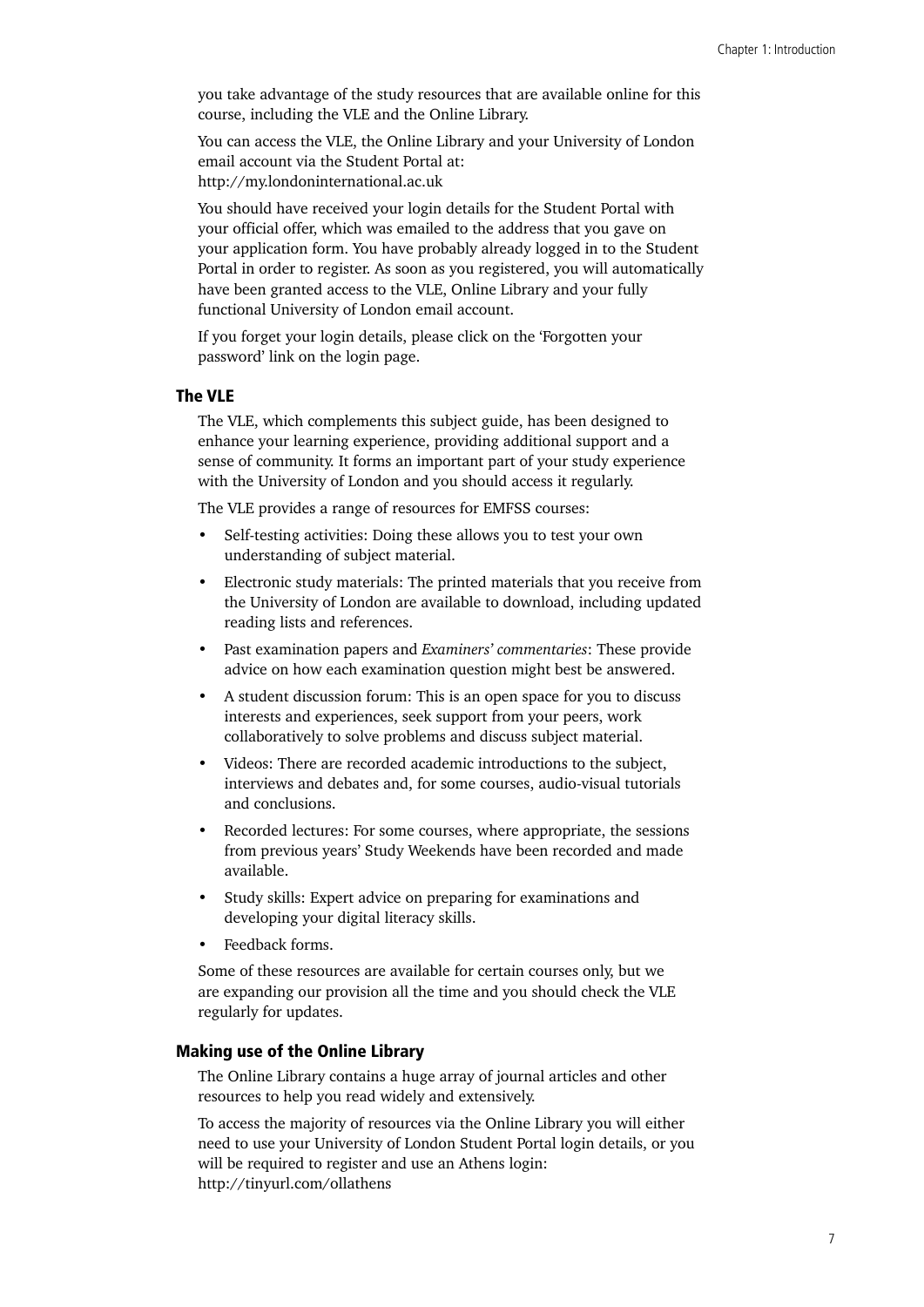you take advantage of the study resources that are available online for this course, including the VLE and the Online Library.

You can access the VLE, the Online Library and your University of London email account via the Student Portal at:
http://my.londoninternational.ac.uk

You should have received your login details for the Student Portal with your official offer, which was emailed to the address that you gave on your application form. You have probably already logged in to the Student Portal in order to register. As soon as you registered, you will automatically have been granted access to the VLE, Online Library and your fully functional University of London email account.

If you forget your login details, please click on the 'Forgotten your password' link on the login page.

### The VLE

The VLE, which complements this subject guide, has been designed to enhance your learning experience, providing additional support and a sense of community. It forms an important part of your study experience with the University of London and you should access it regularly.

The VLE provides a range of resources for EMFSS courses:

- Self-testing activities: Doing these allows you to test your own understanding of subject material.
- Electronic study materials: The printed materials that you receive from the University of London are available to download, including updated reading lists and references.
- Past examination papers and *Examiners' commentaries*: These provide advice on how each examination question might best be answered.
- A student discussion forum: This is an open space for you to discuss interests and experiences, seek support from your peers, work collaboratively to solve problems and discuss subject material.
- Videos: There are recorded academic introductions to the subject, interviews and debates and, for some courses, audio-visual tutorials and conclusions.
- Recorded lectures: For some courses, where appropriate, the sessions from previous years' Study Weekends have been recorded and made available.
- Study skills: Expert advice on preparing for examinations and developing your digital literacy skills.
- Feedback forms.

Some of these resources are available for certain courses only, but we are expanding our provision all the time and you should check the VLE regularly for updates.

### Making use of the Online Library

The Online Library contains a huge array of journal articles and other resources to help you read widely and extensively.

To access the majority of resources via the Online Library you will either need to use your University of London Student Portal login details, or you will be required to register and use an Athens login:
http://tinyurl.com/ollathens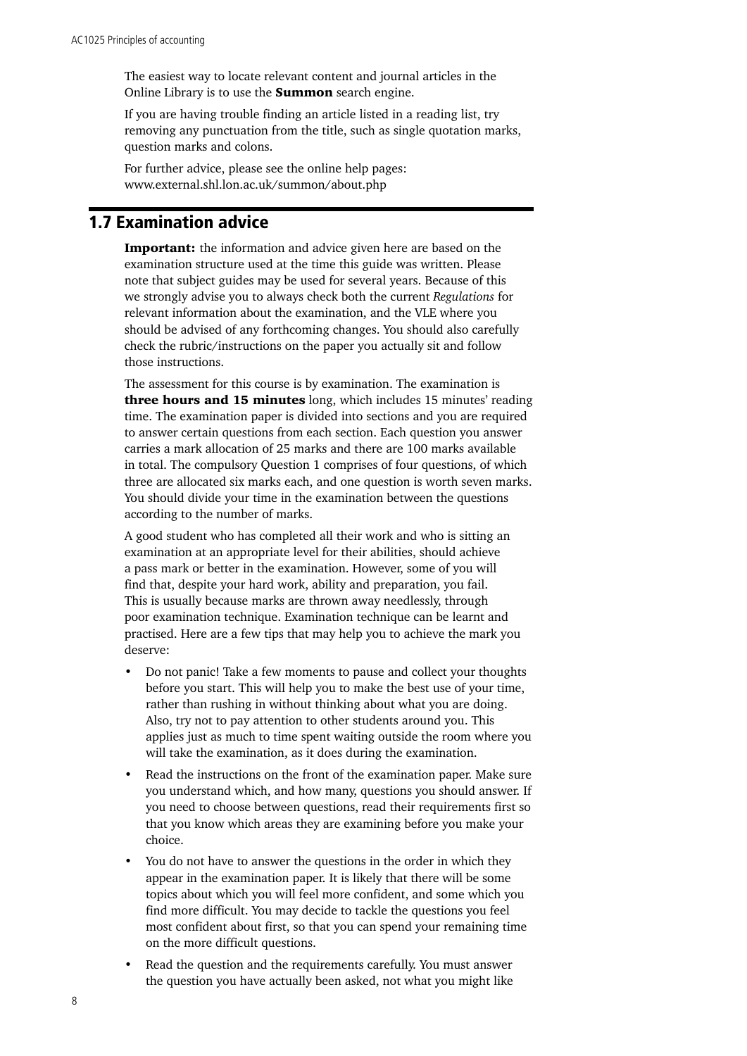The easiest way to locate relevant content and journal articles in the Online Library is to use the **Summon** search engine.

If you are having trouble finding an article listed in a reading list, try removing any punctuation from the title, such as single quotation marks, question marks and colons.

For further advice, please see the online help pages: www.external.shl.lon.ac.uk/summon/about.php

## 1.7 Examination advice

**Important:** the information and advice given here are based on the examination structure used at the time this guide was written. Please note that subject guides may be used for several years. Because of this we strongly advise you to always check both the current *Regulations* for relevant information about the examination, and the VLE where you should be advised of any forthcoming changes. You should also carefully check the rubric/instructions on the paper you actually sit and follow those instructions.

The assessment for this course is by examination. The examination is **three hours and 15 minutes** long, which includes 15 minutes' reading time. The examination paper is divided into sections and you are required to answer certain questions from each section. Each question you answer carries a mark allocation of 25 marks and there are 100 marks available in total. The compulsory Question 1 comprises of four questions, of which three are allocated six marks each, and one question is worth seven marks. You should divide your time in the examination between the questions according to the number of marks.

A good student who has completed all their work and who is sitting an examination at an appropriate level for their abilities, should achieve a pass mark or better in the examination. However, some of you will find that, despite your hard work, ability and preparation, you fail. This is usually because marks are thrown away needlessly, through poor examination technique. Examination technique can be learnt and practised. Here are a few tips that may help you to achieve the mark you deserve:

- Do not panic! Take a few moments to pause and collect your thoughts before you start. This will help you to make the best use of your time, rather than rushing in without thinking about what you are doing. Also, try not to pay attention to other students around you. This applies just as much to time spent waiting outside the room where you will take the examination, as it does during the examination.
- Read the instructions on the front of the examination paper. Make sure you understand which, and how many, questions you should answer. If you need to choose between questions, read their requirements first so that you know which areas they are examining before you make your choice.
- You do not have to answer the questions in the order in which they appear in the examination paper. It is likely that there will be some topics about which you will feel more confident, and some which you find more difficult. You may decide to tackle the questions you feel most confident about first, so that you can spend your remaining time on the more difficult questions.
- Read the question and the requirements carefully. You must answer the question you have actually been asked, not what you might like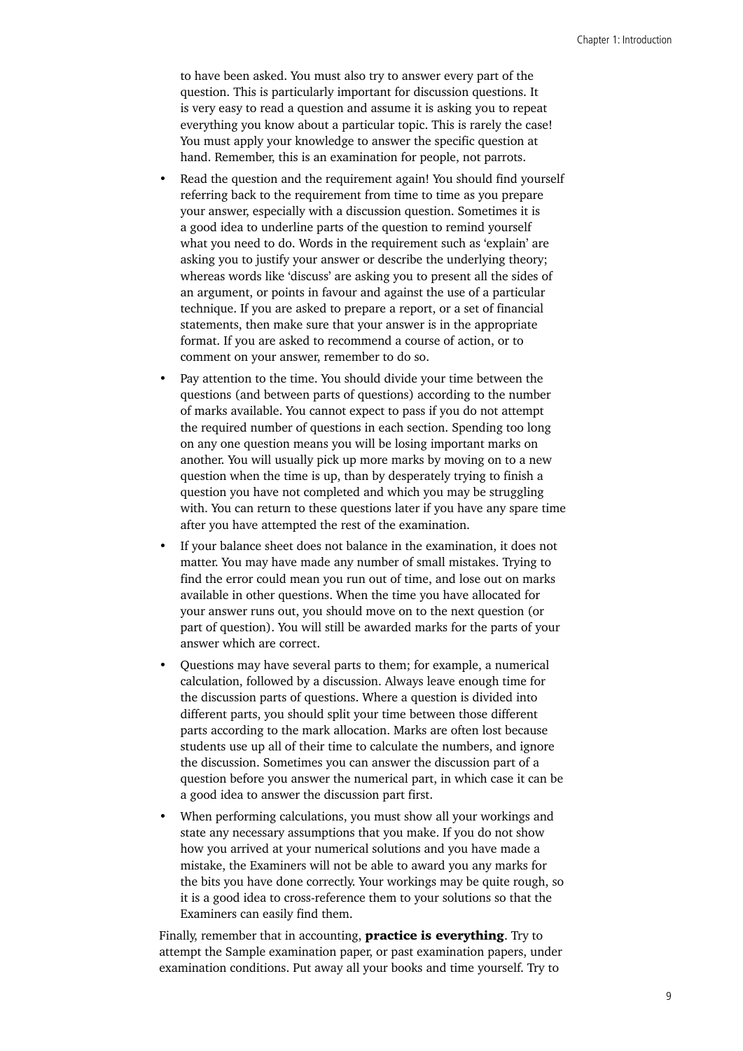to have been asked. You must also try to answer every part of the question. This is particularly important for discussion questions. It is very easy to read a question and assume it is asking you to repeat everything you know about a particular topic. This is rarely the case! You must apply your knowledge to answer the specific question at hand. Remember, this is an examination for people, not parrots.

- Read the question and the requirement again! You should find yourself referring back to the requirement from time to time as you prepare your answer, especially with a discussion question. Sometimes it is a good idea to underline parts of the question to remind yourself what you need to do. Words in the requirement such as 'explain' are asking you to justify your answer or describe the underlying theory; whereas words like 'discuss' are asking you to present all the sides of an argument, or points in favour and against the use of a particular technique. If you are asked to prepare a report, or a set of financial statements, then make sure that your answer is in the appropriate format. If you are asked to recommend a course of action, or to comment on your answer, remember to do so.
- Pay attention to the time. You should divide your time between the questions (and between parts of questions) according to the number of marks available. You cannot expect to pass if you do not attempt the required number of questions in each section. Spending too long on any one question means you will be losing important marks on another. You will usually pick up more marks by moving on to a new question when the time is up, than by desperately trying to finish a question you have not completed and which you may be struggling with. You can return to these questions later if you have any spare time after you have attempted the rest of the examination.
- If your balance sheet does not balance in the examination, it does not matter. You may have made any number of small mistakes. Trying to find the error could mean you run out of time, and lose out on marks available in other questions. When the time you have allocated for your answer runs out, you should move on to the next question (or part of question). You will still be awarded marks for the parts of your answer which are correct.
- Questions may have several parts to them; for example, a numerical calculation, followed by a discussion. Always leave enough time for the discussion parts of questions. Where a question is divided into different parts, you should split your time between those different parts according to the mark allocation. Marks are often lost because students use up all of their time to calculate the numbers, and ignore the discussion. Sometimes you can answer the discussion part of a question before you answer the numerical part, in which case it can be a good idea to answer the discussion part first.
- When performing calculations, you must show all your workings and state any necessary assumptions that you make. If you do not show how you arrived at your numerical solutions and you have made a mistake, the Examiners will not be able to award you any marks for the bits you have done correctly. Your workings may be quite rough, so it is a good idea to cross-reference them to your solutions so that the Examiners can easily find them.

Finally, remember that in accounting, **practice is everything**. Try to attempt the Sample examination paper, or past examination papers, under examination conditions. Put away all your books and time yourself. Try to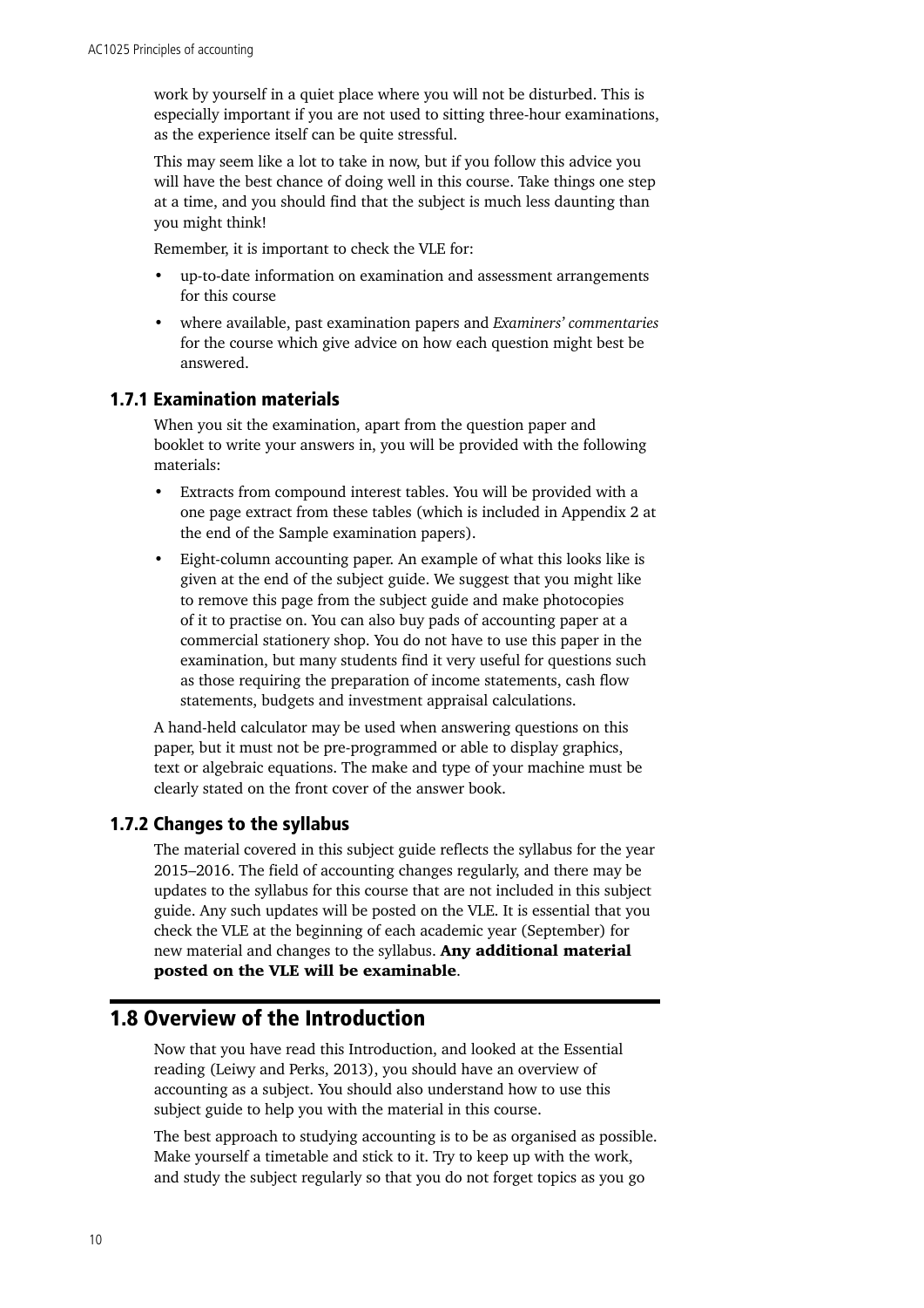work by yourself in a quiet place where you will not be disturbed. This is especially important if you are not used to sitting three-hour examinations, as the experience itself can be quite stressful.

This may seem like a lot to take in now, but if you follow this advice you will have the best chance of doing well in this course. Take things one step at a time, and you should find that the subject is much less daunting than you might think!

Remember, it is important to check the VLE for:

- up-to-date information on examination and assessment arrangements for this course
- where available, past examination papers and *Examiners' commentaries* for the course which give advice on how each question might best be answered.

### 1.7.1 Examination materials

When you sit the examination, apart from the question paper and booklet to write your answers in, you will be provided with the following materials:

- Extracts from compound interest tables. You will be provided with a one page extract from these tables (which is included in Appendix 2 at the end of the Sample examination papers).
- Eight-column accounting paper. An example of what this looks like is given at the end of the subject guide. We suggest that you might like to remove this page from the subject guide and make photocopies of it to practise on. You can also buy pads of accounting paper at a commercial stationery shop. You do not have to use this paper in the examination, but many students find it very useful for questions such as those requiring the preparation of income statements, cash flow statements, budgets and investment appraisal calculations.

A hand-held calculator may be used when answering questions on this paper, but it must not be pre-programmed or able to display graphics, text or algebraic equations. The make and type of your machine must be clearly stated on the front cover of the answer book.

### 1.7.2 Changes to the syllabus

The material covered in this subject guide reflects the syllabus for the year 2015–2016. The field of accounting changes regularly, and there may be updates to the syllabus for this course that are not included in this subject guide. Any such updates will be posted on the VLE. It is essential that you check the VLE at the beginning of each academic year (September) for new material and changes to the syllabus. **Any additional material posted on the VLE will be examinable**.

## 1.8 Overview of the Introduction

Now that you have read this Introduction, and looked at the Essential reading (Leiwy and Perks, 2013), you should have an overview of accounting as a subject. You should also understand how to use this subject guide to help you with the material in this course.

The best approach to studying accounting is to be as organised as possible. Make yourself a timetable and stick to it. Try to keep up with the work, and study the subject regularly so that you do not forget topics as you go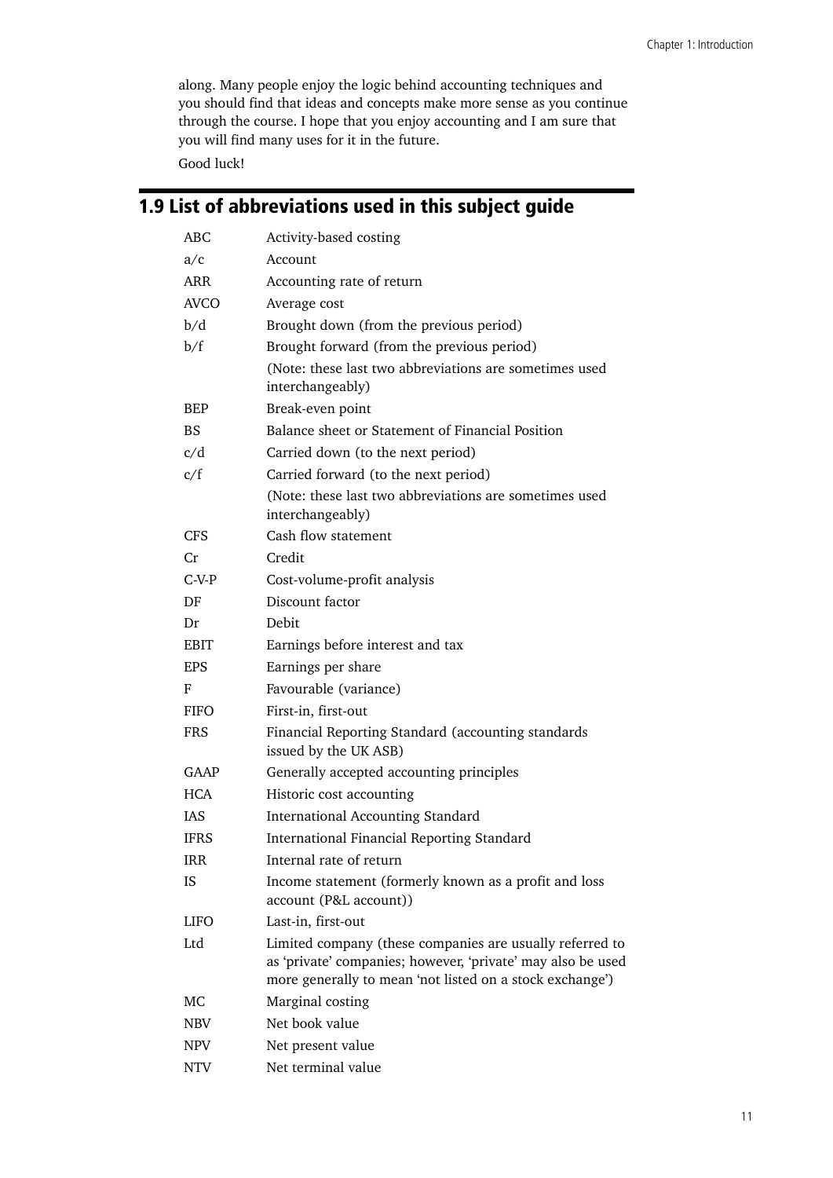along. Many people enjoy the logic behind accounting techniques and you should find that ideas and concepts make more sense as you continue through the course. I hope that you enjoy accounting and I am sure that you will find many uses for it in the future.

Good luck!

## 1.9 List of abbreviations used in this subject guide

| | |
|---|---|
| ABC | Activity-based costing |
| a/c | Account |
| ARR | Accounting rate of return |
| AVCO | Average cost |
| b/d | Brought down (from the previous period) |
| b/f | Brought forward (from the previous period) |
| | (Note: these last two abbreviations are sometimes used interchangeably) |
| BEP | Break-even point |
| BS | Balance sheet or Statement of Financial Position |
| c/d | Carried down (to the next period) |
| c/f | Carried forward (to the next period) |
| | (Note: these last two abbreviations are sometimes used interchangeably) |
| CFS | Cash flow statement |
| Cr | Credit |
| C-V-P | Cost-volume-profit analysis |
| DF | Discount factor |
| Dr | Debit |
| EBIT | Earnings before interest and tax |
| EPS | Earnings per share |
| F | Favourable (variance) |
| FIFO | First-in, first-out |
| FRS | Financial Reporting Standard (accounting standards issued by the UK ASB) |
| GAAP | Generally accepted accounting principles |
| HCA | Historic cost accounting |
| IAS | International Accounting Standard |
| IFRS | International Financial Reporting Standard |
| IRR | Internal rate of return |
| IS | Income statement (formerly known as a profit and loss account (P&L account)) |
| LIFO | Last-in, first-out |
| Ltd | Limited company (these companies are usually referred to as 'private' companies; however, 'private' may also be used more generally to mean 'not listed on a stock exchange') |
| MC | Marginal costing |
| NBV | Net book value |
| NPV | Net present value |
| NTV | Net terminal value |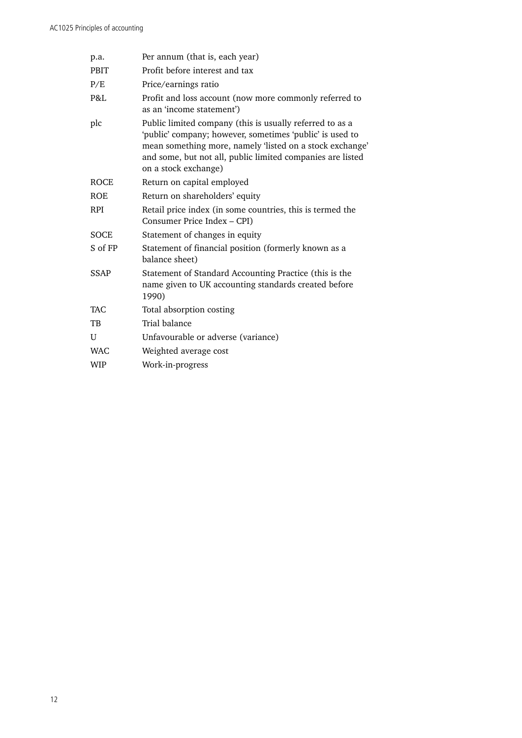| | |
|---|---|
| p.a. | Per annum (that is, each year) |
| PBIT | Profit before interest and tax |
| P/E | Price/earnings ratio |
| P&L | Profit and loss account (now more commonly referred to as an 'income statement') |
| plc | Public limited company (this is usually referred to as a 'public' company; however, sometimes 'public' is used to mean something more, namely 'listed on a stock exchange' and some, but not all, public limited companies are listed on a stock exchange) |
| ROCE | Return on capital employed |
| ROE | Return on shareholders' equity |
| RPI | Retail price index (in some countries, this is termed the Consumer Price Index – CPI) |
| SOCE | Statement of changes in equity |
| S of FP | Statement of financial position (formerly known as a balance sheet) |
| SSAP | Statement of Standard Accounting Practice (this is the name given to UK accounting standards created before 1990) |
| TAC | Total absorption costing |
| TB | Trial balance |
| U | Unfavourable or adverse (variance) |
| WAC | Weighted average cost |
| WIP | Work-in-progress |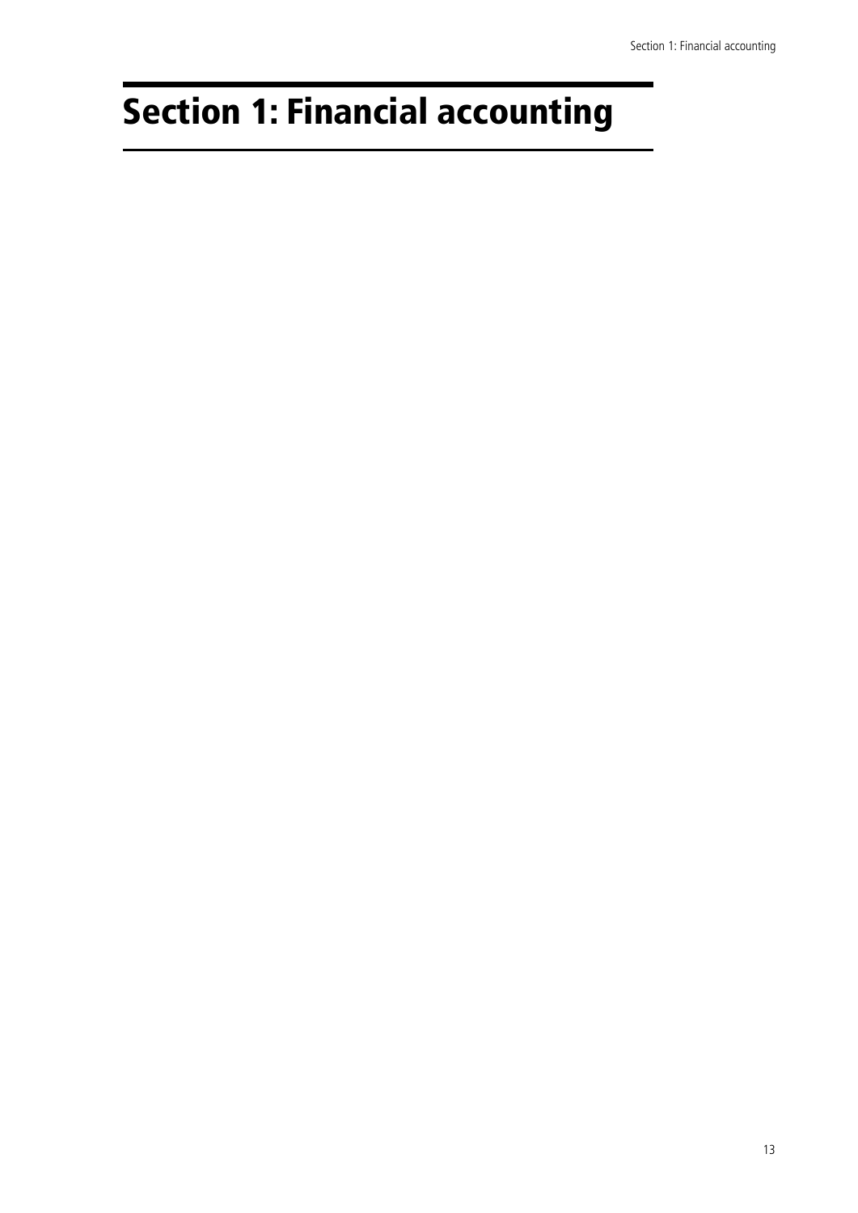# Section 1: Financial accounting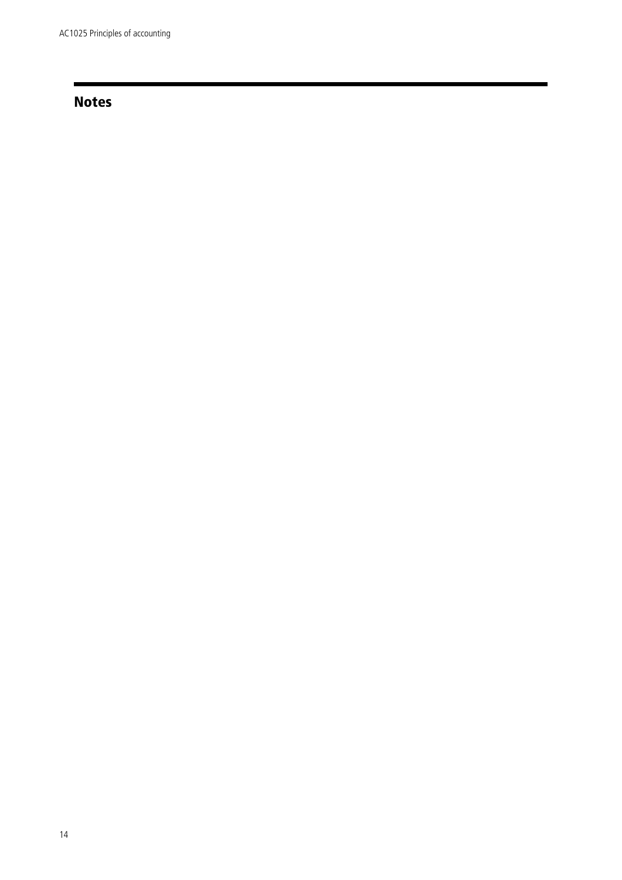## Notes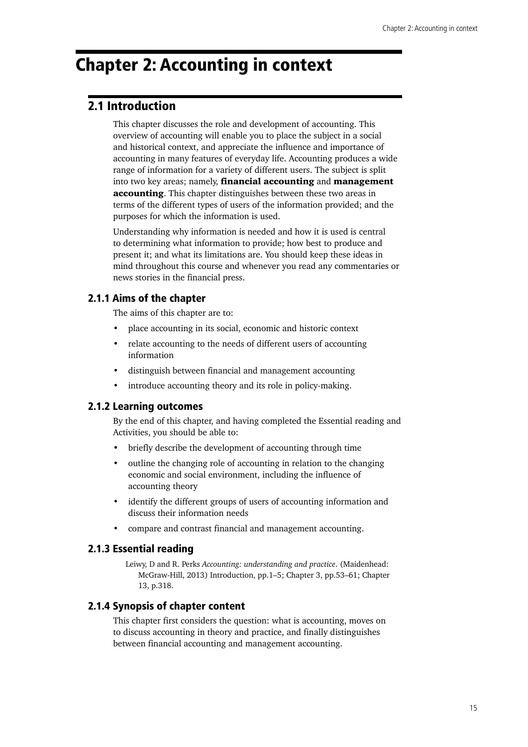# Chapter 2: Accounting in context

## 2.1 Introduction

This chapter discusses the role and development of accounting. This overview of accounting will enable you to place the subject in a social and historical context, and appreciate the influence and importance of accounting in many features of everyday life. Accounting produces a wide range of information for a variety of different users. The subject is split into two key areas; namely, **financial accounting** and **management accounting**. This chapter distinguishes between these two areas in terms of the different types of users of the information provided; and the purposes for which the information is used.

Understanding why information is needed and how it is used is central to determining what information to provide; how best to produce and present it; and what its limitations are. You should keep these ideas in mind throughout this course and whenever you read any commentaries or news stories in the financial press.

### 2.1.1 Aims of the chapter

The aims of this chapter are to:

- place accounting in its social, economic and historic context
- relate accounting to the needs of different users of accounting information
- distinguish between financial and management accounting
- introduce accounting theory and its role in policy-making.

### 2.1.2 Learning outcomes

By the end of this chapter, and having completed the Essential reading and Activities, you should be able to:

- briefly describe the development of accounting through time
- outline the changing role of accounting in relation to the changing economic and social environment, including the influence of accounting theory
- identify the different groups of users of accounting information and discuss their information needs
- compare and contrast financial and management accounting.

### 2.1.3 Essential reading

Leiwy, D and R. Perks *Accounting: understanding and practice*. (Maidenhead: McGraw-Hill, 2013) Introduction, pp.1–5; Chapter 3, pp.53–61; Chapter 13, p.318.

### 2.1.4 Synopsis of chapter content

This chapter first considers the question: what is accounting, moves on to discuss accounting in theory and practice, and finally distinguishes between financial accounting and management accounting.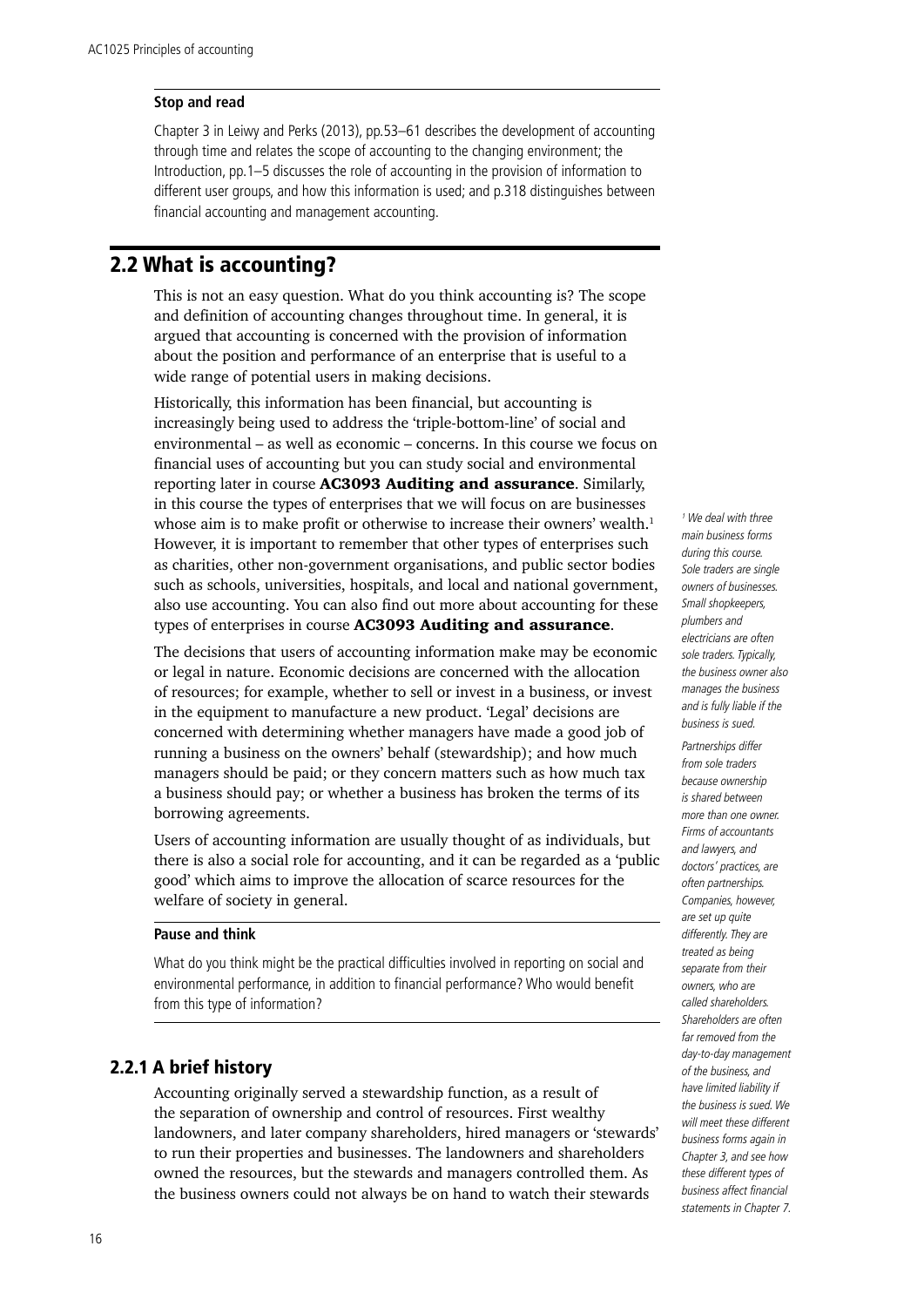**Stop and read**

Chapter 3 in Leiwy and Perks (2013), pp.53–61 describes the development of accounting through time and relates the scope of accounting to the changing environment; the Introduction, pp.1–5 discusses the role of accounting in the provision of information to different user groups, and how this information is used; and p.318 distinguishes between financial accounting and management accounting.

## 2.2 What is accounting?

This is not an easy question. What do you think accounting is? The scope and definition of accounting changes throughout time. In general, it is argued that accounting is concerned with the provision of information about the position and performance of an enterprise that is useful to a wide range of potential users in making decisions.

Historically, this information has been financial, but accounting is increasingly being used to address the 'triple-bottom-line' of social and environmental – as well as economic – concerns. In this course we focus on financial uses of accounting but you can study social and environmental reporting later in course **AC3093 Auditing and assurance**. Similarly, in this course the types of enterprises that we will focus on are businesses whose aim is to make profit or otherwise to increase their owners' wealth.[1] However, it is important to remember that other types of enterprises such as charities, other non-government organisations, and public sector bodies such as schools, universities, hospitals, and local and national government, also use accounting. You can also find out more about accounting for these types of enterprises in course **AC3093 Auditing and assurance**.

The decisions that users of accounting information make may be economic or legal in nature. Economic decisions are concerned with the allocation of resources; for example, whether to sell or invest in a business, or invest in the equipment to manufacture a new product. 'Legal' decisions are concerned with determining whether managers have made a good job of running a business on the owners' behalf (stewardship); and how much managers should be paid; or they concern matters such as how much tax a business should pay; or whether a business has broken the terms of its borrowing agreements.

Users of accounting information are usually thought of as individuals, but there is also a social role for accounting, and it can be regarded as a 'public good' which aims to improve the allocation of scarce resources for the welfare of society in general.

**Pause and think**

What do you think might be the practical difficulties involved in reporting on social and environmental performance, in addition to financial performance? Who would benefit from this type of information?

### 2.2.1 A brief history

Accounting originally served a stewardship function, as a result of the separation of ownership and control of resources. First wealthy landowners, and later company shareholders, hired managers or 'stewards' to run their properties and businesses. The landowners and shareholders owned the resources, but the stewards and managers controlled them. As the business owners could not always be on hand to watch their stewards

*[1] We deal with three main business forms during this course. Sole traders are single owners of businesses. Small shopkeepers, plumbers and electricians are often sole traders. Typically, the business owner also manages the business and is fully liable if the business is sued.*

*Partnerships differ from sole traders because ownership is shared between more than one owner. Firms of accountants and lawyers, and doctors' practices, are often partnerships. Companies, however, are set up quite differently. They are treated as being separate from their owners, who are called shareholders. Shareholders are often far removed from the day-to-day management of the business, and have limited liability if the business is sued. We will meet these different business forms again in Chapter 3, and see how these different types of business affect financial statements in Chapter 7.*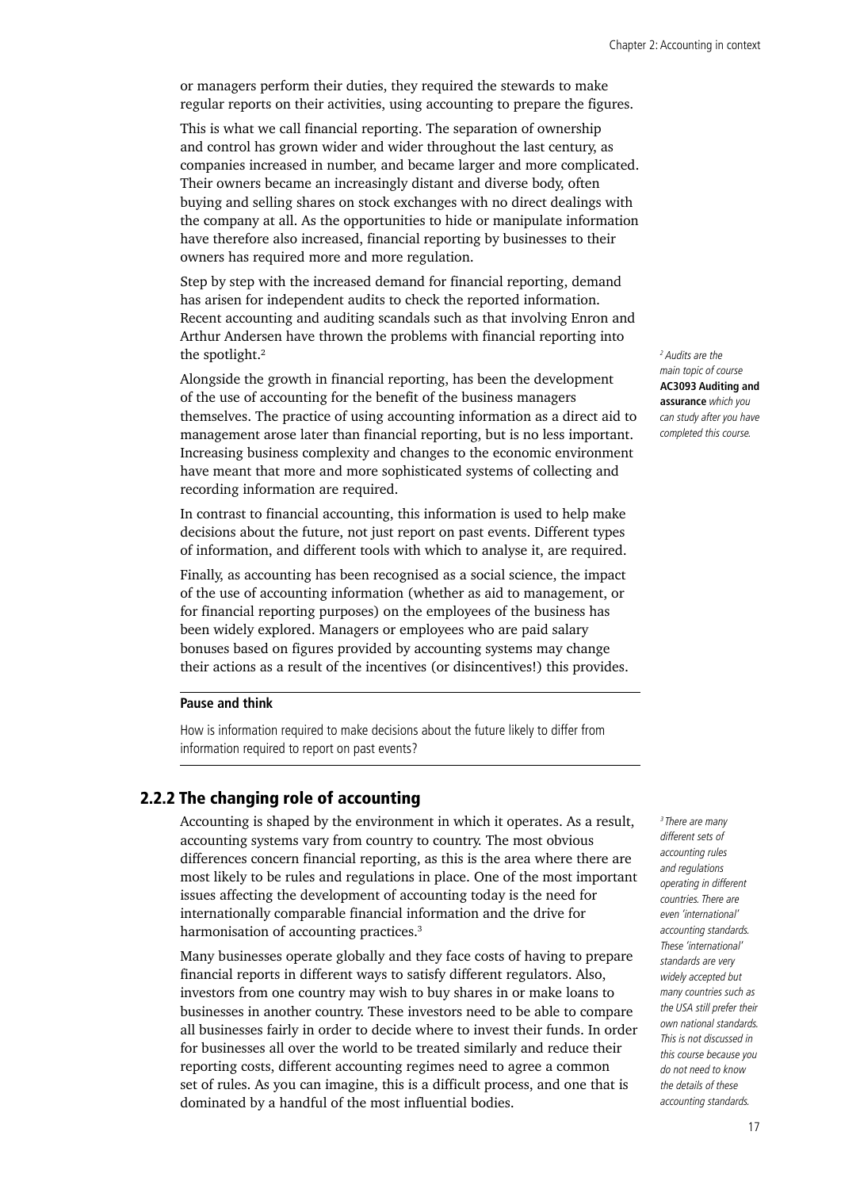or managers perform their duties, they required the stewards to make regular reports on their activities, using accounting to prepare the figures.

This is what we call financial reporting. The separation of ownership and control has grown wider and wider throughout the last century, as companies increased in number, and became larger and more complicated. Their owners became an increasingly distant and diverse body, often buying and selling shares on stock exchanges with no direct dealings with the company at all. As the opportunities to hide or manipulate information have therefore also increased, financial reporting by businesses to their owners has required more and more regulation.

Step by step with the increased demand for financial reporting, demand has arisen for independent audits to check the reported information. Recent accounting and auditing scandals such as that involving Enron and Arthur Andersen have thrown the problems with financial reporting into the spotlight.[2]

*[2] Audits are the main topic of course* ***AC3093 Auditing and assurance*** *which you can study after you have completed this course.*

Alongside the growth in financial reporting, has been the development of the use of accounting for the benefit of the business managers themselves. The practice of using accounting information as a direct aid to management arose later than financial reporting, but is no less important. Increasing business complexity and changes to the economic environment have meant that more and more sophisticated systems of collecting and recording information are required.

In contrast to financial accounting, this information is used to help make decisions about the future, not just report on past events. Different types of information, and different tools with which to analyse it, are required.

Finally, as accounting has been recognised as a social science, the impact of the use of accounting information (whether as aid to management, or for financial reporting purposes) on the employees of the business has been widely explored. Managers or employees who are paid salary bonuses based on figures provided by accounting systems may change their actions as a result of the incentives (or disincentives!) this provides.

---

**Pause and think**

How is information required to make decisions about the future likely to differ from information required to report on past events?

---

### 2.2.2 The changing role of accounting

Accounting is shaped by the environment in which it operates. As a result, accounting systems vary from country to country. The most obvious differences concern financial reporting, as this is the area where there are most likely to be rules and regulations in place. One of the most important issues affecting the development of accounting today is the need for internationally comparable financial information and the drive for harmonisation of accounting practices.[3]

*[3] There are many different sets of accounting rules and regulations operating in different countries. There are even 'international' accounting standards. These 'international' standards are very widely accepted but many countries such as the USA still prefer their own national standards. This is not discussed in this course because you do not need to know the details of these accounting standards.*

Many businesses operate globally and they face costs of having to prepare financial reports in different ways to satisfy different regulators. Also, investors from one country may wish to buy shares in or make loans to businesses in another country. These investors need to be able to compare all businesses fairly in order to decide where to invest their funds. In order for businesses all over the world to be treated similarly and reduce their reporting costs, different accounting regimes need to agree a common set of rules. As you can imagine, this is a difficult process, and one that is dominated by a handful of the most influential bodies.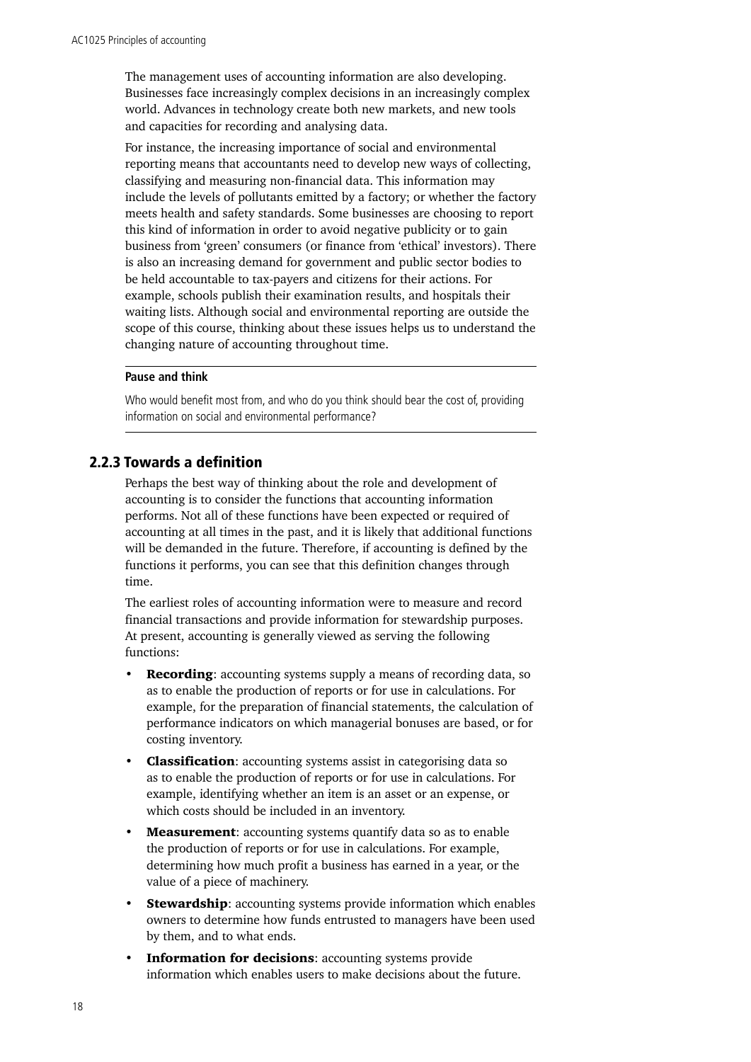The management uses of accounting information are also developing. Businesses face increasingly complex decisions in an increasingly complex world. Advances in technology create both new markets, and new tools and capacities for recording and analysing data.

For instance, the increasing importance of social and environmental reporting means that accountants need to develop new ways of collecting, classifying and measuring non-financial data. This information may include the levels of pollutants emitted by a factory; or whether the factory meets health and safety standards. Some businesses are choosing to report this kind of information in order to avoid negative publicity or to gain business from 'green' consumers (or finance from 'ethical' investors). There is also an increasing demand for government and public sector bodies to be held accountable to tax-payers and citizens for their actions. For example, schools publish their examination results, and hospitals their waiting lists. Although social and environmental reporting are outside the scope of this course, thinking about these issues helps us to understand the changing nature of accounting throughout time.

---

**Pause and think**

Who would benefit most from, and who do you think should bear the cost of, providing information on social and environmental performance?

---

### 2.2.3 Towards a definition

Perhaps the best way of thinking about the role and development of accounting is to consider the functions that accounting information performs. Not all of these functions have been expected or required of accounting at all times in the past, and it is likely that additional functions will be demanded in the future. Therefore, if accounting is defined by the functions it performs, you can see that this definition changes through time.

The earliest roles of accounting information were to measure and record financial transactions and provide information for stewardship purposes. At present, accounting is generally viewed as serving the following functions:

- **Recording**: accounting systems supply a means of recording data, so as to enable the production of reports or for use in calculations. For example, for the preparation of financial statements, the calculation of performance indicators on which managerial bonuses are based, or for costing inventory.
- **Classification**: accounting systems assist in categorising data so as to enable the production of reports or for use in calculations. For example, identifying whether an item is an asset or an expense, or which costs should be included in an inventory.
- **Measurement**: accounting systems quantify data so as to enable the production of reports or for use in calculations. For example, determining how much profit a business has earned in a year, or the value of a piece of machinery.
- **Stewardship**: accounting systems provide information which enables owners to determine how funds entrusted to managers have been used by them, and to what ends.
- **Information for decisions**: accounting systems provide information which enables users to make decisions about the future.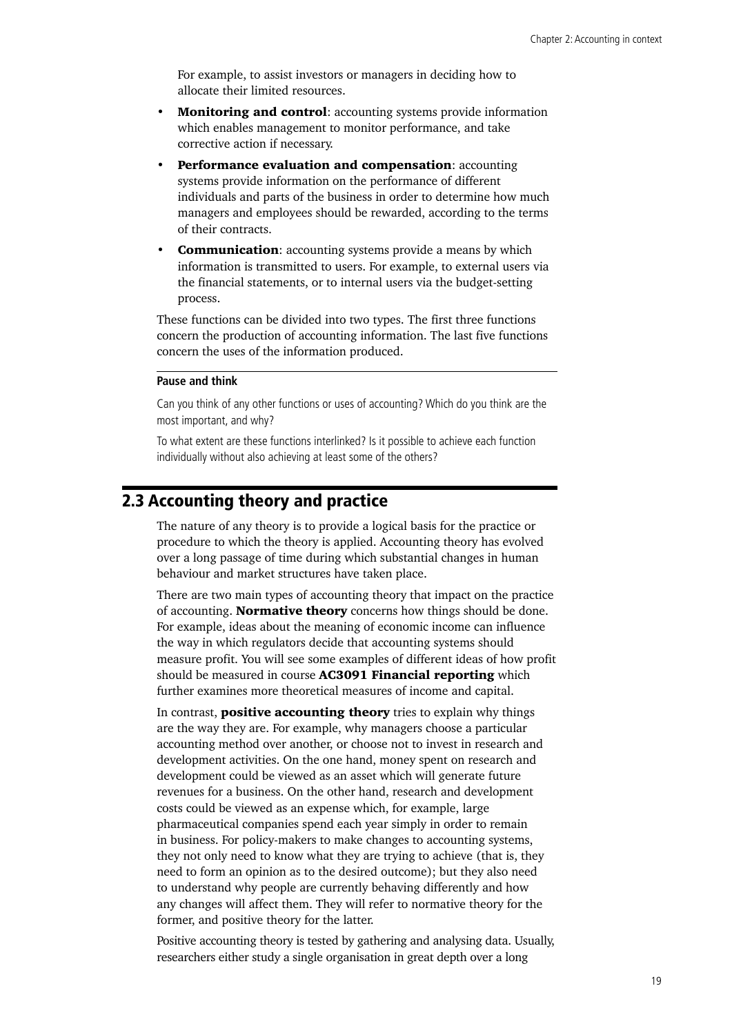For example, to assist investors or managers in deciding how to allocate their limited resources.

- **Monitoring and control**: accounting systems provide information which enables management to monitor performance, and take corrective action if necessary.
- **Performance evaluation and compensation**: accounting systems provide information on the performance of different individuals and parts of the business in order to determine how much managers and employees should be rewarded, according to the terms of their contracts.
- **Communication**: accounting systems provide a means by which information is transmitted to users. For example, to external users via the financial statements, or to internal users via the budget-setting process.

These functions can be divided into two types. The first three functions concern the production of accounting information. The last five functions concern the uses of the information produced.

---

**Pause and think**

Can you think of any other functions or uses of accounting? Which do you think are the most important, and why?

To what extent are these functions interlinked? Is it possible to achieve each function individually without also achieving at least some of the others?

## 2.3 Accounting theory and practice

The nature of any theory is to provide a logical basis for the practice or procedure to which the theory is applied. Accounting theory has evolved over a long passage of time during which substantial changes in human behaviour and market structures have taken place.

There are two main types of accounting theory that impact on the practice of accounting. **Normative theory** concerns how things should be done. For example, ideas about the meaning of economic income can influence the way in which regulators decide that accounting systems should measure profit. You will see some examples of different ideas of how profit should be measured in course **AC3091 Financial reporting** which further examines more theoretical measures of income and capital.

In contrast, **positive accounting theory** tries to explain why things are the way they are. For example, why managers choose a particular accounting method over another, or choose not to invest in research and development activities. On the one hand, money spent on research and development could be viewed as an asset which will generate future revenues for a business. On the other hand, research and development costs could be viewed as an expense which, for example, large pharmaceutical companies spend each year simply in order to remain in business. For policy-makers to make changes to accounting systems, they not only need to know what they are trying to achieve (that is, they need to form an opinion as to the desired outcome); but they also need to understand why people are currently behaving differently and how any changes will affect them. They will refer to normative theory for the former, and positive theory for the latter.

Positive accounting theory is tested by gathering and analysing data. Usually, researchers either study a single organisation in great depth over a long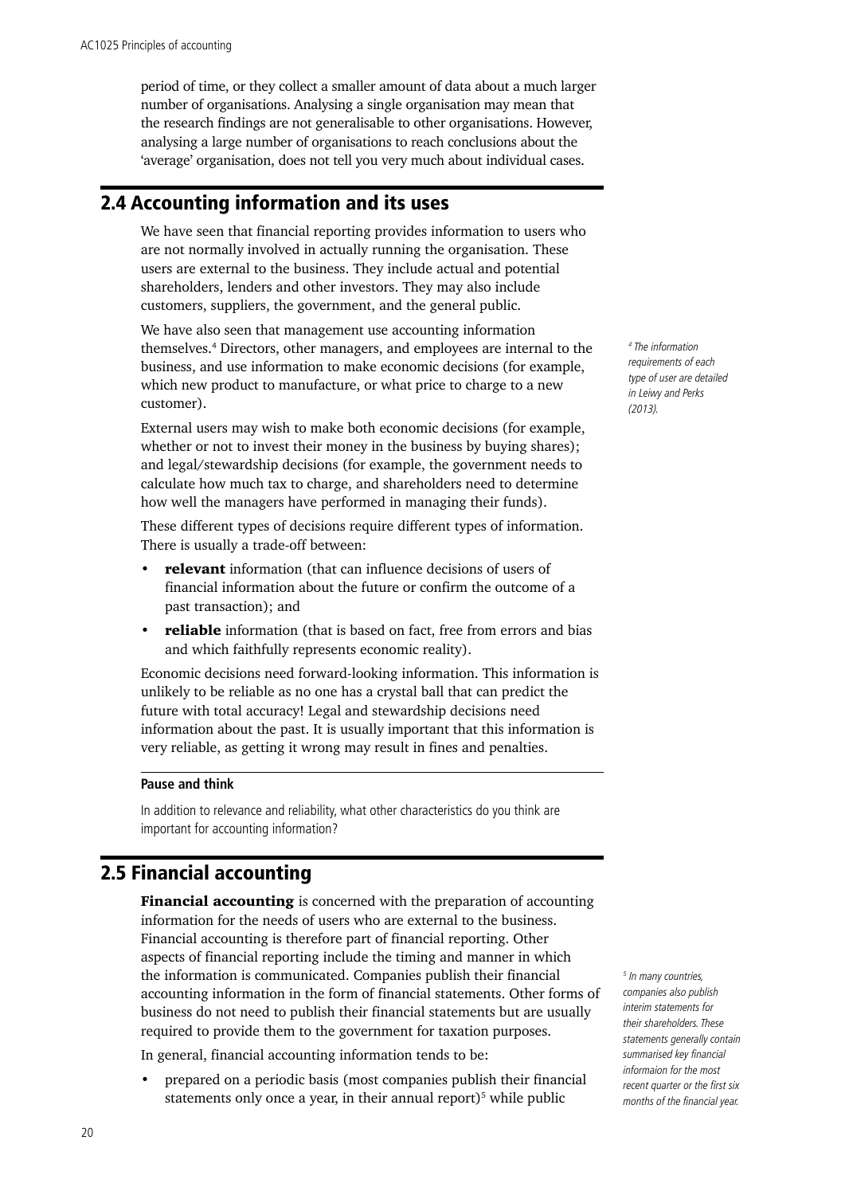period of time, or they collect a smaller amount of data about a much larger number of organisations. Analysing a single organisation may mean that the research findings are not generalisable to other organisations. However, analysing a large number of organisations to reach conclusions about the 'average' organisation, does not tell you very much about individual cases.

## 2.4 Accounting information and its uses

We have seen that financial reporting provides information to users who are not normally involved in actually running the organisation. These users are external to the business. They include actual and potential shareholders, lenders and other investors. They may also include customers, suppliers, the government, and the general public.

We have also seen that management use accounting information themselves.[4] Directors, other managers, and employees are internal to the business, and use information to make economic decisions (for example, which new product to manufacture, or what price to charge to a new customer).

External users may wish to make both economic decisions (for example, whether or not to invest their money in the business by buying shares); and legal/stewardship decisions (for example, the government needs to calculate how much tax to charge, and shareholders need to determine how well the managers have performed in managing their funds).

These different types of decisions require different types of information. There is usually a trade-off between:

- **relevant** information (that can influence decisions of users of financial information about the future or confirm the outcome of a past transaction); and
- **reliable** information (that is based on fact, free from errors and bias and which faithfully represents economic reality).

Economic decisions need forward-looking information. This information is unlikely to be reliable as no one has a crystal ball that can predict the future with total accuracy! Legal and stewardship decisions need information about the past. It is usually important that this information is very reliable, as getting it wrong may result in fines and penalties.

**Pause and think**

In addition to relevance and reliability, what other characteristics do you think are important for accounting information?

## 2.5 Financial accounting

**Financial accounting** is concerned with the preparation of accounting information for the needs of users who are external to the business. Financial accounting is therefore part of financial reporting. Other aspects of financial reporting include the timing and manner in which the information is communicated. Companies publish their financial accounting information in the form of financial statements. Other forms of business do not need to publish their financial statements but are usually required to provide them to the government for taxation purposes.

In general, financial accounting information tends to be:

- prepared on a periodic basis (most companies publish their financial statements only once a year, in their annual report)[5] while public

*[4] The information requirements of each type of user are detailed in Leiwy and Perks (2013).*

*[5] In many countries, companies also publish interim statements for their shareholders. These statements generally contain summarised key financial informaion for the most recent quarter or the first six months of the financial year.*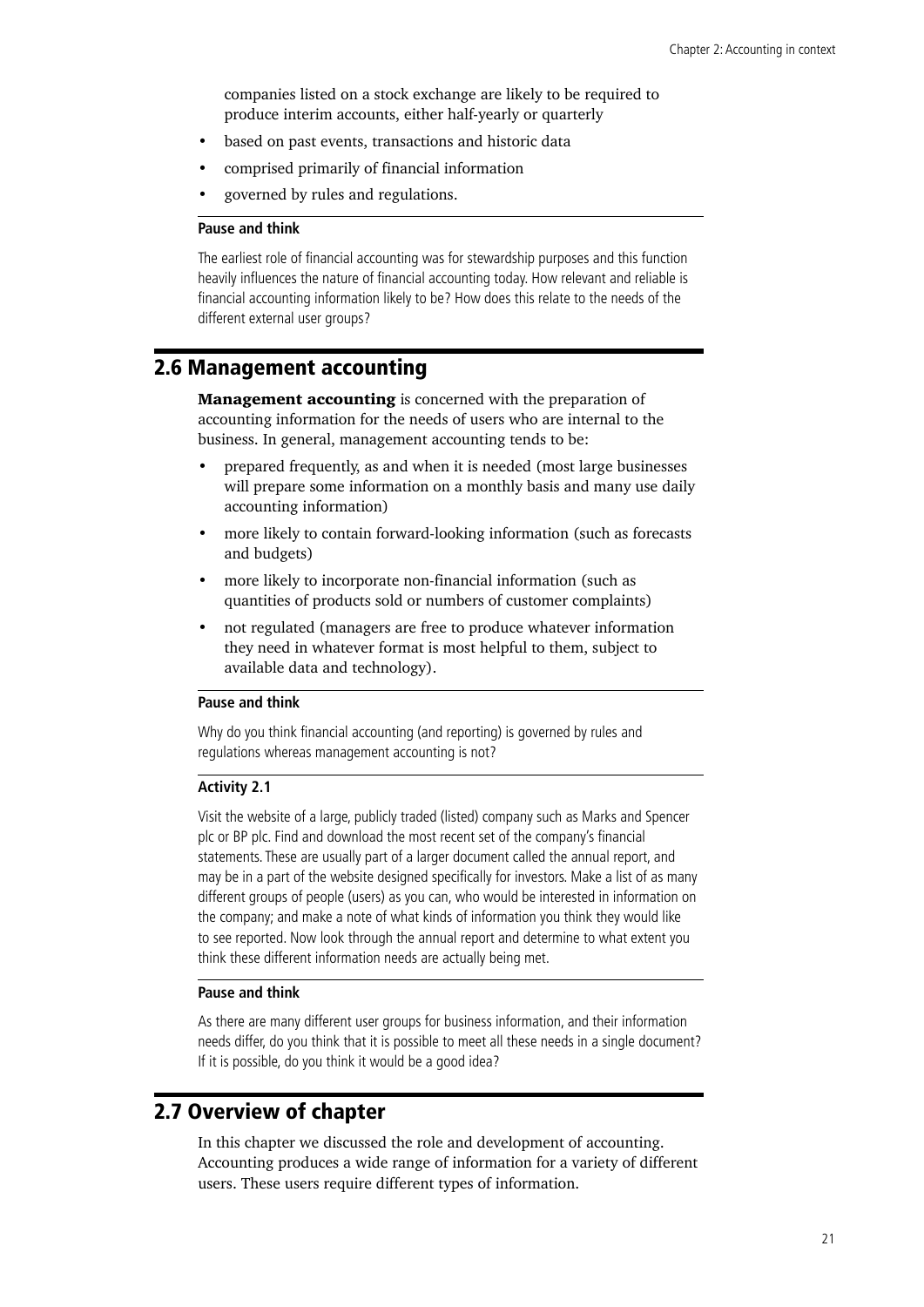companies listed on a stock exchange are likely to be required to produce interim accounts, either half-yearly or quarterly

- based on past events, transactions and historic data
- comprised primarily of financial information
- governed by rules and regulations.

**Pause and think**

The earliest role of financial accounting was for stewardship purposes and this function heavily influences the nature of financial accounting today. How relevant and reliable is financial accounting information likely to be? How does this relate to the needs of the different external user groups?

## 2.6 Management accounting

**Management accounting** is concerned with the preparation of accounting information for the needs of users who are internal to the business. In general, management accounting tends to be:

- prepared frequently, as and when it is needed (most large businesses will prepare some information on a monthly basis and many use daily accounting information)
- more likely to contain forward-looking information (such as forecasts and budgets)
- more likely to incorporate non-financial information (such as quantities of products sold or numbers of customer complaints)
- not regulated (managers are free to produce whatever information they need in whatever format is most helpful to them, subject to available data and technology).

**Pause and think**

Why do you think financial accounting (and reporting) is governed by rules and regulations whereas management accounting is not?

**Activity 2.1**

Visit the website of a large, publicly traded (listed) company such as Marks and Spencer plc or BP plc. Find and download the most recent set of the company's financial statements. These are usually part of a larger document called the annual report, and may be in a part of the website designed specifically for investors. Make a list of as many different groups of people (users) as you can, who would be interested in information on the company; and make a note of what kinds of information you think they would like to see reported. Now look through the annual report and determine to what extent you think these different information needs are actually being met.

**Pause and think**

As there are many different user groups for business information, and their information needs differ, do you think that it is possible to meet all these needs in a single document? If it is possible, do you think it would be a good idea?

## 2.7 Overview of chapter

In this chapter we discussed the role and development of accounting. Accounting produces a wide range of information for a variety of different users. These users require different types of information.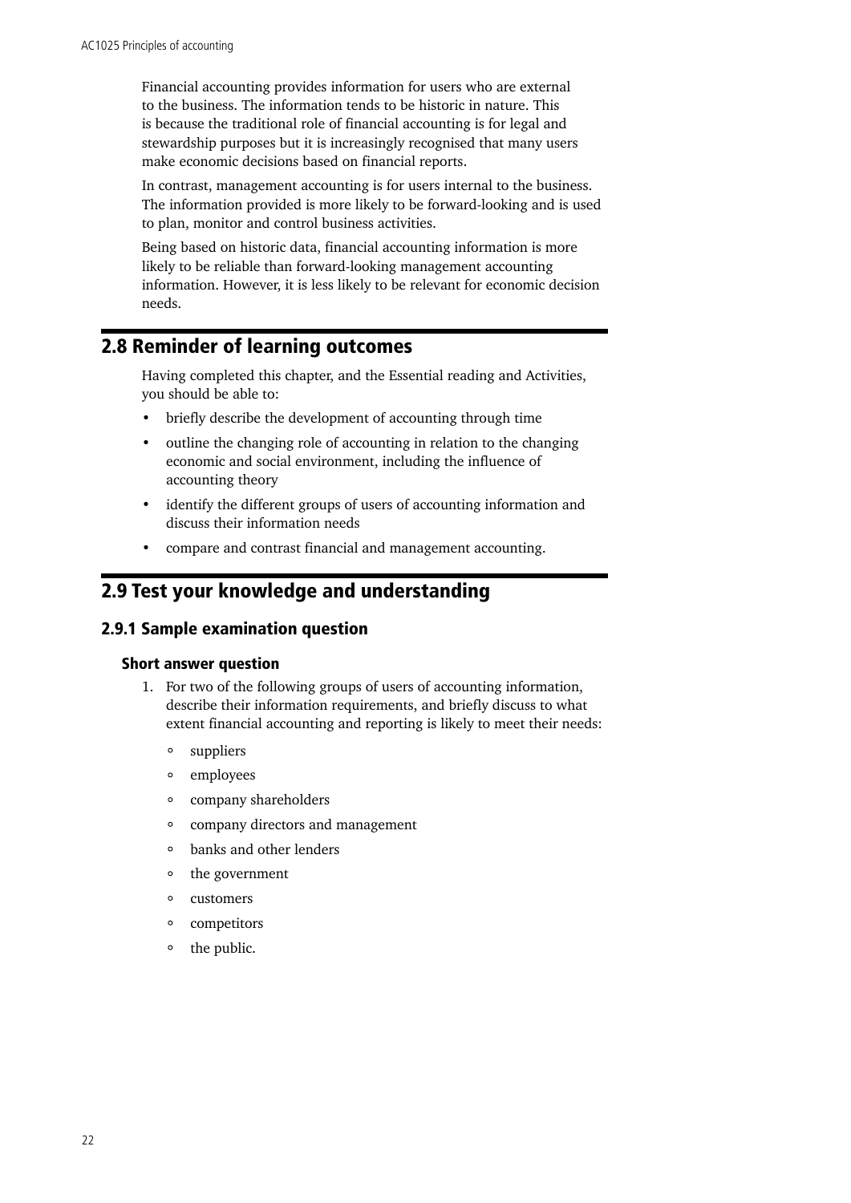Financial accounting provides information for users who are external to the business. The information tends to be historic in nature. This is because the traditional role of financial accounting is for legal and stewardship purposes but it is increasingly recognised that many users make economic decisions based on financial reports.

In contrast, management accounting is for users internal to the business. The information provided is more likely to be forward-looking and is used to plan, monitor and control business activities.

Being based on historic data, financial accounting information is more likely to be reliable than forward-looking management accounting information. However, it is less likely to be relevant for economic decision needs.

## 2.8 Reminder of learning outcomes

Having completed this chapter, and the Essential reading and Activities, you should be able to:

- briefly describe the development of accounting through time
- outline the changing role of accounting in relation to the changing economic and social environment, including the influence of accounting theory
- identify the different groups of users of accounting information and discuss their information needs
- compare and contrast financial and management accounting.

## 2.9 Test your knowledge and understanding

### 2.9.1 Sample examination question

#### Short answer question

1. For two of the following groups of users of accounting information, describe their information requirements, and briefly discuss to what extent financial accounting and reporting is likely to meet their needs:
    - suppliers
    - employees
    - company shareholders
    - company directors and management
    - banks and other lenders
    - the government
    - customers
    - competitors
    - the public.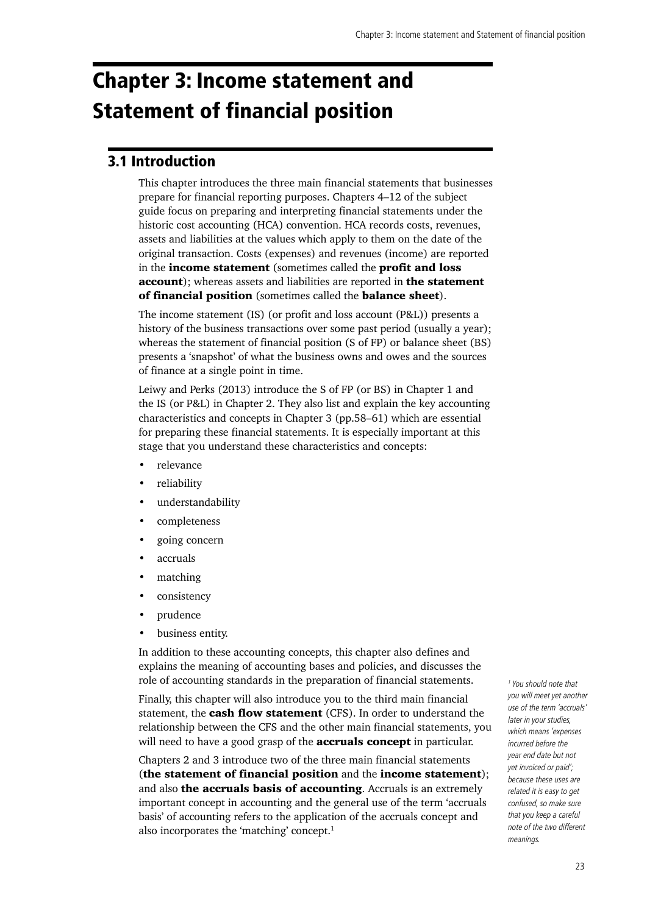# Chapter 3: Income statement and Statement of financial position

## 3.1 Introduction

This chapter introduces the three main financial statements that businesses prepare for financial reporting purposes. Chapters 4–12 of the subject guide focus on preparing and interpreting financial statements under the historic cost accounting (HCA) convention. HCA records costs, revenues, assets and liabilities at the values which apply to them on the date of the original transaction. Costs (expenses) and revenues (income) are reported in the **income statement** (sometimes called the **profit and loss account**); whereas assets and liabilities are reported in **the statement of financial position** (sometimes called the **balance sheet**).

The income statement (IS) (or profit and loss account (P&L)) presents a history of the business transactions over some past period (usually a year); whereas the statement of financial position (S of FP) or balance sheet (BS) presents a 'snapshot' of what the business owns and owes and the sources of finance at a single point in time.

Leiwy and Perks (2013) introduce the S of FP (or BS) in Chapter 1 and the IS (or P&L) in Chapter 2. They also list and explain the key accounting characteristics and concepts in Chapter 3 (pp.58–61) which are essential for preparing these financial statements. It is especially important at this stage that you understand these characteristics and concepts:

- relevance
- reliability
- understandability
- completeness
- going concern
- accruals
- matching
- consistency
- prudence
- business entity.

In addition to these accounting concepts, this chapter also defines and explains the meaning of accounting bases and policies, and discusses the role of accounting standards in the preparation of financial statements.

Finally, this chapter will also introduce you to the third main financial statement, the **cash flow statement** (CFS). In order to understand the relationship between the CFS and the other main financial statements, you will need to have a good grasp of the **accruals concept** in particular.

Chapters 2 and 3 introduce two of the three main financial statements (**the statement of financial position** and the **income statement**); and also **the accruals basis of accounting**. Accruals is an extremely important concept in accounting and the general use of the term 'accruals basis' of accounting refers to the application of the accruals concept and also incorporates the 'matching' concept.[1]

[1] *You should note that you will meet yet another use of the term 'accruals' later in your studies, which means 'expenses incurred before the year end date but not yet invoiced or paid'; because these uses are related it is easy to get confused, so make sure that you keep a careful note of the two different meanings.*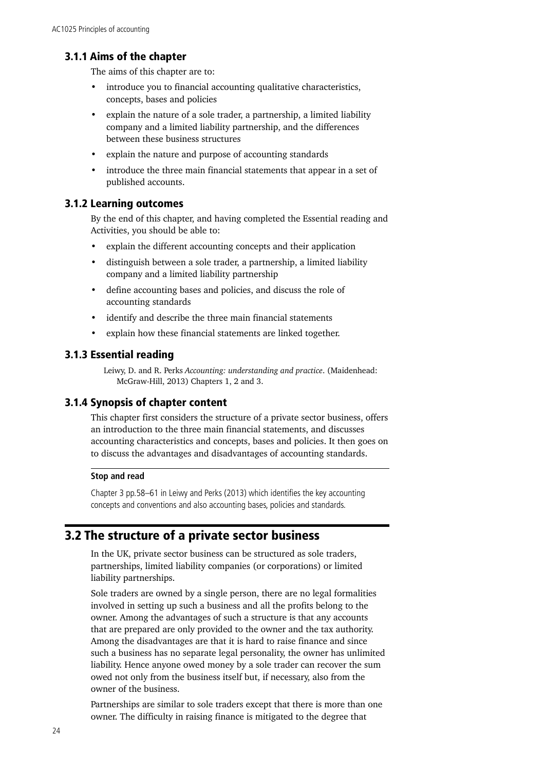### 3.1.1 Aims of the chapter

The aims of this chapter are to:

- introduce you to financial accounting qualitative characteristics, concepts, bases and policies
- explain the nature of a sole trader, a partnership, a limited liability company and a limited liability partnership, and the differences between these business structures
- explain the nature and purpose of accounting standards
- introduce the three main financial statements that appear in a set of published accounts.

### 3.1.2 Learning outcomes

By the end of this chapter, and having completed the Essential reading and Activities, you should be able to:

- explain the different accounting concepts and their application
- distinguish between a sole trader, a partnership, a limited liability company and a limited liability partnership
- define accounting bases and policies, and discuss the role of accounting standards
- identify and describe the three main financial statements
- explain how these financial statements are linked together.

### 3.1.3 Essential reading

Leiwy, D. and R. Perks *Accounting: understanding and practice*. (Maidenhead: McGraw-Hill, 2013) Chapters 1, 2 and 3.

### 3.1.4 Synopsis of chapter content

This chapter first considers the structure of a private sector business, offers an introduction to the three main financial statements, and discusses accounting characteristics and concepts, bases and policies. It then goes on to discuss the advantages and disadvantages of accounting standards.

**Stop and read**

Chapter 3 pp.58–61 in Leiwy and Perks (2013) which identifies the key accounting concepts and conventions and also accounting bases, policies and standards.

## 3.2 The structure of a private sector business

In the UK, private sector business can be structured as sole traders, partnerships, limited liability companies (or corporations) or limited liability partnerships.

Sole traders are owned by a single person, there are no legal formalities involved in setting up such a business and all the profits belong to the owner. Among the advantages of such a structure is that any accounts that are prepared are only provided to the owner and the tax authority. Among the disadvantages are that it is hard to raise finance and since such a business has no separate legal personality, the owner has unlimited liability. Hence anyone owed money by a sole trader can recover the sum owed not only from the business itself but, if necessary, also from the owner of the business.

Partnerships are similar to sole traders except that there is more than one owner. The difficulty in raising finance is mitigated to the degree that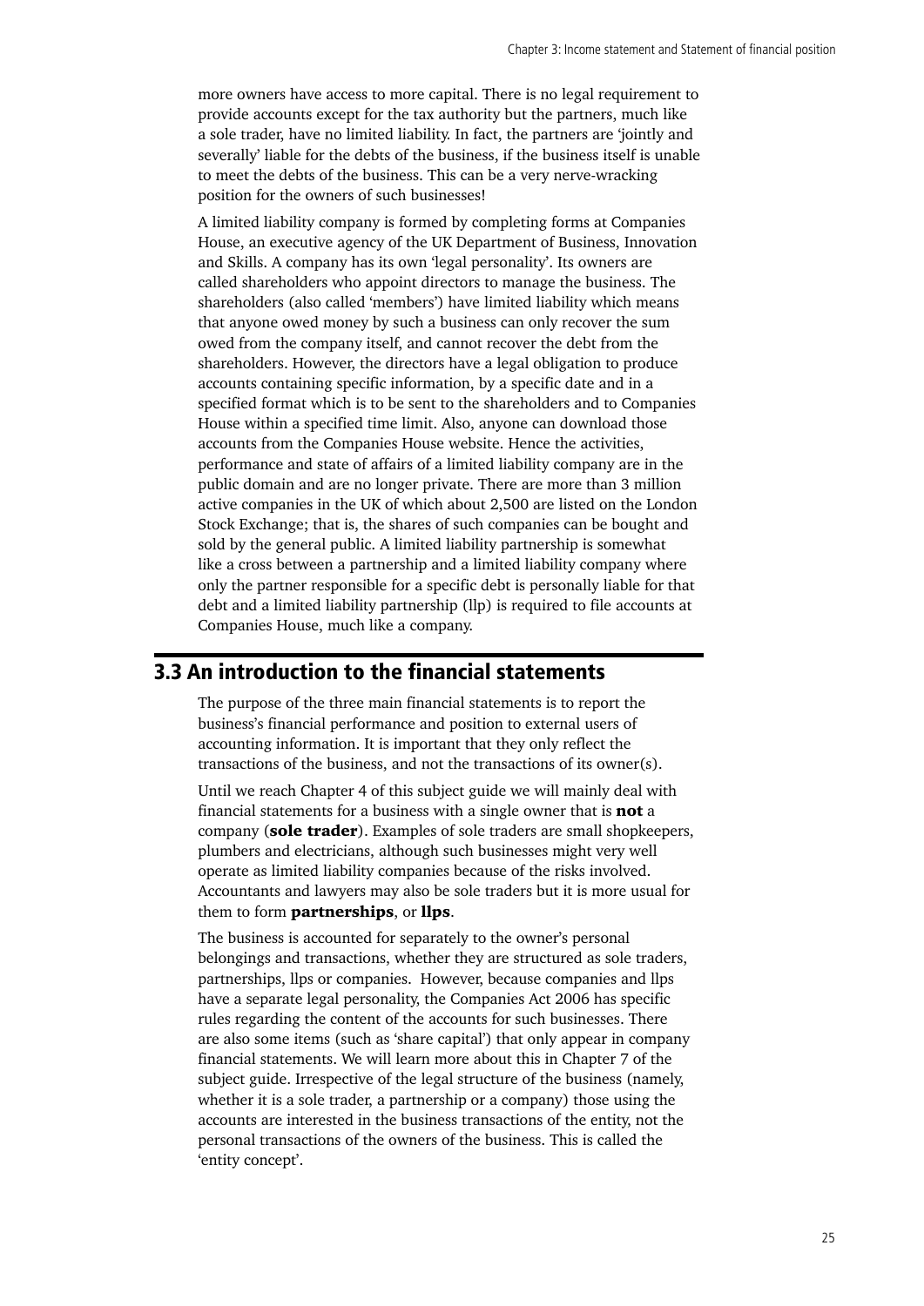more owners have access to more capital. There is no legal requirement to provide accounts except for the tax authority but the partners, much like a sole trader, have no limited liability. In fact, the partners are 'jointly and severally' liable for the debts of the business, if the business itself is unable to meet the debts of the business. This can be a very nerve-wracking position for the owners of such businesses!

A limited liability company is formed by completing forms at Companies House, an executive agency of the UK Department of Business, Innovation and Skills. A company has its own 'legal personality'. Its owners are called shareholders who appoint directors to manage the business. The shareholders (also called 'members') have limited liability which means that anyone owed money by such a business can only recover the sum owed from the company itself, and cannot recover the debt from the shareholders. However, the directors have a legal obligation to produce accounts containing specific information, by a specific date and in a specified format which is to be sent to the shareholders and to Companies House within a specified time limit. Also, anyone can download those accounts from the Companies House website. Hence the activities, performance and state of affairs of a limited liability company are in the public domain and are no longer private. There are more than 3 million active companies in the UK of which about 2,500 are listed on the London Stock Exchange; that is, the shares of such companies can be bought and sold by the general public. A limited liability partnership is somewhat like a cross between a partnership and a limited liability company where only the partner responsible for a specific debt is personally liable for that debt and a limited liability partnership (llp) is required to file accounts at Companies House, much like a company.

## 3.3 An introduction to the financial statements

The purpose of the three main financial statements is to report the business's financial performance and position to external users of accounting information. It is important that they only reflect the transactions of the business, and not the transactions of its owner(s).

Until we reach Chapter 4 of this subject guide we will mainly deal with financial statements for a business with a single owner that is **not** a company (**sole trader**). Examples of sole traders are small shopkeepers, plumbers and electricians, although such businesses might very well operate as limited liability companies because of the risks involved. Accountants and lawyers may also be sole traders but it is more usual for them to form **partnerships**, or **llps**.

The business is accounted for separately to the owner's personal belongings and transactions, whether they are structured as sole traders, partnerships, llps or companies. However, because companies and llps have a separate legal personality, the Companies Act 2006 has specific rules regarding the content of the accounts for such businesses. There are also some items (such as 'share capital') that only appear in company financial statements. We will learn more about this in Chapter 7 of the subject guide. Irrespective of the legal structure of the business (namely, whether it is a sole trader, a partnership or a company) those using the accounts are interested in the business transactions of the entity, not the personal transactions of the owners of the business. This is called the 'entity concept'.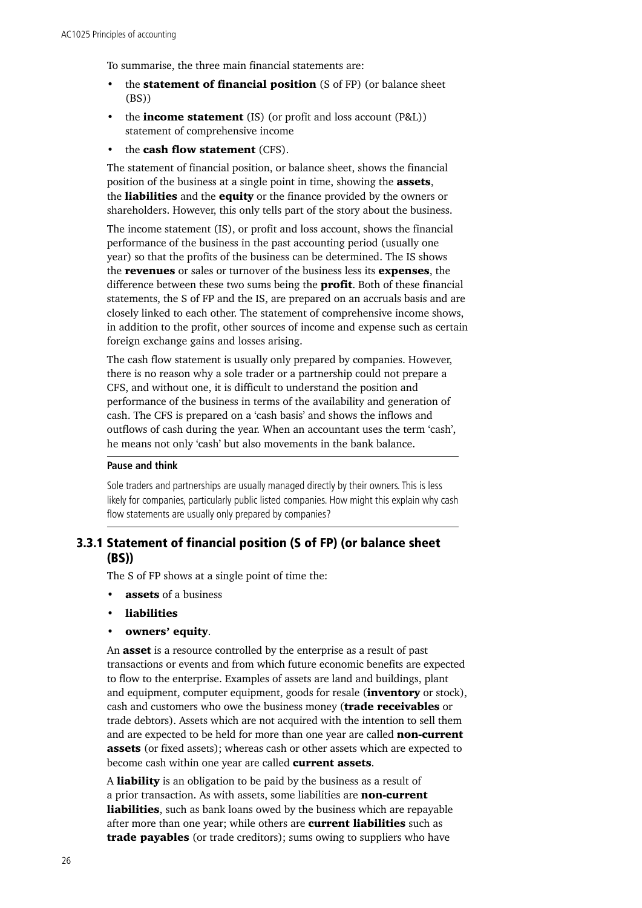To summarise, the three main financial statements are:

- the **statement of financial position** (S of FP) (or balance sheet (BS))
- the **income statement** (IS) (or profit and loss account (P&L)) statement of comprehensive income
- the **cash flow statement** (CFS).

The statement of financial position, or balance sheet, shows the financial position of the business at a single point in time, showing the **assets**, the **liabilities** and the **equity** or the finance provided by the owners or shareholders. However, this only tells part of the story about the business.

The income statement (IS), or profit and loss account, shows the financial performance of the business in the past accounting period (usually one year) so that the profits of the business can be determined. The IS shows the **revenues** or sales or turnover of the business less its **expenses**, the difference between these two sums being the **profit**. Both of these financial statements, the S of FP and the IS, are prepared on an accruals basis and are closely linked to each other. The statement of comprehensive income shows, in addition to the profit, other sources of income and expense such as certain foreign exchange gains and losses arising.

The cash flow statement is usually only prepared by companies. However, there is no reason why a sole trader or a partnership could not prepare a CFS, and without one, it is difficult to understand the position and performance of the business in terms of the availability and generation of cash. The CFS is prepared on a 'cash basis' and shows the inflows and outflows of cash during the year. When an accountant uses the term 'cash', he means not only 'cash' but also movements in the bank balance.

---

**Pause and think**

Sole traders and partnerships are usually managed directly by their owners. This is less likely for companies, particularly public listed companies. How might this explain why cash flow statements are usually only prepared by companies?

---

### 3.3.1 Statement of financial position (S of FP) (or balance sheet (BS))

The S of FP shows at a single point of time the:

- **assets** of a business
- **liabilities**
- **owners' equity**.

An **asset** is a resource controlled by the enterprise as a result of past transactions or events and from which future economic benefits are expected to flow to the enterprise. Examples of assets are land and buildings, plant and equipment, computer equipment, goods for resale (**inventory** or stock), cash and customers who owe the business money (**trade receivables** or trade debtors). Assets which are not acquired with the intention to sell them and are expected to be held for more than one year are called **non-current assets** (or fixed assets); whereas cash or other assets which are expected to become cash within one year are called **current assets**.

A **liability** is an obligation to be paid by the business as a result of a prior transaction. As with assets, some liabilities are **non-current liabilities**, such as bank loans owed by the business which are repayable after more than one year; while others are **current liabilities** such as **trade payables** (or trade creditors); sums owing to suppliers who have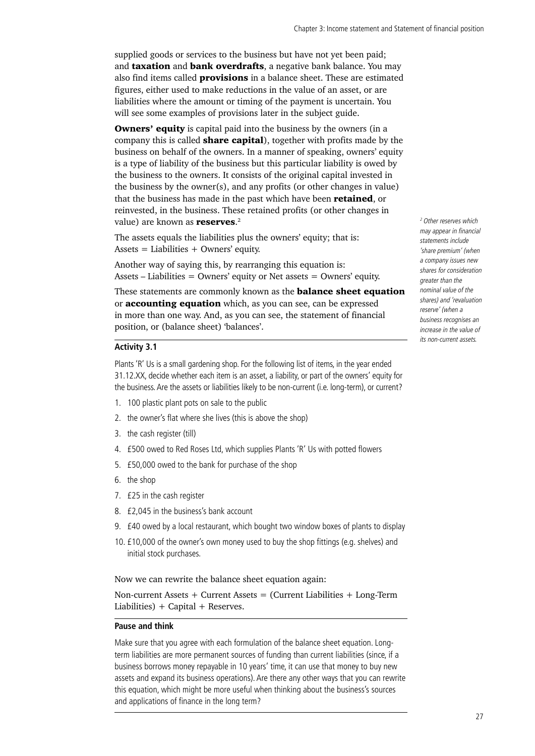supplied goods or services to the business but have not yet been paid; and **taxation** and **bank overdrafts**, a negative bank balance. You may also find items called **provisions** in a balance sheet. These are estimated figures, either used to make reductions in the value of an asset, or are liabilities where the amount or timing of the payment is uncertain. You will see some examples of provisions later in the subject guide.

**Owners' equity** is capital paid into the business by the owners (in a company this is called **share capital**), together with profits made by the business on behalf of the owners. In a manner of speaking, owners' equity is a type of liability of the business but this particular liability is owed by the business to the owners. It consists of the original capital invested in the business by the owner(s), and any profits (or other changes in value) that the business has made in the past which have been **retained**, or reinvested, in the business. These retained profits (or other changes in value) are known as **reserves**.[2]

*[2] Other reserves which may appear in financial statements include 'share premium' (when a company issues new shares for consideration greater than the nominal value of the shares) and 'revaluation reserve' (when a business recognises an increase in the value of its non-current assets.*

The assets equals the liabilities plus the owners' equity; that is:
Assets = Liabilities + Owners' equity.

Another way of saying this, by rearranging this equation is:
Assets – Liabilities = Owners' equity or Net assets = Owners' equity.

These statements are commonly known as the **balance sheet equation** or **accounting equation** which, as you can see, can be expressed in more than one way. And, as you can see, the statement of financial position, or (balance sheet) 'balances'.

### Activity 3.1

Plants 'R' Us is a small gardening shop. For the following list of items, in the year ended 31.12.XX, decide whether each item is an asset, a liability, or part of the owners' equity for the business. Are the assets or liabilities likely to be non-current (i.e. long-term), or current?

1. 100 plastic plant pots on sale to the public
2. the owner's flat where she lives (this is above the shop)
3. the cash register (till)
4. £500 owed to Red Roses Ltd, which supplies Plants 'R' Us with potted flowers
5. £50,000 owed to the bank for purchase of the shop
6. the shop
7. £25 in the cash register
8. £2,045 in the business's bank account
9. £40 owed by a local restaurant, which bought two window boxes of plants to display
10. £10,000 of the owner's own money used to buy the shop fittings (e.g. shelves) and initial stock purchases.

Now we can rewrite the balance sheet equation again:

Non-current Assets + Current Assets = (Current Liabilities + Long-Term Liabilities) + Capital + Reserves.

### Pause and think

Make sure that you agree with each formulation of the balance sheet equation. Long-term liabilities are more permanent sources of funding than current liabilities (since, if a business borrows money repayable in 10 years' time, it can use that money to buy new assets and expand its business operations). Are there any other ways that you can rewrite this equation, which might be more useful when thinking about the business's sources and applications of finance in the long term?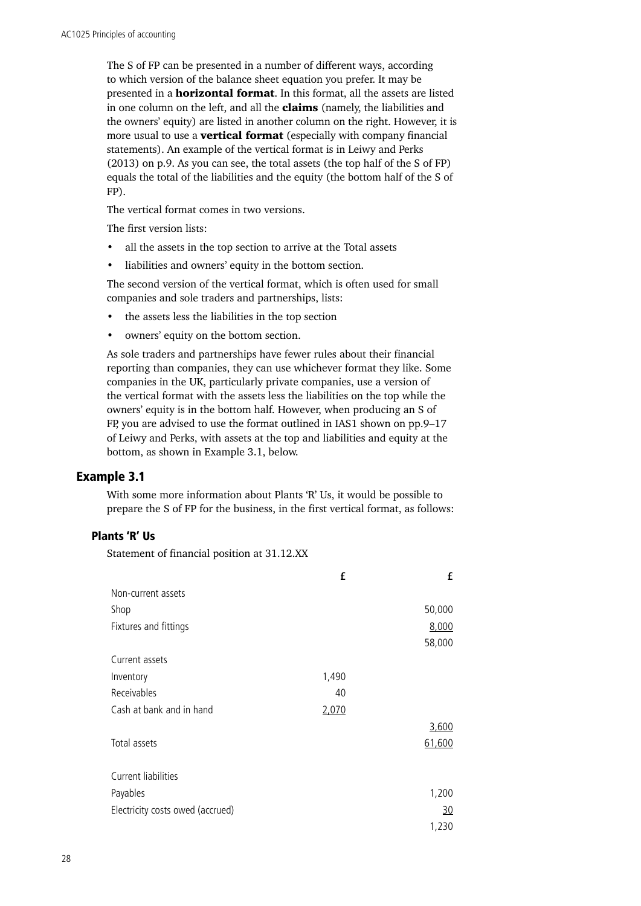The S of FP can be presented in a number of different ways, according to which version of the balance sheet equation you prefer. It may be presented in a **horizontal format**. In this format, all the assets are listed in one column on the left, and all the **claims** (namely, the liabilities and the owners' equity) are listed in another column on the right. However, it is more usual to use a **vertical format** (especially with company financial statements). An example of the vertical format is in Leiwy and Perks (2013) on p.9. As you can see, the total assets (the top half of the S of FP) equals the total of the liabilities and the equity (the bottom half of the S of FP).

The vertical format comes in two versions.

The first version lists:

- all the assets in the top section to arrive at the Total assets
- liabilities and owners' equity in the bottom section.

The second version of the vertical format, which is often used for small companies and sole traders and partnerships, lists:

- the assets less the liabilities in the top section
- owners' equity on the bottom section.

As sole traders and partnerships have fewer rules about their financial reporting than companies, they can use whichever format they like. Some companies in the UK, particularly private companies, use a version of the vertical format with the assets less the liabilities on the top while the owners' equity is in the bottom half. However, when producing an S of FP, you are advised to use the format outlined in IAS1 shown on pp.9–17 of Leiwy and Perks, with assets at the top and liabilities and equity at the bottom, as shown in Example 3.1, below.

## Example 3.1

With some more information about Plants 'R' Us, it would be possible to prepare the S of FP for the business, in the first vertical format, as follows:

### Plants 'R' Us

Statement of financial position at 31.12.XX

| | £ | £ |
|---|---|---|
| Non-current assets | | |
| Shop | | 50,000 |
| Fixtures and fittings | | 8,000 |
| | | 58,000 |
| Current assets | | |
| Inventory | 1,490 | |
| Receivables | 40 | |
| Cash at bank and in hand | 2,070 | |
| | | 3,600 |
| Total assets | | 61,600 |
| | | |
| Current liabilities | | |
| Payables | | 1,200 |
| Electricity costs owed (accrued) | | 30 |
| | | 1,230 |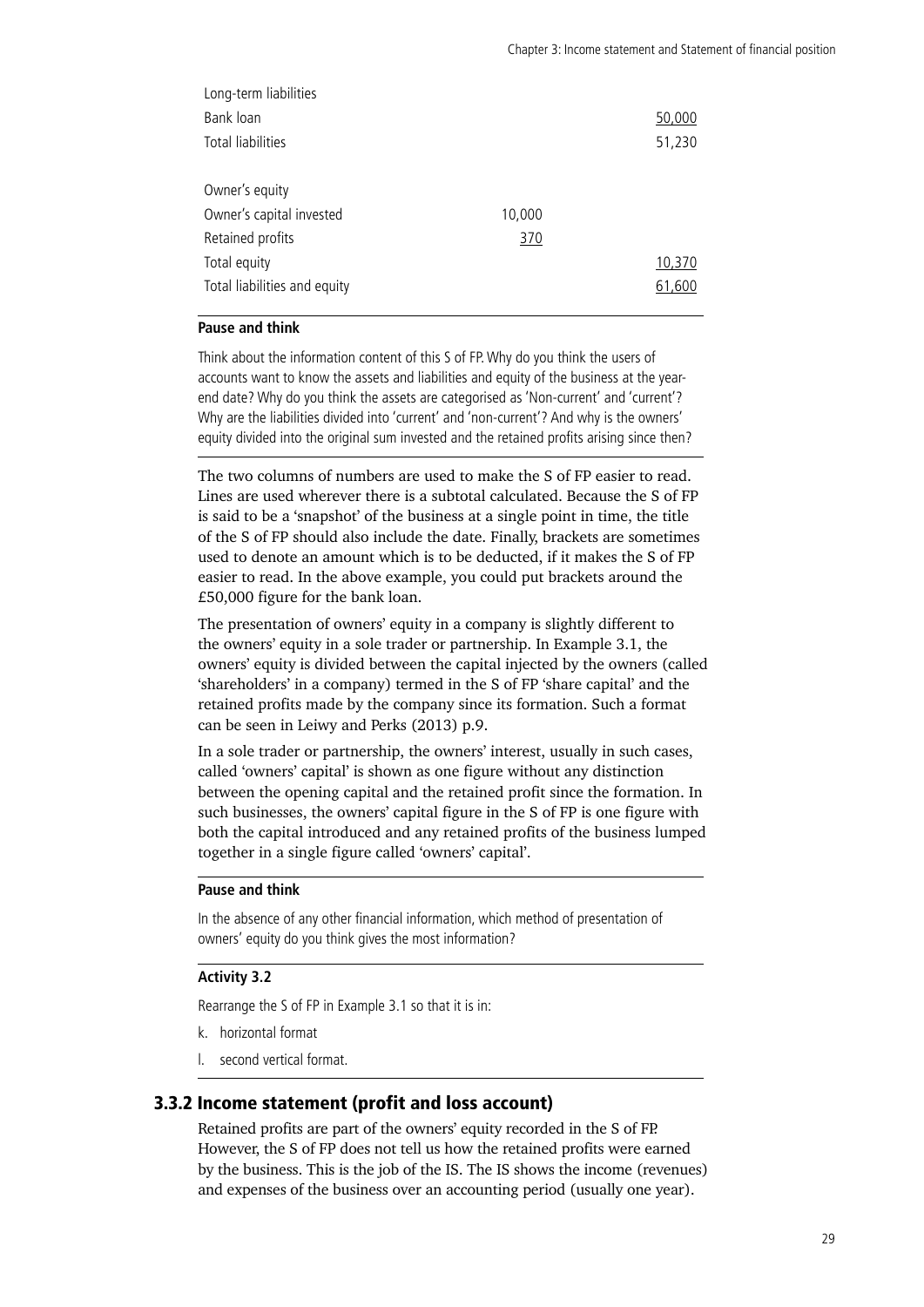| | | |
|---|---|---|
| Long-term liabilities | | |
| Bank loan | | 50,000 |
| Total liabilities | | 51,230 |
| | | |
| Owner's equity | | |
| Owner's capital invested | 10,000 | |
| Retained profits | 370 | |
| Total equity | | 10,370 |
| Total liabilities and equity | | 61,600 |

**Pause and think**

Think about the information content of this S of FP. Why do you think the users of accounts want to know the assets and liabilities and equity of the business at the year-end date? Why do you think the assets are categorised as 'Non-current' and 'current'? Why are the liabilities divided into 'current' and 'non-current'? And why is the owners' equity divided into the original sum invested and the retained profits arising since then?

The two columns of numbers are used to make the S of FP easier to read. Lines are used wherever there is a subtotal calculated. Because the S of FP is said to be a 'snapshot' of the business at a single point in time, the title of the S of FP should also include the date. Finally, brackets are sometimes used to denote an amount which is to be deducted, if it makes the S of FP easier to read. In the above example, you could put brackets around the £50,000 figure for the bank loan.

The presentation of owners' equity in a company is slightly different to the owners' equity in a sole trader or partnership. In Example 3.1, the owners' equity is divided between the capital injected by the owners (called 'shareholders' in a company) termed in the S of FP 'share capital' and the retained profits made by the company since its formation. Such a format can be seen in Leiwy and Perks (2013) p.9.

In a sole trader or partnership, the owners' interest, usually in such cases, called 'owners' capital' is shown as one figure without any distinction between the opening capital and the retained profit since the formation. In such businesses, the owners' capital figure in the S of FP is one figure with both the capital introduced and any retained profits of the business lumped together in a single figure called 'owners' capital'.

**Pause and think**

In the absence of any other financial information, which method of presentation of owners' equity do you think gives the most information?

**Activity 3.2**

Rearrange the S of FP in Example 3.1 so that it is in:

k. horizontal format
l. second vertical format.

## 3.3.2 Income statement (profit and loss account)

Retained profits are part of the owners' equity recorded in the S of FP. However, the S of FP does not tell us how the retained profits were earned by the business. This is the job of the IS. The IS shows the income (revenues) and expenses of the business over an accounting period (usually one year).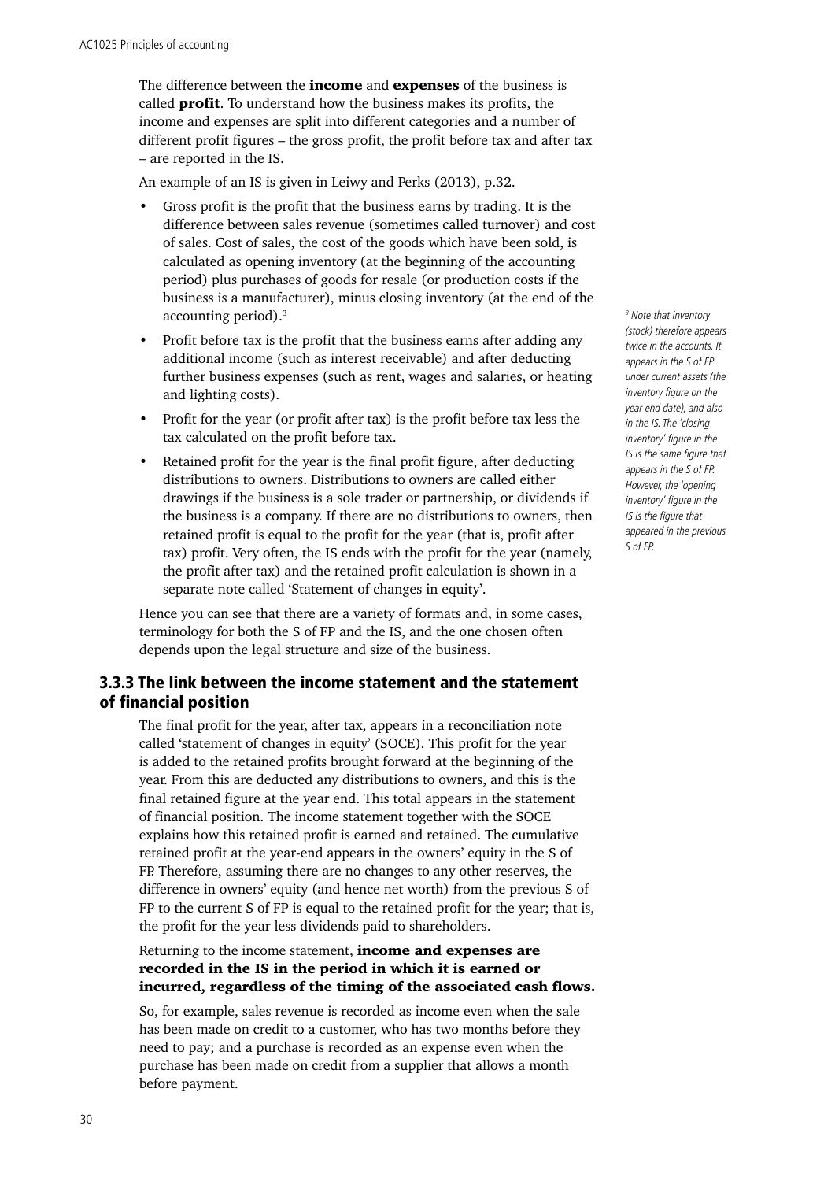The difference between the **income** and **expenses** of the business is called **profit**. To understand how the business makes its profits, the income and expenses are split into different categories and a number of different profit figures – the gross profit, the profit before tax and after tax – are reported in the IS.

An example of an IS is given in Leiwy and Perks (2013), p.32.

- Gross profit is the profit that the business earns by trading. It is the difference between sales revenue (sometimes called turnover) and cost of sales. Cost of sales, the cost of the goods which have been sold, is calculated as opening inventory (at the beginning of the accounting period) plus purchases of goods for resale (or production costs if the business is a manufacturer), minus closing inventory (at the end of the accounting period).[3]
- Profit before tax is the profit that the business earns after adding any additional income (such as interest receivable) and after deducting further business expenses (such as rent, wages and salaries, or heating and lighting costs).
- Profit for the year (or profit after tax) is the profit before tax less the tax calculated on the profit before tax.
- Retained profit for the year is the final profit figure, after deducting distributions to owners. Distributions to owners are called either drawings if the business is a sole trader or partnership, or dividends if the business is a company. If there are no distributions to owners, then retained profit is equal to the profit for the year (that is, profit after tax) profit. Very often, the IS ends with the profit for the year (namely, the profit after tax) and the retained profit calculation is shown in a separate note called 'Statement of changes in equity'.

Hence you can see that there are a variety of formats and, in some cases, terminology for both the S of FP and the IS, and the one chosen often depends upon the legal structure and size of the business.

*[3] Note that inventory (stock) therefore appears twice in the accounts. It appears in the S of FP under current assets (the inventory figure on the year end date), and also in the IS. The 'closing inventory' figure in the IS is the same figure that appears in the S of FP. However, the 'opening inventory' figure in the IS is the figure that appeared in the previous S of FP.*

### 3.3.3 The link between the income statement and the statement of financial position

The final profit for the year, after tax, appears in a reconciliation note called 'statement of changes in equity' (SOCE). This profit for the year is added to the retained profits brought forward at the beginning of the year. From this are deducted any distributions to owners, and this is the final retained figure at the year end. This total appears in the statement of financial position. The income statement together with the SOCE explains how this retained profit is earned and retained. The cumulative retained profit at the year-end appears in the owners' equity in the S of FP. Therefore, assuming there are no changes to any other reserves, the difference in owners' equity (and hence net worth) from the previous S of FP to the current S of FP is equal to the retained profit for the year; that is, the profit for the year less dividends paid to shareholders.

Returning to the income statement, **income and expenses are recorded in the IS in the period in which it is earned or incurred, regardless of the timing of the associated cash flows.**

So, for example, sales revenue is recorded as income even when the sale has been made on credit to a customer, who has two months before they need to pay; and a purchase is recorded as an expense even when the purchase has been made on credit from a supplier that allows a month before payment.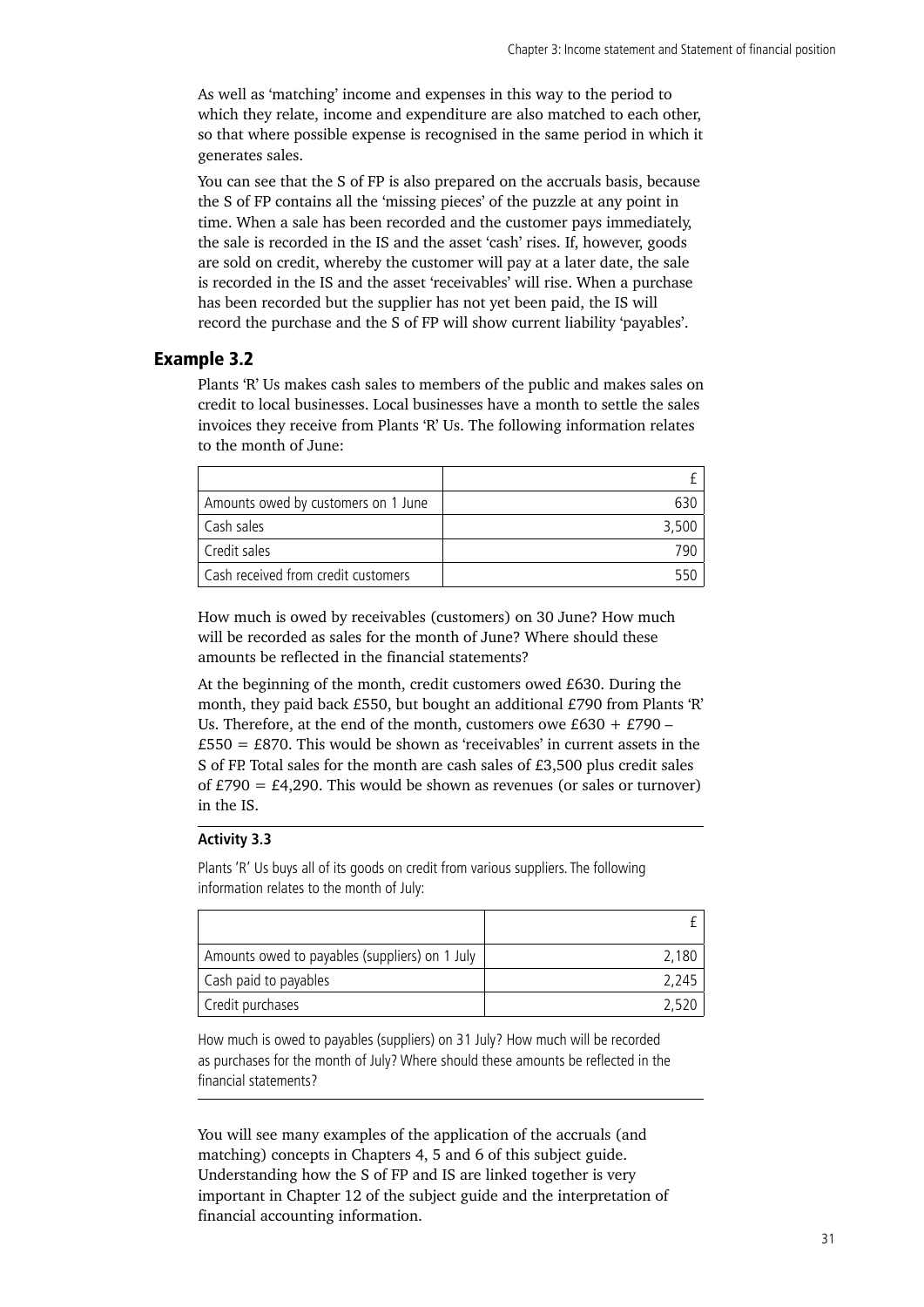As well as 'matching' income and expenses in this way to the period to which they relate, income and expenditure are also matched to each other, so that where possible expense is recognised in the same period in which it generates sales.

You can see that the S of FP is also prepared on the accruals basis, because the S of FP contains all the 'missing pieces' of the puzzle at any point in time. When a sale has been recorded and the customer pays immediately, the sale is recorded in the IS and the asset 'cash' rises. If, however, goods are sold on credit, whereby the customer will pay at a later date, the sale is recorded in the IS and the asset 'receivables' will rise. When a purchase has been recorded but the supplier has not yet been paid, the IS will record the purchase and the S of FP will show current liability 'payables'.

## Example 3.2

Plants 'R' Us makes cash sales to members of the public and makes sales on credit to local businesses. Local businesses have a month to settle the sales invoices they receive from Plants 'R' Us. The following information relates to the month of June:

| | £ |
|---|---:|
| Amounts owed by customers on 1 June | 630 |
| Cash sales | 3,500 |
| Credit sales | 790 |
| Cash received from credit customers | 550 |

How much is owed by receivables (customers) on 30 June? How much will be recorded as sales for the month of June? Where should these amounts be reflected in the financial statements?

At the beginning of the month, credit customers owed £630. During the month, they paid back £550, but bought an additional £790 from Plants 'R' Us. Therefore, at the end of the month, customers owe £630 + £790 – £550 = £870. This would be shown as 'receivables' in current assets in the S of FP. Total sales for the month are cash sales of £3,500 plus credit sales of £790 = £4,290. This would be shown as revenues (or sales or turnover) in the IS.

### Activity 3.3

Plants 'R' Us buys all of its goods on credit from various suppliers. The following information relates to the month of July:

| | £ |
|---|---:|
| Amounts owed to payables (suppliers) on 1 July | 2,180 |
| Cash paid to payables | 2,245 |
| Credit purchases | 2,520 |

How much is owed to payables (suppliers) on 31 July? How much will be recorded as purchases for the month of July? Where should these amounts be reflected in the financial statements?

You will see many examples of the application of the accruals (and matching) concepts in Chapters 4, 5 and 6 of this subject guide. Understanding how the S of FP and IS are linked together is very important in Chapter 12 of the subject guide and the interpretation of financial accounting information.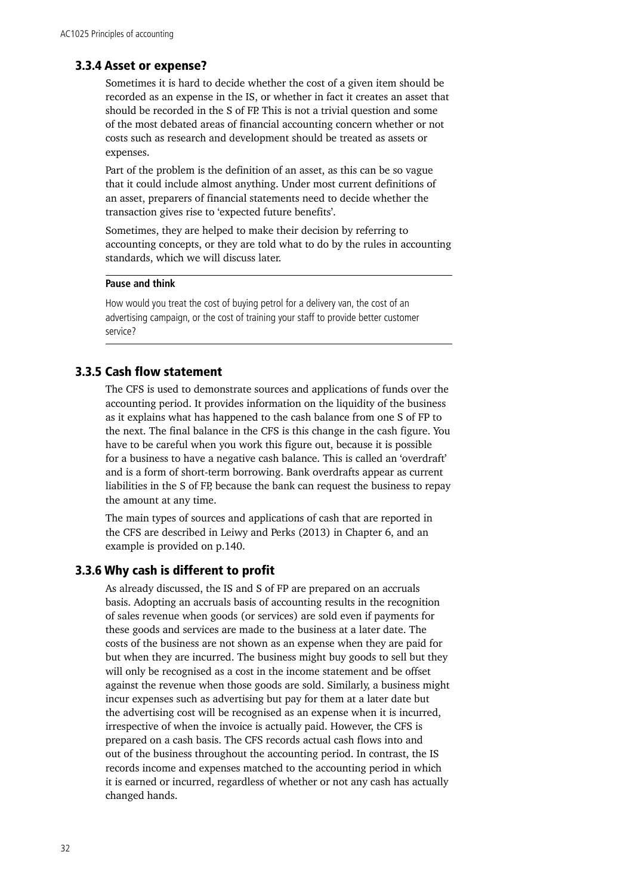### 3.3.4 Asset or expense?

Sometimes it is hard to decide whether the cost of a given item should be recorded as an expense in the IS, or whether in fact it creates an asset that should be recorded in the S of FP. This is not a trivial question and some of the most debated areas of financial accounting concern whether or not costs such as research and development should be treated as assets or expenses.

Part of the problem is the definition of an asset, as this can be so vague that it could include almost anything. Under most current definitions of an asset, preparers of financial statements need to decide whether the transaction gives rise to 'expected future benefits'.

Sometimes, they are helped to make their decision by referring to accounting concepts, or they are told what to do by the rules in accounting standards, which we will discuss later.

---

**Pause and think**

How would you treat the cost of buying petrol for a delivery van, the cost of an advertising campaign, or the cost of training your staff to provide better customer service?

---

### 3.3.5 Cash flow statement

The CFS is used to demonstrate sources and applications of funds over the accounting period. It provides information on the liquidity of the business as it explains what has happened to the cash balance from one S of FP to the next. The final balance in the CFS is this change in the cash figure. You have to be careful when you work this figure out, because it is possible for a business to have a negative cash balance. This is called an 'overdraft' and is a form of short-term borrowing. Bank overdrafts appear as current liabilities in the S of FP, because the bank can request the business to repay the amount at any time.

The main types of sources and applications of cash that are reported in the CFS are described in Leiwy and Perks (2013) in Chapter 6, and an example is provided on p.140.

### 3.3.6 Why cash is different to profit

As already discussed, the IS and S of FP are prepared on an accruals basis. Adopting an accruals basis of accounting results in the recognition of sales revenue when goods (or services) are sold even if payments for these goods and services are made to the business at a later date. The costs of the business are not shown as an expense when they are paid for but when they are incurred. The business might buy goods to sell but they will only be recognised as a cost in the income statement and be offset against the revenue when those goods are sold. Similarly, a business might incur expenses such as advertising but pay for them at a later date but the advertising cost will be recognised as an expense when it is incurred, irrespective of when the invoice is actually paid. However, the CFS is prepared on a cash basis. The CFS records actual cash flows into and out of the business throughout the accounting period. In contrast, the IS records income and expenses matched to the accounting period in which it is earned or incurred, regardless of whether or not any cash has actually changed hands.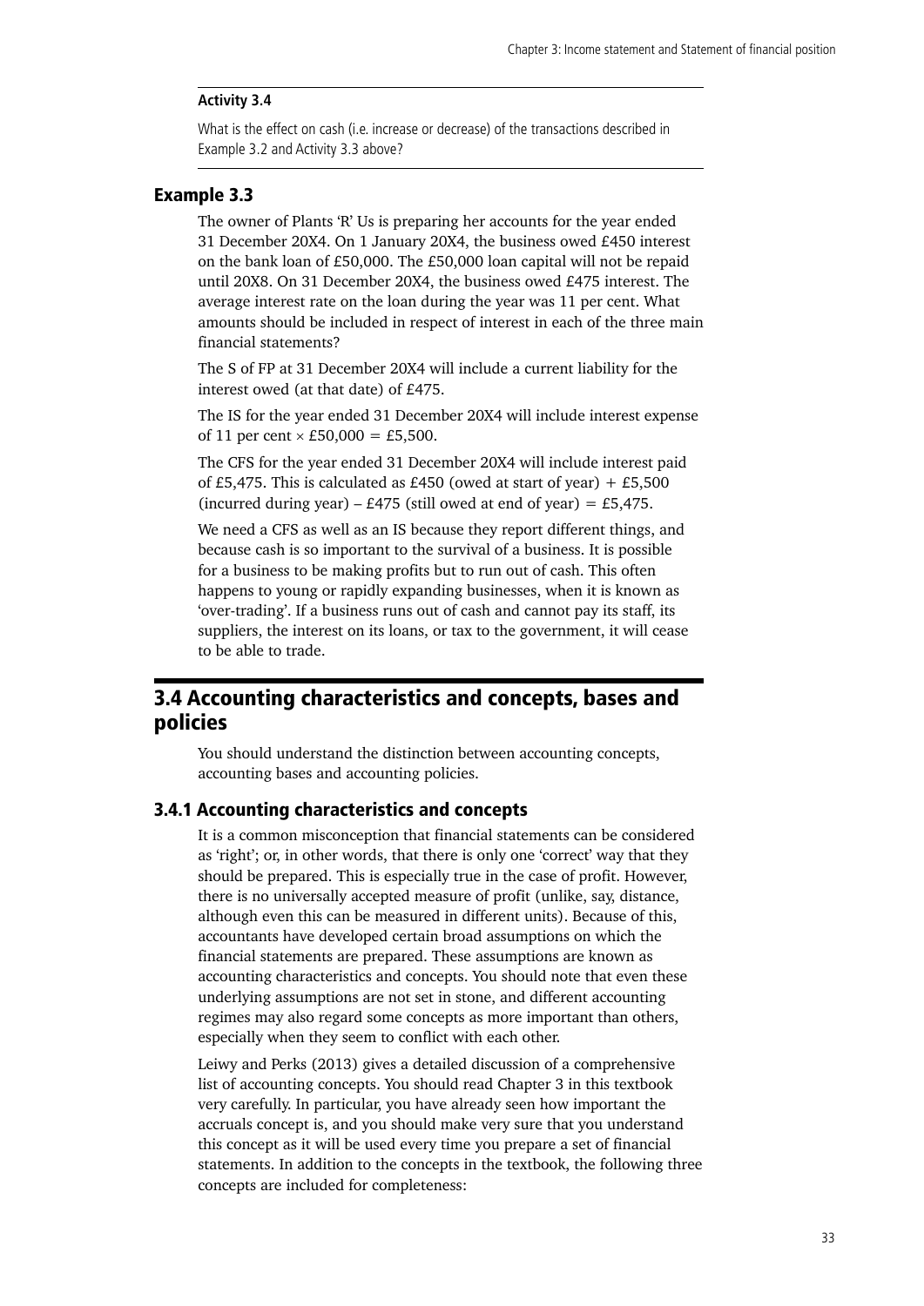**Activity 3.4**

What is the effect on cash (i.e. increase or decrease) of the transactions described in Example 3.2 and Activity 3.3 above?

### Example 3.3

The owner of Plants 'R' Us is preparing her accounts for the year ended 31 December 20X4. On 1 January 20X4, the business owed £450 interest on the bank loan of £50,000. The £50,000 loan capital will not be repaid until 20X8. On 31 December 20X4, the business owed £475 interest. The average interest rate on the loan during the year was 11 per cent. What amounts should be included in respect of interest in each of the three main financial statements?

The S of FP at 31 December 20X4 will include a current liability for the interest owed (at that date) of £475.

The IS for the year ended 31 December 20X4 will include interest expense of 11 per cent × £50,000 = £5,500.

The CFS for the year ended 31 December 20X4 will include interest paid of £5,475. This is calculated as £450 (owed at start of year) + £5,500 (incurred during year) – £475 (still owed at end of year) = £5,475.

We need a CFS as well as an IS because they report different things, and because cash is so important to the survival of a business. It is possible for a business to be making profits but to run out of cash. This often happens to young or rapidly expanding businesses, when it is known as 'over-trading'. If a business runs out of cash and cannot pay its staff, its suppliers, the interest on its loans, or tax to the government, it will cease to be able to trade.

## 3.4 Accounting characteristics and concepts, bases and policies

You should understand the distinction between accounting concepts, accounting bases and accounting policies.

### 3.4.1 Accounting characteristics and concepts

It is a common misconception that financial statements can be considered as 'right'; or, in other words, that there is only one 'correct' way that they should be prepared. This is especially true in the case of profit. However, there is no universally accepted measure of profit (unlike, say, distance, although even this can be measured in different units). Because of this, accountants have developed certain broad assumptions on which the financial statements are prepared. These assumptions are known as accounting characteristics and concepts. You should note that even these underlying assumptions are not set in stone, and different accounting regimes may also regard some concepts as more important than others, especially when they seem to conflict with each other.

Leiwy and Perks (2013) gives a detailed discussion of a comprehensive list of accounting concepts. You should read Chapter 3 in this textbook very carefully. In particular, you have already seen how important the accruals concept is, and you should make very sure that you understand this concept as it will be used every time you prepare a set of financial statements. In addition to the concepts in the textbook, the following three concepts are included for completeness: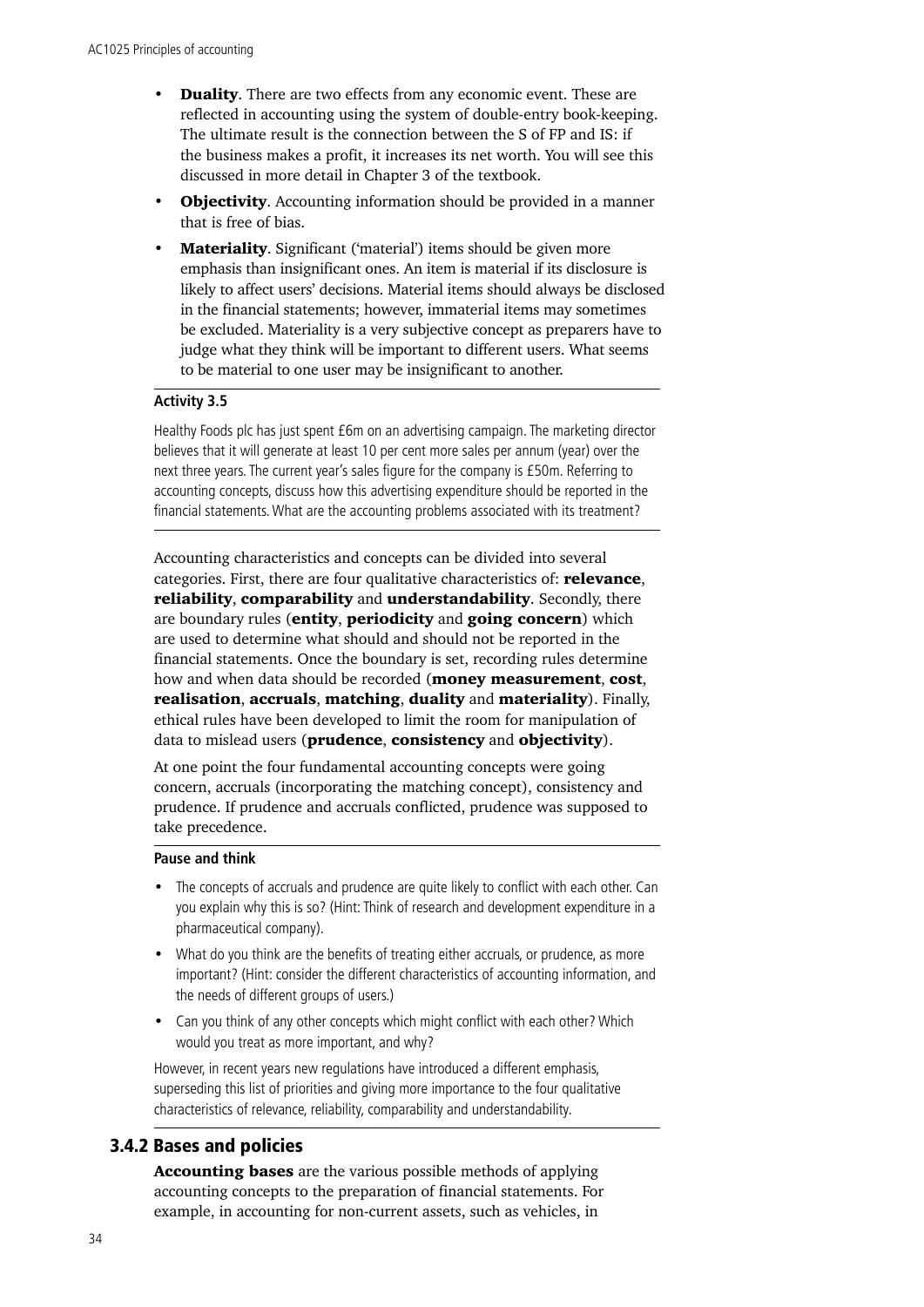- **Duality**. There are two effects from any economic event. These are reflected in accounting using the system of double-entry book-keeping. The ultimate result is the connection between the S of FP and IS: if the business makes a profit, it increases its net worth. You will see this discussed in more detail in Chapter 3 of the textbook.
- **Objectivity**. Accounting information should be provided in a manner that is free of bias.
- **Materiality**. Significant ('material') items should be given more emphasis than insignificant ones. An item is material if its disclosure is likely to affect users' decisions. Material items should always be disclosed in the financial statements; however, immaterial items may sometimes be excluded. Materiality is a very subjective concept as preparers have to judge what they think will be important to different users. What seems to be material to one user may be insignificant to another.

**Activity 3.5**

Healthy Foods plc has just spent £6m on an advertising campaign. The marketing director believes that it will generate at least 10 per cent more sales per annum (year) over the next three years. The current year's sales figure for the company is £50m. Referring to accounting concepts, discuss how this advertising expenditure should be reported in the financial statements. What are the accounting problems associated with its treatment?

Accounting characteristics and concepts can be divided into several categories. First, there are four qualitative characteristics of: **relevance**, **reliability**, **comparability** and **understandability**. Secondly, there are boundary rules (**entity**, **periodicity** and **going concern**) which are used to determine what should and should not be reported in the financial statements. Once the boundary is set, recording rules determine how and when data should be recorded (**money measurement**, **cost**, **realisation**, **accruals**, **matching**, **duality** and **materiality**). Finally, ethical rules have been developed to limit the room for manipulation of data to mislead users (**prudence**, **consistency** and **objectivity**).

At one point the four fundamental accounting concepts were going concern, accruals (incorporating the matching concept), consistency and prudence. If prudence and accruals conflicted, prudence was supposed to take precedence.

**Pause and think**

- The concepts of accruals and prudence are quite likely to conflict with each other. Can you explain why this is so? (Hint: Think of research and development expenditure in a pharmaceutical company).
- What do you think are the benefits of treating either accruals, or prudence, as more important? (Hint: consider the different characteristics of accounting information, and the needs of different groups of users.)
- Can you think of any other concepts which might conflict with each other? Which would you treat as more important, and why?

However, in recent years new regulations have introduced a different emphasis, superseding this list of priorities and giving more importance to the four qualitative characteristics of relevance, reliability, comparability and understandability.

## 3.4.2 Bases and policies

**Accounting bases** are the various possible methods of applying accounting concepts to the preparation of financial statements. For example, in accounting for non-current assets, such as vehicles, in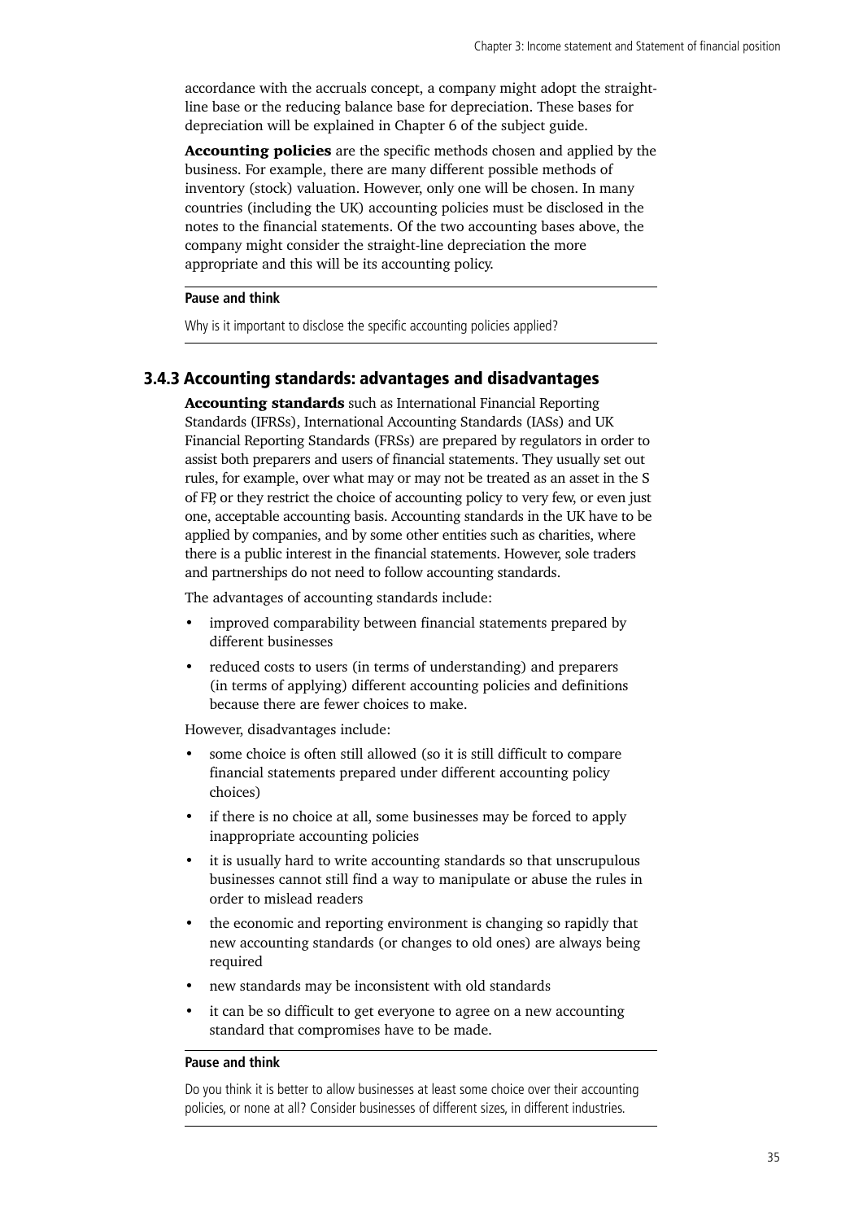accordance with the accruals concept, a company might adopt the straight-line base or the reducing balance base for depreciation. These bases for depreciation will be explained in Chapter 6 of the subject guide.

**Accounting policies** are the specific methods chosen and applied by the business. For example, there are many different possible methods of inventory (stock) valuation. However, only one will be chosen. In many countries (including the UK) accounting policies must be disclosed in the notes to the financial statements. Of the two accounting bases above, the company might consider the straight-line depreciation the more appropriate and this will be its accounting policy.

---

**Pause and think**

Why is it important to disclose the specific accounting policies applied?

---

### 3.4.3 Accounting standards: advantages and disadvantages

**Accounting standards** such as International Financial Reporting Standards (IFRSs), International Accounting Standards (IASs) and UK Financial Reporting Standards (FRSs) are prepared by regulators in order to assist both preparers and users of financial statements. They usually set out rules, for example, over what may or may not be treated as an asset in the S of FP, or they restrict the choice of accounting policy to very few, or even just one, acceptable accounting basis. Accounting standards in the UK have to be applied by companies, and by some other entities such as charities, where there is a public interest in the financial statements. However, sole traders and partnerships do not need to follow accounting standards.

The advantages of accounting standards include:

- improved comparability between financial statements prepared by different businesses
- reduced costs to users (in terms of understanding) and preparers (in terms of applying) different accounting policies and definitions because there are fewer choices to make.

However, disadvantages include:

- some choice is often still allowed (so it is still difficult to compare financial statements prepared under different accounting policy choices)
- if there is no choice at all, some businesses may be forced to apply inappropriate accounting policies
- it is usually hard to write accounting standards so that unscrupulous businesses cannot still find a way to manipulate or abuse the rules in order to mislead readers
- the economic and reporting environment is changing so rapidly that new accounting standards (or changes to old ones) are always being required
- new standards may be inconsistent with old standards
- it can be so difficult to get everyone to agree on a new accounting standard that compromises have to be made.

---

**Pause and think**

Do you think it is better to allow businesses at least some choice over their accounting policies, or none at all? Consider businesses of different sizes, in different industries.

---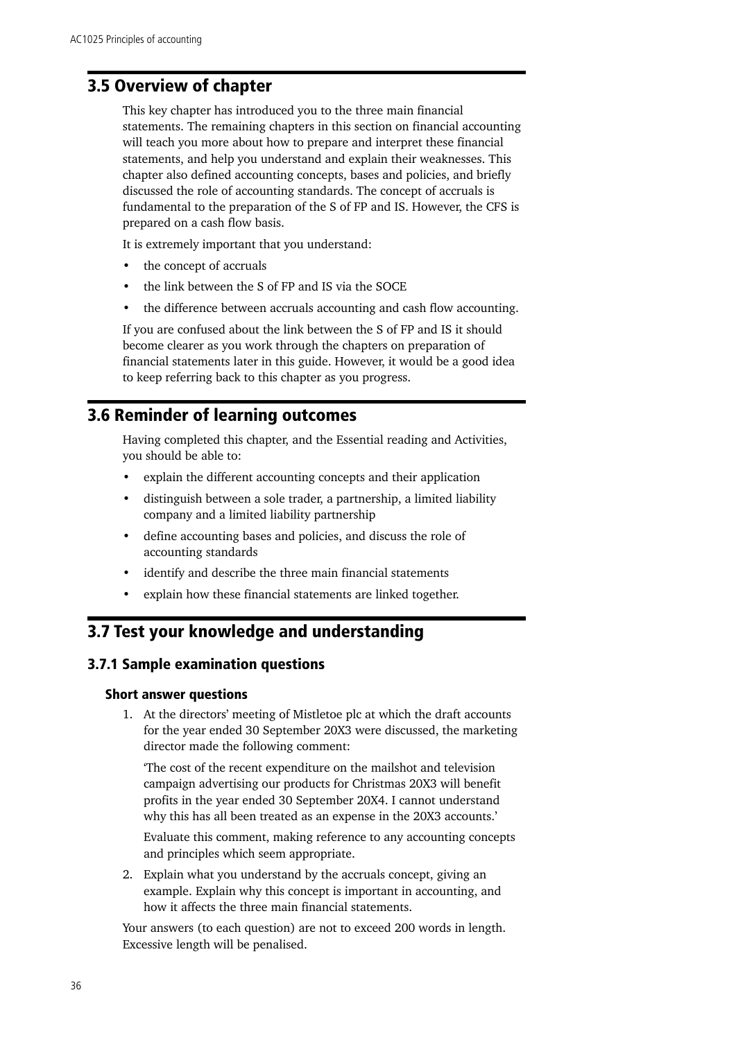## 3.5 Overview of chapter

This key chapter has introduced you to the three main financial statements. The remaining chapters in this section on financial accounting will teach you more about how to prepare and interpret these financial statements, and help you understand and explain their weaknesses. This chapter also defined accounting concepts, bases and policies, and briefly discussed the role of accounting standards. The concept of accruals is fundamental to the preparation of the S of FP and IS. However, the CFS is prepared on a cash flow basis.

It is extremely important that you understand:

- the concept of accruals
- the link between the S of FP and IS via the SOCE
- the difference between accruals accounting and cash flow accounting.

If you are confused about the link between the S of FP and IS it should become clearer as you work through the chapters on preparation of financial statements later in this guide. However, it would be a good idea to keep referring back to this chapter as you progress.

## 3.6 Reminder of learning outcomes

Having completed this chapter, and the Essential reading and Activities, you should be able to:

- explain the different accounting concepts and their application
- distinguish between a sole trader, a partnership, a limited liability company and a limited liability partnership
- define accounting bases and policies, and discuss the role of accounting standards
- identify and describe the three main financial statements
- explain how these financial statements are linked together.

## 3.7 Test your knowledge and understanding

### 3.7.1 Sample examination questions

#### Short answer questions

1. At the directors' meeting of Mistletoe plc at which the draft accounts for the year ended 30 September 20X3 were discussed, the marketing director made the following comment:

   'The cost of the recent expenditure on the mailshot and television campaign advertising our products for Christmas 20X3 will benefit profits in the year ended 30 September 20X4. I cannot understand why this has all been treated as an expense in the 20X3 accounts.'

   Evaluate this comment, making reference to any accounting concepts and principles which seem appropriate.

2. Explain what you understand by the accruals concept, giving an example. Explain why this concept is important in accounting, and how it affects the three main financial statements.

Your answers (to each question) are not to exceed 200 words in length. Excessive length will be penalised.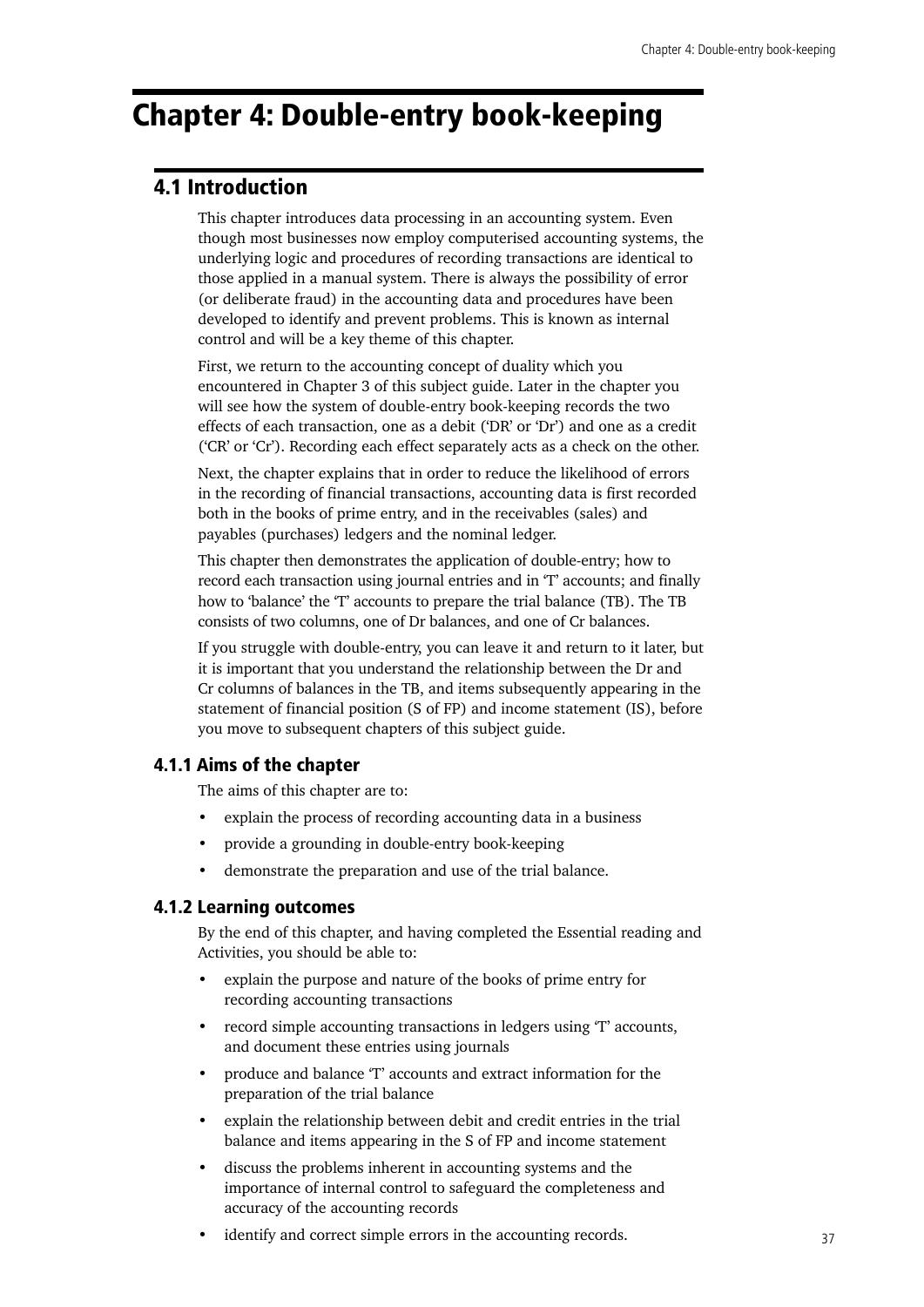# Chapter 4: Double-entry book-keeping

## 4.1 Introduction

This chapter introduces data processing in an accounting system. Even though most businesses now employ computerised accounting systems, the underlying logic and procedures of recording transactions are identical to those applied in a manual system. There is always the possibility of error (or deliberate fraud) in the accounting data and procedures have been developed to identify and prevent problems. This is known as internal control and will be a key theme of this chapter.

First, we return to the accounting concept of duality which you encountered in Chapter 3 of this subject guide. Later in the chapter you will see how the system of double-entry book-keeping records the two effects of each transaction, one as a debit ('DR' or 'Dr') and one as a credit ('CR' or 'Cr'). Recording each effect separately acts as a check on the other.

Next, the chapter explains that in order to reduce the likelihood of errors in the recording of financial transactions, accounting data is first recorded both in the books of prime entry, and in the receivables (sales) and payables (purchases) ledgers and the nominal ledger.

This chapter then demonstrates the application of double-entry; how to record each transaction using journal entries and in 'T' accounts; and finally how to 'balance' the 'T' accounts to prepare the trial balance (TB). The TB consists of two columns, one of Dr balances, and one of Cr balances.

If you struggle with double-entry, you can leave it and return to it later, but it is important that you understand the relationship between the Dr and Cr columns of balances in the TB, and items subsequently appearing in the statement of financial position (S of FP) and income statement (IS), before you move to subsequent chapters of this subject guide.

### 4.1.1 Aims of the chapter

The aims of this chapter are to:

- explain the process of recording accounting data in a business
- provide a grounding in double-entry book-keeping
- demonstrate the preparation and use of the trial balance.

### 4.1.2 Learning outcomes

By the end of this chapter, and having completed the Essential reading and Activities, you should be able to:

- explain the purpose and nature of the books of prime entry for recording accounting transactions
- record simple accounting transactions in ledgers using 'T' accounts, and document these entries using journals
- produce and balance 'T' accounts and extract information for the preparation of the trial balance
- explain the relationship between debit and credit entries in the trial balance and items appearing in the S of FP and income statement
- discuss the problems inherent in accounting systems and the importance of internal control to safeguard the completeness and accuracy of the accounting records
- identify and correct simple errors in the accounting records.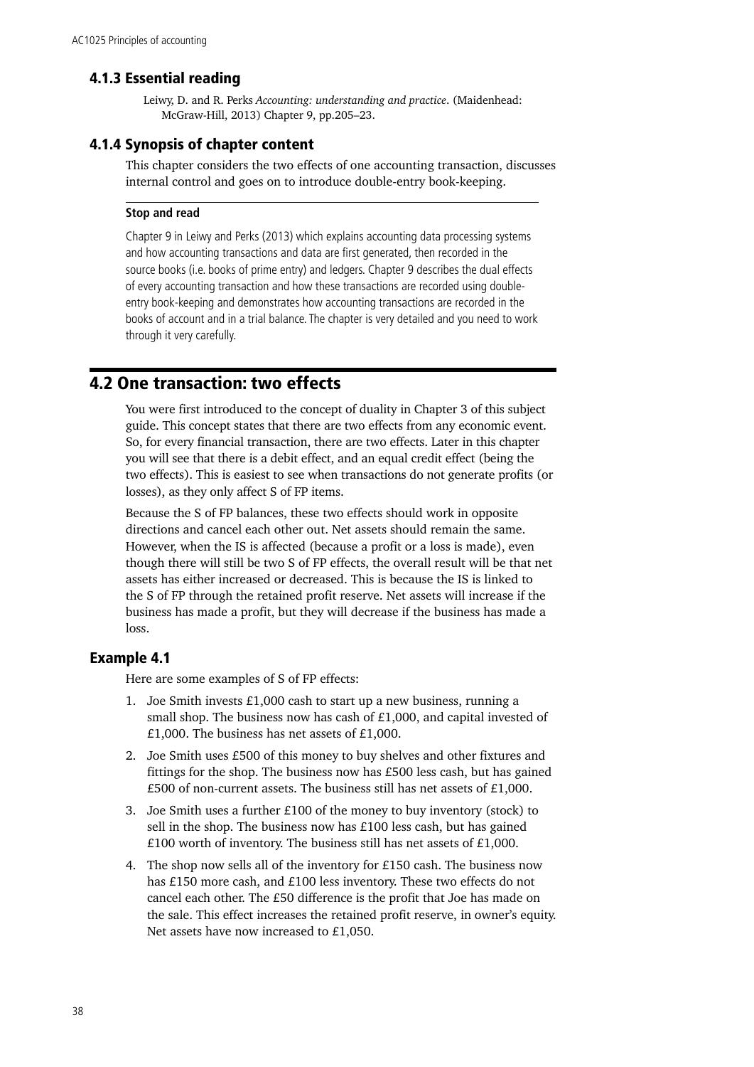### 4.1.3 Essential reading

Leiwy, D. and R. Perks *Accounting: understanding and practice*. (Maidenhead: McGraw-Hill, 2013) Chapter 9, pp.205–23.

### 4.1.4 Synopsis of chapter content

This chapter considers the two effects of one accounting transaction, discusses internal control and goes on to introduce double-entry book-keeping.

**Stop and read**

Chapter 9 in Leiwy and Perks (2013) which explains accounting data processing systems and how accounting transactions and data are first generated, then recorded in the source books (i.e. books of prime entry) and ledgers. Chapter 9 describes the dual effects of every accounting transaction and how these transactions are recorded using double-entry book-keeping and demonstrates how accounting transactions are recorded in the books of account and in a trial balance. The chapter is very detailed and you need to work through it very carefully.

## 4.2 One transaction: two effects

You were first introduced to the concept of duality in Chapter 3 of this subject guide. This concept states that there are two effects from any economic event. So, for every financial transaction, there are two effects. Later in this chapter you will see that there is a debit effect, and an equal credit effect (being the two effects). This is easiest to see when transactions do not generate profits (or losses), as they only affect S of FP items.

Because the S of FP balances, these two effects should work in opposite directions and cancel each other out. Net assets should remain the same. However, when the IS is affected (because a profit or a loss is made), even though there will still be two S of FP effects, the overall result will be that net assets has either increased or decreased. This is because the IS is linked to the S of FP through the retained profit reserve. Net assets will increase if the business has made a profit, but they will decrease if the business has made a loss.

### Example 4.1

Here are some examples of S of FP effects:

1. Joe Smith invests £1,000 cash to start up a new business, running a small shop. The business now has cash of £1,000, and capital invested of £1,000. The business has net assets of £1,000.
2. Joe Smith uses £500 of this money to buy shelves and other fixtures and fittings for the shop. The business now has £500 less cash, but has gained £500 of non-current assets. The business still has net assets of £1,000.
3. Joe Smith uses a further £100 of the money to buy inventory (stock) to sell in the shop. The business now has £100 less cash, but has gained £100 worth of inventory. The business still has net assets of £1,000.
4. The shop now sells all of the inventory for £150 cash. The business now has £150 more cash, and £100 less inventory. These two effects do not cancel each other. The £50 difference is the profit that Joe has made on the sale. This effect increases the retained profit reserve, in owner's equity. Net assets have now increased to £1,050.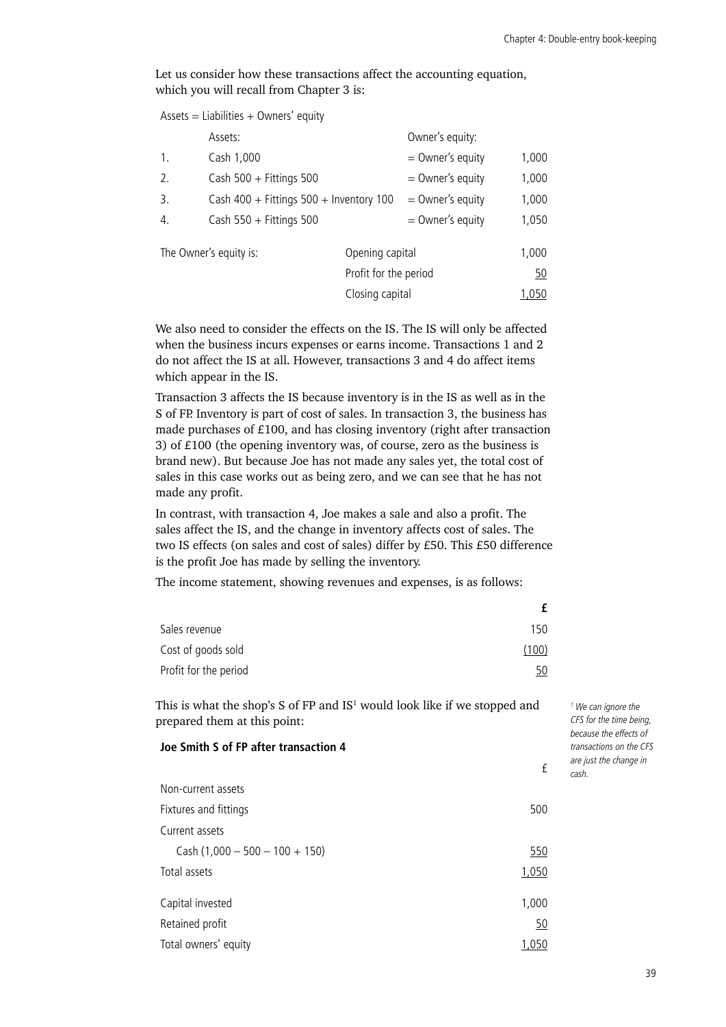Let us consider how these transactions affect the accounting equation, which you will recall from Chapter 3 is:

Assets = Liabilities + Owners' equity

| | Assets: | Owner's equity: | |
|---|---|---|---|
| 1. | Cash 1,000 | = Owner's equity | 1,000 |
| 2. | Cash 500 + Fittings 500 | = Owner's equity | 1,000 |
| 3. | Cash 400 + Fittings 500 + Inventory 100 | = Owner's equity | 1,000 |
| 4. | Cash 550 + Fittings 500 | = Owner's equity | 1,050 |

| The Owner's equity is: | | |
|---|---|---|
| | Opening capital | 1,000 |
| | Profit for the period | 50 |
| | Closing capital | 1,050 |

We also need to consider the effects on the IS. The IS will only be affected when the business incurs expenses or earns income. Transactions 1 and 2 do not affect the IS at all. However, transactions 3 and 4 do affect items which appear in the IS.

Transaction 3 affects the IS because inventory is in the IS as well as in the S of FP. Inventory is part of cost of sales. In transaction 3, the business has made purchases of £100, and has closing inventory (right after transaction 3) of £100 (the opening inventory was, of course, zero as the business is brand new). But because Joe has not made any sales yet, the total cost of sales in this case works out as being zero, and we can see that he has not made any profit.

In contrast, with transaction 4, Joe makes a sale and also a profit. The sales affect the IS, and the change in inventory affects cost of sales. The two IS effects (on sales and cost of sales) differ by £50. This £50 difference is the profit Joe has made by selling the inventory.

The income statement, showing revenues and expenses, is as follows:

| | £ |
|---|---|
| Sales revenue | 150 |
| Cost of goods sold | (100) |
| Profit for the period | 50 |

This is what the shop's S of FP and IS[1] would look like if we stopped and prepared them at this point:

[1] We can ignore the CFS for the time being, because the effects of transactions on the CFS are just the change in cash.

**Joe Smith S of FP after transaction 4**

| | £ |
|---|---|
| Non-current assets | |
| Fixtures and fittings | 500 |
| Current assets | |
| Cash (1,000 – 500 – 100 + 150) | 550 |
| Total assets | 1,050 |
| | |
| Capital invested | 1,000 |
| Retained profit | 50 |
| Total owners' equity | 1,050 |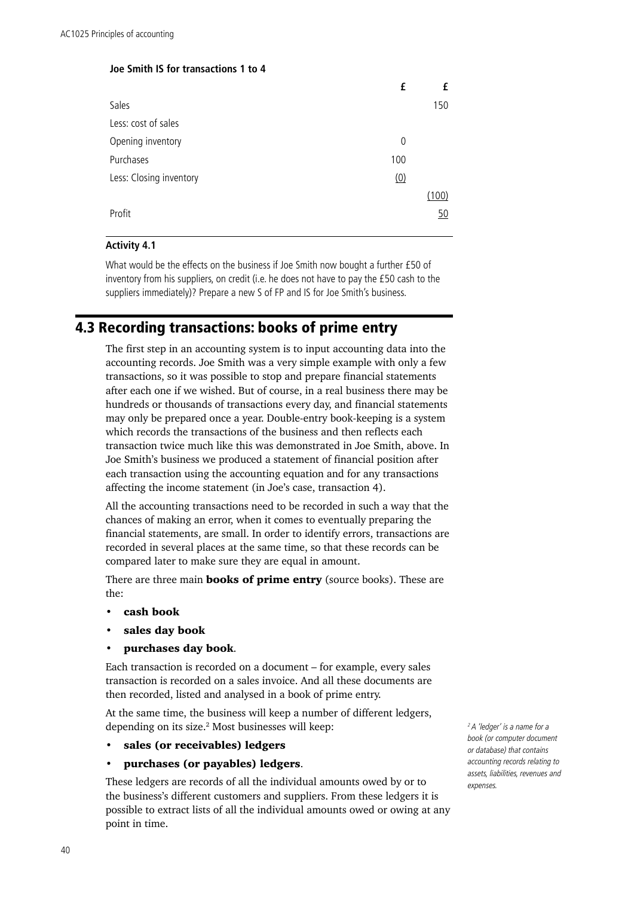**Joe Smith IS for transactions 1 to 4**

| | £ | £ |
|---|---|---|
| Sales | | 150 |
| Less: cost of sales | | |
| Opening inventory | 0 | |
| Purchases | 100 | |
| Less: Closing inventory | (0) | |
| | | (100) |
| Profit | | 50 |

**Activity 4.1**

What would be the effects on the business if Joe Smith now bought a further £50 of inventory from his suppliers, on credit (i.e. he does not have to pay the £50 cash to the suppliers immediately)? Prepare a new S of FP and IS for Joe Smith's business.

## 4.3 Recording transactions: books of prime entry

The first step in an accounting system is to input accounting data into the accounting records. Joe Smith was a very simple example with only a few transactions, so it was possible to stop and prepare financial statements after each one if we wished. But of course, in a real business there may be hundreds or thousands of transactions every day, and financial statements may only be prepared once a year. Double-entry book-keeping is a system which records the transactions of the business and then reflects each transaction twice much like this was demonstrated in Joe Smith, above. In Joe Smith's business we produced a statement of financial position after each transaction using the accounting equation and for any transactions affecting the income statement (in Joe's case, transaction 4).

All the accounting transactions need to be recorded in such a way that the chances of making an error, when it comes to eventually preparing the financial statements, are small. In order to identify errors, transactions are recorded in several places at the same time, so that these records can be compared later to make sure they are equal in amount.

There are three main **books of prime entry** (source books). These are the:

- **cash book**
- **sales day book**
- **purchases day book**.

Each transaction is recorded on a document – for example, every sales transaction is recorded on a sales invoice. And all these documents are then recorded, listed and analysed in a book of prime entry.

At the same time, the business will keep a number of different ledgers, depending on its size.[2] Most businesses will keep:

- **sales (or receivables) ledgers**
- **purchases (or payables) ledgers**.

These ledgers are records of all the individual amounts owed by or to the business's different customers and suppliers. From these ledgers it is possible to extract lists of all the individual amounts owed or owing at any point in time.

*[2] A 'ledger' is a name for a book (or computer document or database) that contains accounting records relating to assets, liabilities, revenues and expenses.*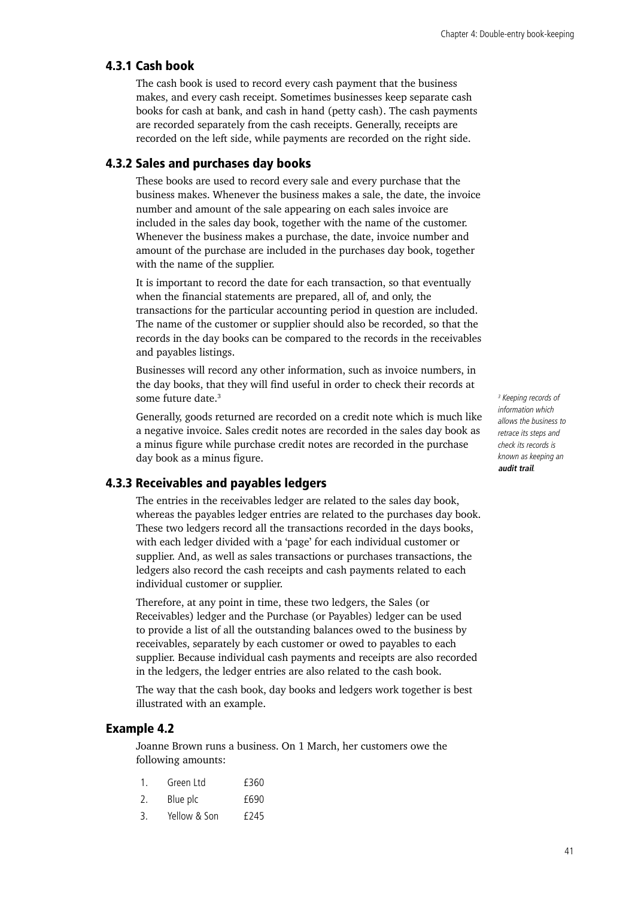### 4.3.1 Cash book

The cash book is used to record every cash payment that the business makes, and every cash receipt. Sometimes businesses keep separate cash books for cash at bank, and cash in hand (petty cash). The cash payments are recorded separately from the cash receipts. Generally, receipts are recorded on the left side, while payments are recorded on the right side.

### 4.3.2 Sales and purchases day books

These books are used to record every sale and every purchase that the business makes. Whenever the business makes a sale, the date, the invoice number and amount of the sale appearing on each sales invoice are included in the sales day book, together with the name of the customer. Whenever the business makes a purchase, the date, invoice number and amount of the purchase are included in the purchases day book, together with the name of the supplier.

It is important to record the date for each transaction, so that eventually when the financial statements are prepared, all of, and only, the transactions for the particular accounting period in question are included. The name of the customer or supplier should also be recorded, so that the records in the day books can be compared to the records in the receivables and payables listings.

Businesses will record any other information, such as invoice numbers, in the day books, that they will find useful in order to check their records at some future date.[3]

[3] *Keeping records of information which allows the business to retrace its steps and check its records is known as keeping an **audit trail**.*

Generally, goods returned are recorded on a credit note which is much like a negative invoice. Sales credit notes are recorded in the sales day book as a minus figure while purchase credit notes are recorded in the purchase day book as a minus figure.

### 4.3.3 Receivables and payables ledgers

The entries in the receivables ledger are related to the sales day book, whereas the payables ledger entries are related to the purchases day book. These two ledgers record all the transactions recorded in the days books, with each ledger divided with a 'page' for each individual customer or supplier. And, as well as sales transactions or purchases transactions, the ledgers also record the cash receipts and cash payments related to each individual customer or supplier.

Therefore, at any point in time, these two ledgers, the Sales (or Receivables) ledger and the Purchase (or Payables) ledger can be used to provide a list of all the outstanding balances owed to the business by receivables, separately by each customer or owed to payables to each supplier. Because individual cash payments and receipts are also recorded in the ledgers, the ledger entries are also related to the cash book.

The way that the cash book, day books and ledgers work together is best illustrated with an example.

## Example 4.2

Joanne Brown runs a business. On 1 March, her customers owe the following amounts:

1. Green Ltd £360
2. Blue plc £690
3. Yellow & Son £245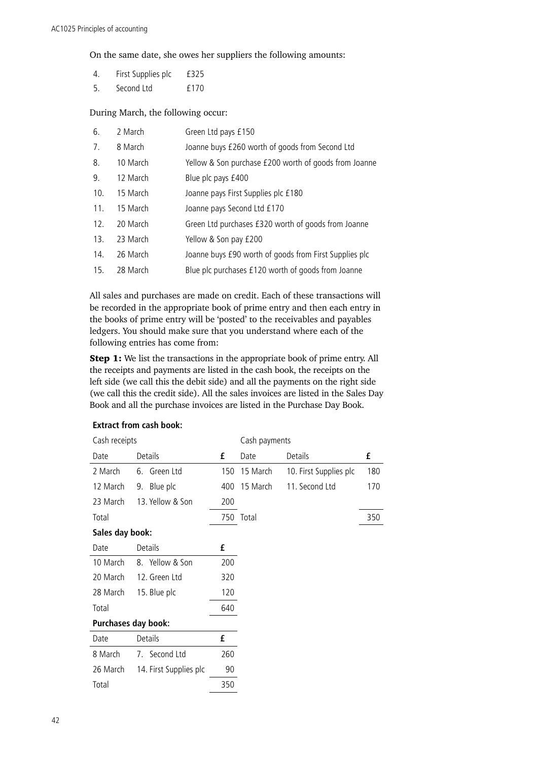On the same date, she owes her suppliers the following amounts:

| | | |
|---|---|---|
| 4. | First Supplies plc | £325 |
| 5. | Second Ltd | £170 |

During March, the following occur:

| | | |
|---|---|---|
| 6. | 2 March | Green Ltd pays £150 |
| 7. | 8 March | Joanne buys £260 worth of goods from Second Ltd |
| 8. | 10 March | Yellow & Son purchase £200 worth of goods from Joanne |
| 9. | 12 March | Blue plc pays £400 |
| 10. | 15 March | Joanne pays First Supplies plc £180 |
| 11. | 15 March | Joanne pays Second Ltd £170 |
| 12. | 20 March | Green Ltd purchases £320 worth of goods from Joanne |
| 13. | 23 March | Yellow & Son pay £200 |
| 14. | 26 March | Joanne buys £90 worth of goods from First Supplies plc |
| 15. | 28 March | Blue plc purchases £120 worth of goods from Joanne |

All sales and purchases are made on credit. Each of these transactions will be recorded in the appropriate book of prime entry and then each entry in the books of prime entry will be 'posted' to the receivables and payables ledgers. You should make sure that you understand where each of the following entries has come from:

**Step 1:** We list the transactions in the appropriate book of prime entry. All the receipts and payments are listed in the cash book, the receipts on the left side (we call this the debit side) and all the payments on the right side (we call this the credit side). All the sales invoices are listed in the Sales Day Book and all the purchase invoices are listed in the Purchase Day Book.

**Extract from cash book:**

| Cash receipts | | | Cash payments | | |
|---|---|---|---|---|---|
| Date | Details | £ | Date | Details | £ |
| 2 March | 6. Green Ltd | 150 | 15 March | 10. First Supplies plc | 180 |
| 12 March | 9. Blue plc | 400 | 15 March | 11. Second Ltd | 170 |
| 23 March | 13. Yellow & Son | 200 | | | |
| Total | | 750 | Total | | 350 |

**Sales day book:**

| Date | Details | £ |
|---|---|---|
| 10 March | 8. Yellow & Son | 200 |
| 20 March | 12. Green Ltd | 320 |
| 28 March | 15. Blue plc | 120 |
| Total | | 640 |

**Purchases day book:**

| Date | Details | £ |
|---|---|---|
| 8 March | 7. Second Ltd | 260 |
| 26 March | 14. First Supplies plc | 90 |
| Total | | 350 |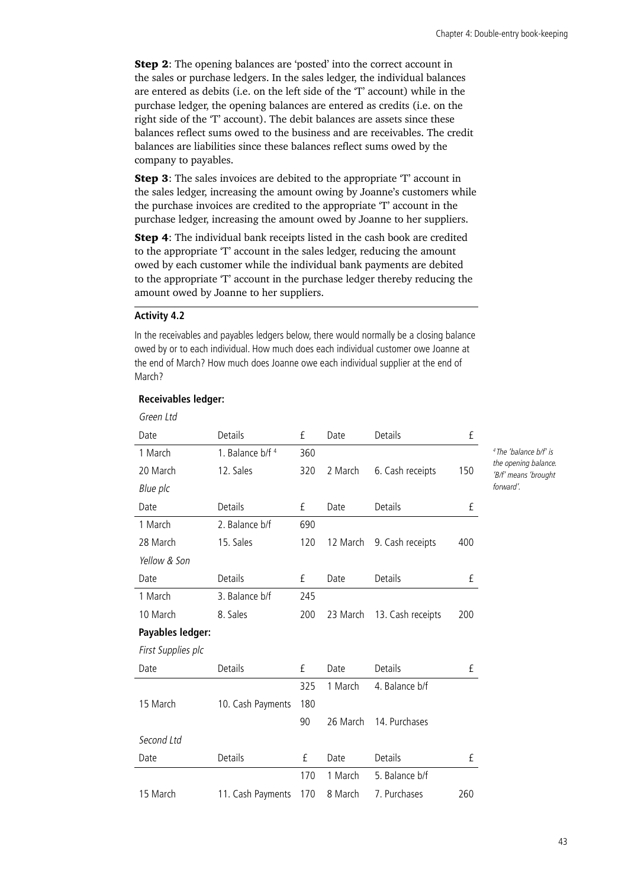**Step 2**: The opening balances are 'posted' into the correct account in the sales or purchase ledgers. In the sales ledger, the individual balances are entered as debits (i.e. on the left side of the 'T' account) while in the purchase ledger, the opening balances are entered as credits (i.e. on the right side of the 'T' account). The debit balances are assets since these balances reflect sums owed to the business and are receivables. The credit balances are liabilities since these balances reflect sums owed by the company to payables.

**Step 3**: The sales invoices are debited to the appropriate 'T' account in the sales ledger, increasing the amount owing by Joanne's customers while the purchase invoices are credited to the appropriate 'T' account in the purchase ledger, increasing the amount owed by Joanne to her suppliers.

**Step 4**: The individual bank receipts listed in the cash book are credited to the appropriate 'T' account in the sales ledger, reducing the amount owed by each customer while the individual bank payments are debited to the appropriate 'T' account in the purchase ledger thereby reducing the amount owed by Joanne to her suppliers.

**Activity 4.2**

In the receivables and payables ledgers below, there would normally be a closing balance owed by or to each individual. How much does each individual customer owe Joanne at the end of March? How much does Joanne owe each individual supplier at the end of March?

**Receivables ledger:**

*Green Ltd*

| Date | Details | £ | Date | Details | £ |
|---|---|---|---|---|---|
| 1 March | 1. Balance b/f [4] | 360 | | | |
| 20 March | 12. Sales | 320 | 2 March | 6. Cash receipts | 150 |

*Blue plc*

| Date | Details | £ | Date | Details | £ |
|---|---|---|---|---|---|
| 1 March | 2. Balance b/f | 690 | | | |
| 28 March | 15. Sales | 120 | 12 March | 9. Cash receipts | 400 |

*Yellow & Son*

| Date | Details | £ | Date | Details | £ |
|---|---|---|---|---|---|
| 1 March | 3. Balance b/f | 245 | | | |
| 10 March | 8. Sales | 200 | 23 March | 13. Cash receipts | 200 |

**Payables ledger:**

*First Supplies plc*

| Date | Details | £ | Date | Details | £ |
|---|---|---|---|---|---|
| | | 325 | 1 March | 4. Balance b/f | |
| 15 March | 10. Cash Payments | 180 | | | |
| | | 90 | 26 March | 14. Purchases | |

*Second Ltd*

| Date | Details | £ | Date | Details | £ |
|---|---|---|---|---|---|
| | | 170 | 1 March | 5. Balance b/f | |
| 15 March | 11. Cash Payments | 170 | 8 March | 7. Purchases | 260 |

[4] The 'balance b/f' is the opening balance. 'B/f' means 'brought forward'.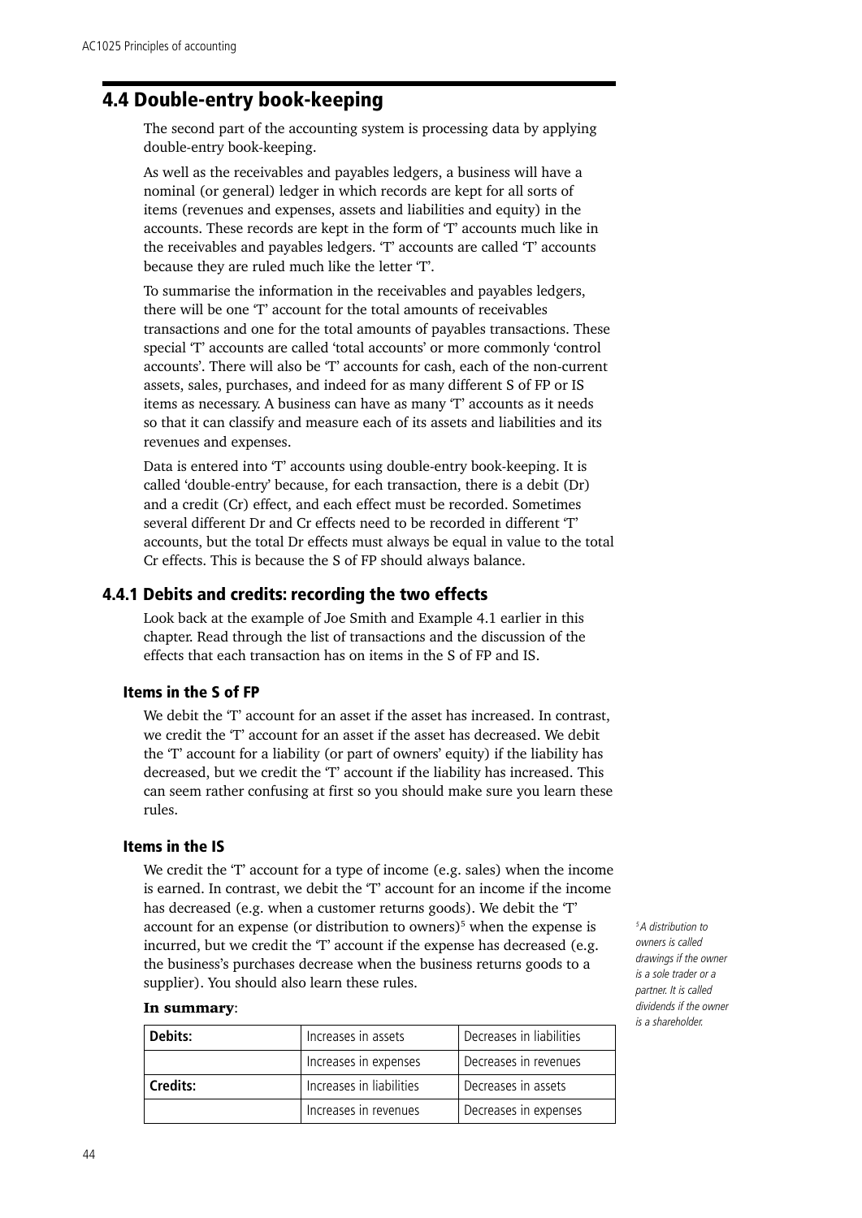## 4.4 Double-entry book-keeping

The second part of the accounting system is processing data by applying double-entry book-keeping.

As well as the receivables and payables ledgers, a business will have a nominal (or general) ledger in which records are kept for all sorts of items (revenues and expenses, assets and liabilities and equity) in the accounts. These records are kept in the form of 'T' accounts much like in the receivables and payables ledgers. 'T' accounts are called 'T' accounts because they are ruled much like the letter 'T'.

To summarise the information in the receivables and payables ledgers, there will be one 'T' account for the total amounts of receivables transactions and one for the total amounts of payables transactions. These special 'T' accounts are called 'total accounts' or more commonly 'control accounts'. There will also be 'T' accounts for cash, each of the non-current assets, sales, purchases, and indeed for as many different S of FP or IS items as necessary. A business can have as many 'T' accounts as it needs so that it can classify and measure each of its assets and liabilities and its revenues and expenses.

Data is entered into 'T' accounts using double-entry book-keeping. It is called 'double-entry' because, for each transaction, there is a debit (Dr) and a credit (Cr) effect, and each effect must be recorded. Sometimes several different Dr and Cr effects need to be recorded in different 'T' accounts, but the total Dr effects must always be equal in value to the total Cr effects. This is because the S of FP should always balance.

### 4.4.1 Debits and credits: recording the two effects

Look back at the example of Joe Smith and Example 4.1 earlier in this chapter. Read through the list of transactions and the discussion of the effects that each transaction has on items in the S of FP and IS.

#### Items in the S of FP

We debit the 'T' account for an asset if the asset has increased. In contrast, we credit the 'T' account for an asset if the asset has decreased. We debit the 'T' account for a liability (or part of owners' equity) if the liability has decreased, but we credit the 'T' account if the liability has increased. This can seem rather confusing at first so you should make sure you learn these rules.

#### Items in the IS

We credit the 'T' account for a type of income (e.g. sales) when the income is earned. In contrast, we debit the 'T' account for an income if the income has decreased (e.g. when a customer returns goods). We debit the 'T' account for an expense (or distribution to owners)[5] when the expense is incurred, but we credit the 'T' account if the expense has decreased (e.g. the business's purchases decrease when the business returns goods to a supplier). You should also learn these rules.

[5] *A distribution to owners is called drawings if the owner is a sole trader or a partner. It is called dividends if the owner is a shareholder.*

**In summary**:

| **Debits:** | Increases in assets | Decreases in liabilities |
|---|---|---|
| | Increases in expenses | Decreases in revenues |
| **Credits:** | Increases in liabilities | Decreases in assets |
| | Increases in revenues | Decreases in expenses |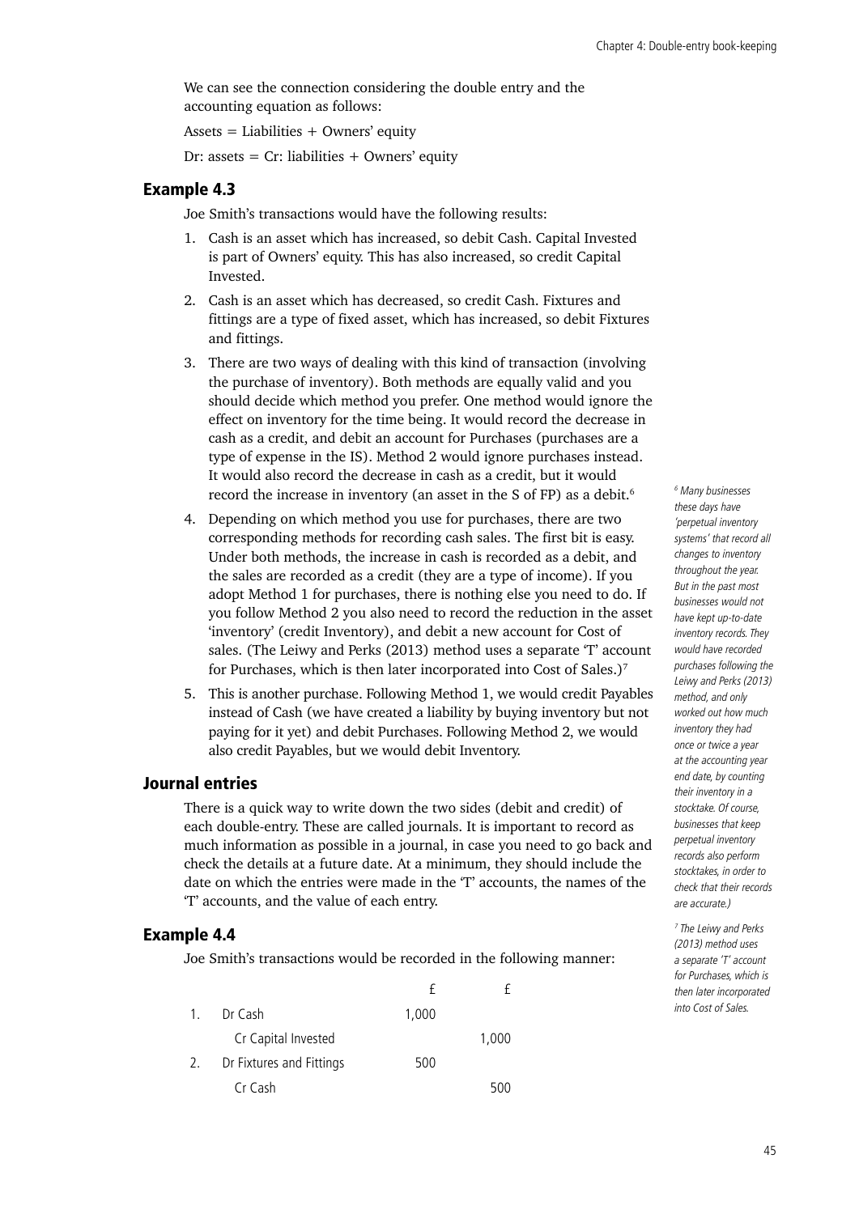We can see the connection considering the double entry and the accounting equation as follows:

Assets = Liabilities + Owners' equity

Dr: assets = Cr: liabilities + Owners' equity

## Example 4.3

Joe Smith's transactions would have the following results:

1. Cash is an asset which has increased, so debit Cash. Capital Invested is part of Owners' equity. This has also increased, so credit Capital Invested.
2. Cash is an asset which has decreased, so credit Cash. Fixtures and fittings are a type of fixed asset, which has increased, so debit Fixtures and fittings.
3. There are two ways of dealing with this kind of transaction (involving the purchase of inventory). Both methods are equally valid and you should decide which method you prefer. One method would ignore the effect on inventory for the time being. It would record the decrease in cash as a credit, and debit an account for Purchases (purchases are a type of expense in the IS). Method 2 would ignore purchases instead. It would also record the decrease in cash as a credit, but it would record the increase in inventory (an asset in the S of FP) as a debit.[6]
4. Depending on which method you use for purchases, there are two corresponding methods for recording cash sales. The first bit is easy. Under both methods, the increase in cash is recorded as a debit, and the sales are recorded as a credit (they are a type of income). If you adopt Method 1 for purchases, there is nothing else you need to do. If you follow Method 2 you also need to record the reduction in the asset 'inventory' (credit Inventory), and debit a new account for Cost of sales. (The Leiwy and Perks (2013) method uses a separate 'T' account for Purchases, which is then later incorporated into Cost of Sales.)[7]
5. This is another purchase. Following Method 1, we would credit Payables instead of Cash (we have created a liability by buying inventory but not paying for it yet) and debit Purchases. Following Method 2, we would also credit Payables, but we would debit Inventory.

## Journal entries

There is a quick way to write down the two sides (debit and credit) of each double-entry. These are called journals. It is important to record as much information as possible in a journal, in case you need to go back and check the details at a future date. At a minimum, they should include the date on which the entries were made in the 'T' accounts, the names of the 'T' accounts, and the value of each entry.

## Example 4.4

Joe Smith's transactions would be recorded in the following manner:

| | | £ | £ |
|---|---|---|---|
| 1. | Dr Cash | 1,000 | |
| | Cr Capital Invested | | 1,000 |
| 2. | Dr Fixtures and Fittings | 500 | |
| | Cr Cash | | 500 |

---

*[6] Many businesses these days have 'perpetual inventory systems' that record all changes to inventory throughout the year. But in the past most businesses would not have kept up-to-date inventory records. They would have recorded purchases following the Leiwy and Perks (2013) method, and only worked out how much inventory they had once or twice a year at the accounting year end date, by counting their inventory in a stocktake. Of course, businesses that keep perpetual inventory records also perform stocktakes, in order to check that their records are accurate.)*

*[7] The Leiwy and Perks (2013) method uses a separate 'T' account for Purchases, which is then later incorporated into Cost of Sales.*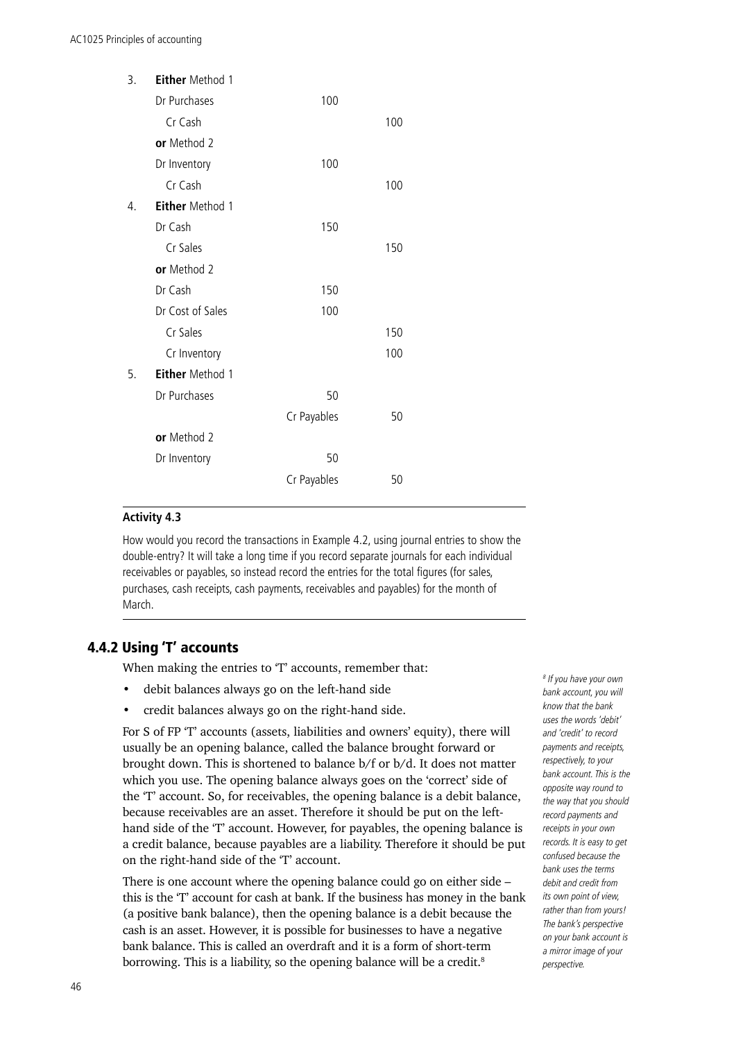3. **Either** Method 1

| | | |
|---|---|---|
| Dr Purchases | 100 | |
| Cr Cash | | 100 |

**or** Method 2

| | | |
|---|---|---|
| Dr Inventory | 100 | |
| Cr Cash | | 100 |

4. **Either** Method 1

| | | |
|---|---|---|
| Dr Cash | 150 | |
| Cr Sales | | 150 |

**or** Method 2

| | | |
|---|---|---|
| Dr Cash | 150 | |
| Dr Cost of Sales | 100 | |
| Cr Sales | | 150 |
| Cr Inventory | | 100 |

5. **Either** Method 1

| | | |
|---|---|---|
| Dr Purchases | 50 | |
| | Cr Payables | 50 |

**or** Method 2

| | | |
|---|---|---|
| Dr Inventory | 50 | |
| | Cr Payables | 50 |

---

**Activity 4.3**

How would you record the transactions in Example 4.2, using journal entries to show the double-entry? It will take a long time if you record separate journals for each individual receivables or payables, so instead record the entries for the total figures (for sales, purchases, cash receipts, cash payments, receivables and payables) for the month of March.

---

## 4.4.2 Using 'T' accounts

When making the entries to 'T' accounts, remember that:

- debit balances always go on the left-hand side
- credit balances always go on the right-hand side.

For S of FP 'T' accounts (assets, liabilities and owners' equity), there will usually be an opening balance, called the balance brought forward or brought down. This is shortened to balance b/f or b/d. It does not matter which you use. The opening balance always goes on the 'correct' side of the 'T' account. So, for receivables, the opening balance is a debit balance, because receivables are an asset. Therefore it should be put on the left-hand side of the 'T' account. However, for payables, the opening balance is a credit balance, because payables are a liability. Therefore it should be put on the right-hand side of the 'T' account.

There is one account where the opening balance could go on either side – this is the 'T' account for cash at bank. If the business has money in the bank (a positive bank balance), then the opening balance is a debit because the cash is an asset. However, it is possible for businesses to have a negative bank balance. This is called an overdraft and it is a form of short-term borrowing. This is a liability, so the opening balance will be a credit.[8]

[8] *If you have your own bank account, you will know that the bank uses the words 'debit' and 'credit' to record payments and receipts, respectively, to your bank account. This is the opposite way round to the way that you should record payments and receipts in your own records. It is easy to get confused because the bank uses the terms debit and credit from its own point of view, rather than from yours! The bank's perspective on your bank account is a mirror image of your perspective.*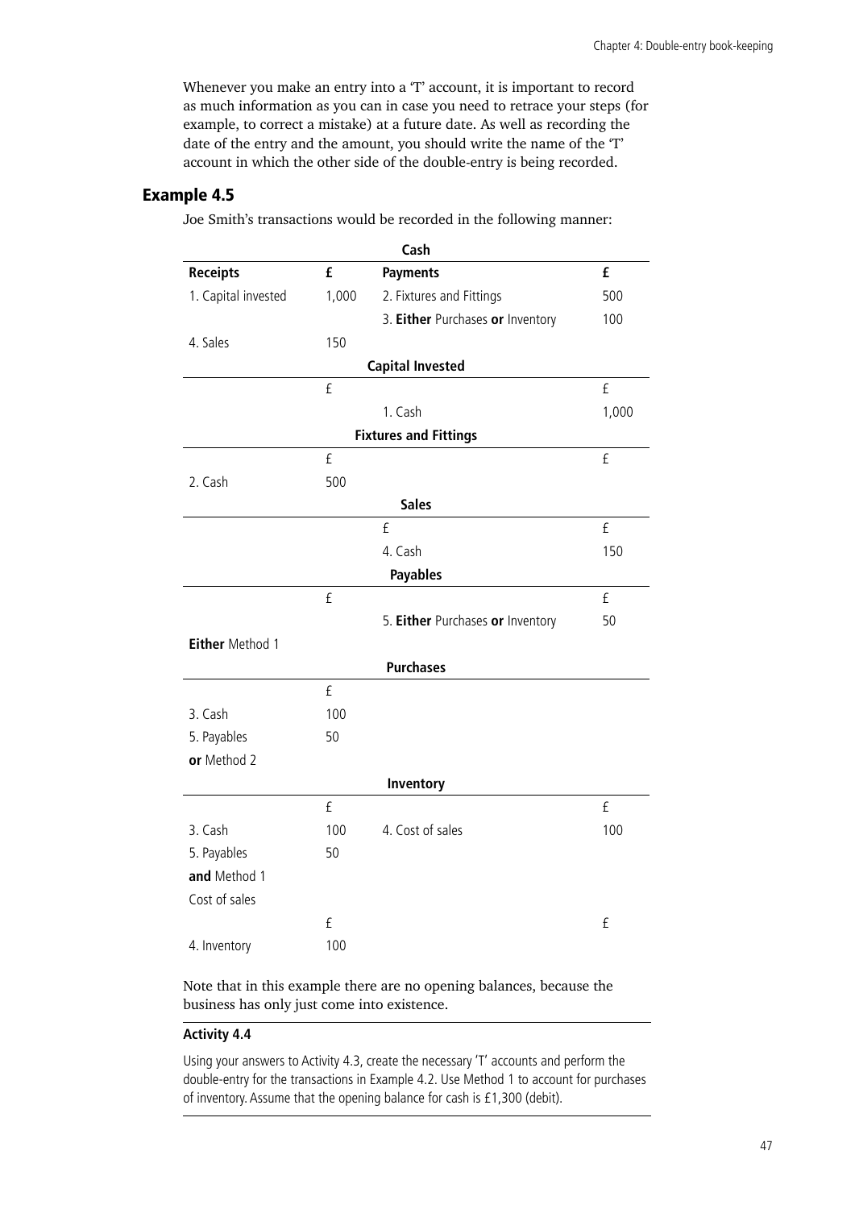Whenever you make an entry into a 'T' account, it is important to record as much information as you can in case you need to retrace your steps (for example, to correct a mistake) at a future date. As well as recording the date of the entry and the amount, you should write the name of the 'T' account in which the other side of the double-entry is being recorded.

## Example 4.5

Joe Smith's transactions would be recorded in the following manner:

**Cash**

| **Receipts** | **£** | **Payments** | **£** |
|---|---|---|---|
| 1. Capital invested | 1,000 | 2. Fixtures and Fittings | 500 |
| | | 3. **Either** Purchases **or** Inventory | 100 |
| 4. Sales | 150 | | |

**Capital Invested**

| | £ | | £ |
|---|---|---|---|
| | | 1. Cash | 1,000 |

**Fixtures and Fittings**

| | £ | | £ |
|---|---|---|---|
| 2. Cash | 500 | | |

**Sales**

| | | £ | £ |
|---|---|---|---|
| | | 4. Cash | 150 |

**Payables**

| | £ | | £ |
|---|---|---|---|
| | | 5. **Either** Purchases **or** Inventory | 50 |

**Either** Method 1

**Purchases**

| | £ |
|---|---|
| 3. Cash | 100 |
| 5. Payables | 50 |

**or** Method 2

**Inventory**

| | £ | | £ |
|---|---|---|---|
| 3. Cash | 100 | 4. Cost of sales | 100 |
| 5. Payables | 50 | | |

**and** Method 1

Cost of sales

| | £ | | £ |
|---|---|---|---|
| 4. Inventory | 100 | | |

Note that in this example there are no opening balances, because the business has only just come into existence.

**Activity 4.4**

Using your answers to Activity 4.3, create the necessary 'T' accounts and perform the double-entry for the transactions in Example 4.2. Use Method 1 to account for purchases of inventory. Assume that the opening balance for cash is £1,300 (debit).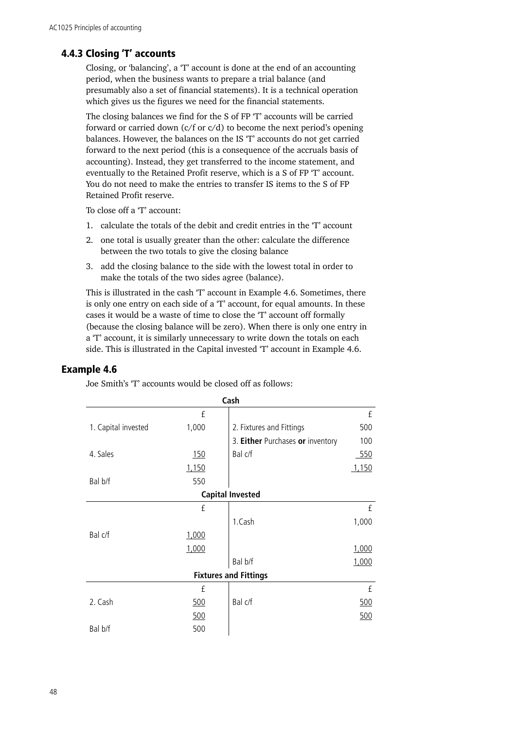### 4.4.3 Closing 'T' accounts

Closing, or 'balancing', a 'T' account is done at the end of an accounting period, when the business wants to prepare a trial balance (and presumably also a set of financial statements). It is a technical operation which gives us the figures we need for the financial statements.

The closing balances we find for the S of FP 'T' accounts will be carried forward or carried down (c/f or c/d) to become the next period's opening balances. However, the balances on the IS 'T' accounts do not get carried forward to the next period (this is a consequence of the accruals basis of accounting). Instead, they get transferred to the income statement, and eventually to the Retained Profit reserve, which is a S of FP 'T' account. You do not need to make the entries to transfer IS items to the S of FP Retained Profit reserve.

To close off a 'T' account:

1. calculate the totals of the debit and credit entries in the 'T' account
2. one total is usually greater than the other: calculate the difference between the two totals to give the closing balance
3. add the closing balance to the side with the lowest total in order to make the totals of the two sides agree (balance).

This is illustrated in the cash 'T' account in Example 4.6. Sometimes, there is only one entry on each side of a 'T' account, for equal amounts. In these cases it would be a waste of time to close the 'T' account off formally (because the closing balance will be zero). When there is only one entry in a 'T' account, it is similarly unnecessary to write down the totals on each side. This is illustrated in the Capital invested 'T' account in Example 4.6.

## Example 4.6

Joe Smith's 'T' accounts would be closed off as follows:

**Cash**

| | £ | | £ |
|---|---|---|---|
| 1. Capital invested | 1,000 | 2. Fixtures and Fittings | 500 |
| | | 3. **Either** Purchases **or** inventory | 100 |
| 4. Sales | 150 | Bal c/f | 550 |
| | 1,150 | | 1,150 |
| Bal b/f | 550 | | |

**Capital Invested**

| | £ | | £ |
|---|---|---|---|
| | | 1.Cash | 1,000 |
| Bal c/f | 1,000 | | |
| | 1,000 | | 1,000 |
| | | Bal b/f | 1,000 |

**Fixtures and Fittings**

| | £ | | £ |
|---|---|---|---|
| 2. Cash | 500 | Bal c/f | 500 |
| | 500 | | 500 |
| Bal b/f | 500 | | |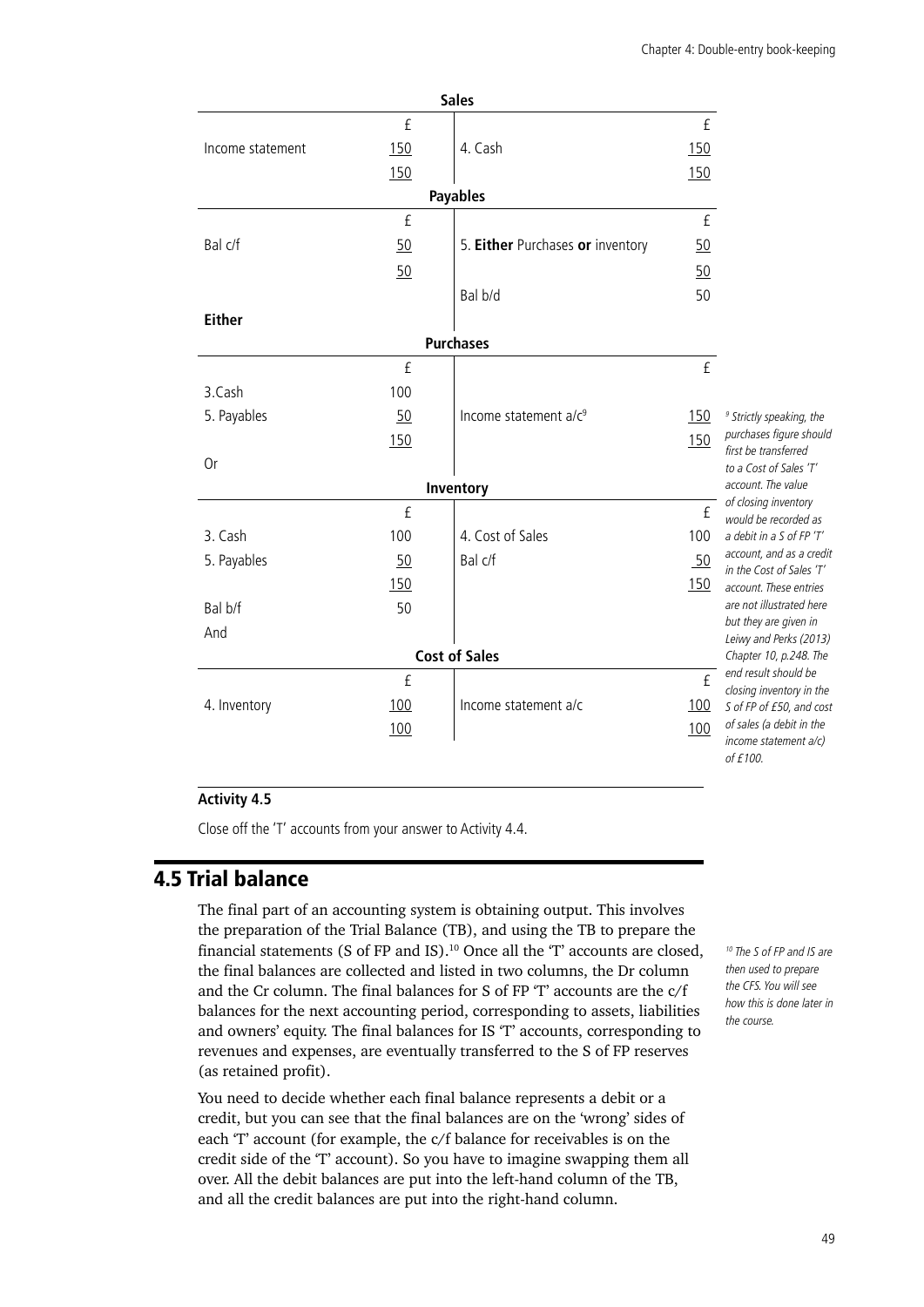**Sales**

| | £ | | £ |
|---|---|---|---|
| Income statement | 150 | 4. Cash | 150 |
| | 150 | | 150 |

**Payables**

| | £ | | £ |
|---|---|---|---|
| Bal c/f | 50 | 5. **Either** Purchases **or** inventory | 50 |
| | 50 | | 50 |
| | | Bal b/d | 50 |

**Either**

**Purchases**

| | £ | | £ |
|---|---|---|---|
| 3.Cash | 100 | | |
| 5. Payables | 50 | Income statement a/c[9] | 150 |
| | 150 | | 150 |

Or

**Inventory**

| | £ | | £ |
|---|---|---|---|
| 3. Cash | 100 | 4. Cost of Sales | 100 |
| 5. Payables | 50 | Bal c/f | 50 |
| | 150 | | 150 |
| Bal b/f | 50 | | |

And

**Cost of Sales**

| | £ | | £ |
|---|---|---|---|
| 4. Inventory | 100 | Income statement a/c | 100 |
| | 100 | | 100 |

[9] *Strictly speaking, the purchases figure should first be transferred to a Cost of Sales 'T' account. The value of closing inventory would be recorded as a debit in a S of FP 'T' account, and as a credit in the Cost of Sales 'T' account. These entries are not illustrated here but they are given in Leiwy and Perks (2013) Chapter 10, p.248. The end result should be closing inventory in the S of FP of £50, and cost of sales (a debit in the income statement a/c) of £100.*

### Activity 4.5

Close off the 'T' accounts from your answer to Activity 4.4.

## 4.5 Trial balance

The final part of an accounting system is obtaining output. This involves the preparation of the Trial Balance (TB), and using the TB to prepare the financial statements (S of FP and IS).[10] Once all the 'T' accounts are closed, the final balances are collected and listed in two columns, the Dr column and the Cr column. The final balances for S of FP 'T' accounts are the c/f balances for the next accounting period, corresponding to assets, liabilities and owners' equity. The final balances for IS 'T' accounts, corresponding to revenues and expenses, are eventually transferred to the S of FP reserves (as retained profit).

[10] *The S of FP and IS are then used to prepare the CFS. You will see how this is done later in the course.*

You need to decide whether each final balance represents a debit or a credit, but you can see that the final balances are on the 'wrong' sides of each 'T' account (for example, the c/f balance for receivables is on the credit side of the 'T' account). So you have to imagine swapping them all over. All the debit balances are put into the left-hand column of the TB, and all the credit balances are put into the right-hand column.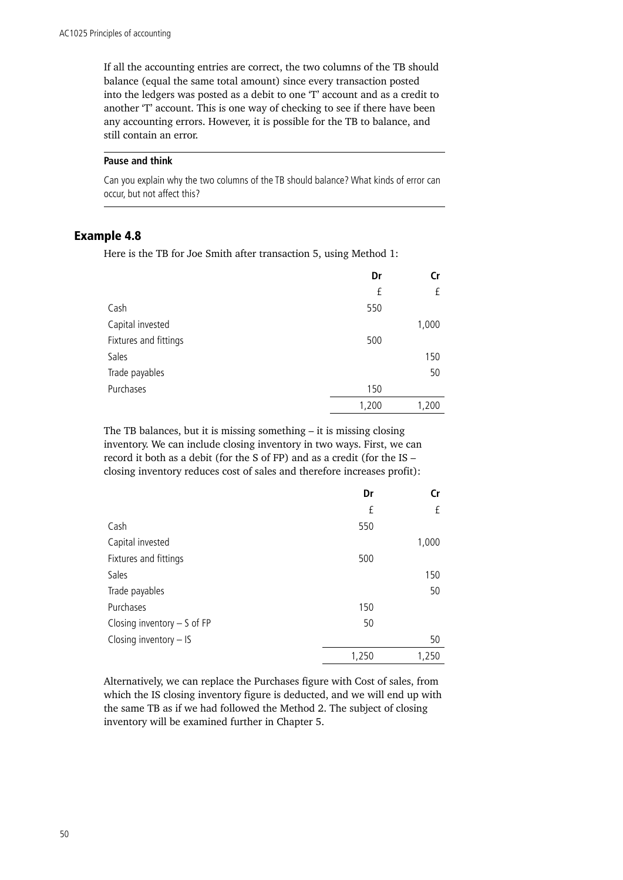If all the accounting entries are correct, the two columns of the TB should balance (equal the same total amount) since every transaction posted into the ledgers was posted as a debit to one 'T' account and as a credit to another 'T' account. This is one way of checking to see if there have been any accounting errors. However, it is possible for the TB to balance, and still contain an error.

**Pause and think**

Can you explain why the two columns of the TB should balance? What kinds of error can occur, but not affect this?

## Example 4.8

Here is the TB for Joe Smith after transaction 5, using Method 1:

| | Dr | Cr |
|---|---|---|
| | £ | £ |
| Cash | 550 | |
| Capital invested | | 1,000 |
| Fixtures and fittings | 500 | |
| Sales | | 150 |
| Trade payables | | 50 |
| Purchases | 150 | |
| | 1,200 | 1,200 |

The TB balances, but it is missing something – it is missing closing inventory. We can include closing inventory in two ways. First, we can record it both as a debit (for the S of FP) and as a credit (for the IS – closing inventory reduces cost of sales and therefore increases profit):

| | Dr | Cr |
|---|---|---|
| | £ | £ |
| Cash | 550 | |
| Capital invested | | 1,000 |
| Fixtures and fittings | 500 | |
| Sales | | 150 |
| Trade payables | | 50 |
| Purchases | 150 | |
| Closing inventory – S of FP | 50 | |
| Closing inventory – IS | | 50 |
| | 1,250 | 1,250 |

Alternatively, we can replace the Purchases figure with Cost of sales, from which the IS closing inventory figure is deducted, and we will end up with the same TB as if we had followed the Method 2. The subject of closing inventory will be examined further in Chapter 5.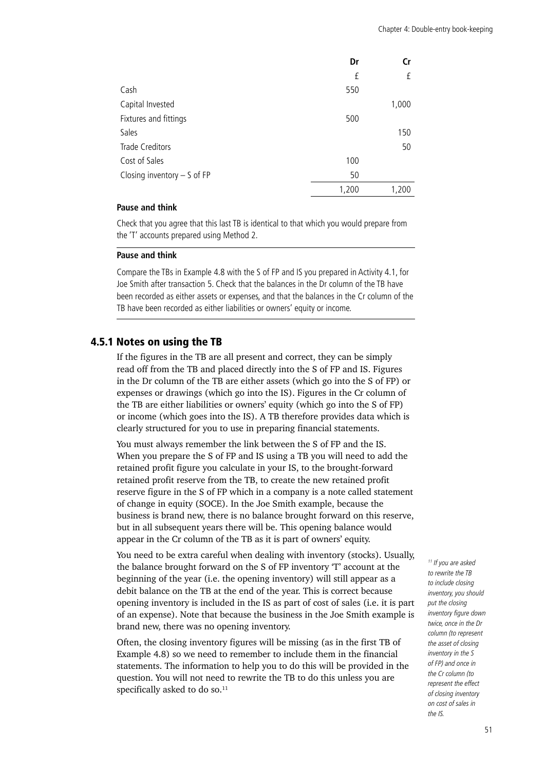| | Dr | Cr |
|---|---|---|
| | £ | £ |
| Cash | 550 | |
| Capital Invested | | 1,000 |
| Fixtures and fittings | 500 | |
| Sales | | 150 |
| Trade Creditors | | 50 |
| Cost of Sales | 100 | |
| Closing inventory – S of FP | 50 | |
| | 1,200 | 1,200 |

**Pause and think**

Check that you agree that this last TB is identical to that which you would prepare from the 'T' accounts prepared using Method 2.

**Pause and think**

Compare the TBs in Example 4.8 with the S of FP and IS you prepared in Activity 4.1, for Joe Smith after transaction 5. Check that the balances in the Dr column of the TB have been recorded as either assets or expenses, and that the balances in the Cr column of the TB have been recorded as either liabilities or owners' equity or income.

### 4.5.1 Notes on using the TB

If the figures in the TB are all present and correct, they can be simply read off from the TB and placed directly into the S of FP and IS. Figures in the Dr column of the TB are either assets (which go into the S of FP) or expenses or drawings (which go into the IS). Figures in the Cr column of the TB are either liabilities or owners' equity (which go into the S of FP) or income (which goes into the IS). A TB therefore provides data which is clearly structured for you to use in preparing financial statements.

You must always remember the link between the S of FP and the IS. When you prepare the S of FP and IS using a TB you will need to add the retained profit figure you calculate in your IS, to the brought-forward retained profit reserve from the TB, to create the new retained profit reserve figure in the S of FP which in a company is a note called statement of change in equity (SOCE). In the Joe Smith example, because the business is brand new, there is no balance brought forward on this reserve, but in all subsequent years there will be. This opening balance would appear in the Cr column of the TB as it is part of owners' equity.

You need to be extra careful when dealing with inventory (stocks). Usually, the balance brought forward on the S of FP inventory 'T' account at the beginning of the year (i.e. the opening inventory) will still appear as a debit balance on the TB at the end of the year. This is correct because opening inventory is included in the IS as part of cost of sales (i.e. it is part of an expense). Note that because the business in the Joe Smith example is brand new, there was no opening inventory.

Often, the closing inventory figures will be missing (as in the first TB of Example 4.8) so we need to remember to include them in the financial statements. The information to help you to do this will be provided in the question. You will not need to rewrite the TB to do this unless you are specifically asked to do so.[11]

*[11] If you are asked to rewrite the TB to include closing inventory, you should put the closing inventory figure down twice, once in the Dr column (to represent the asset of closing inventory in the S of FP) and once in the Cr column (to represent the effect of closing inventory on cost of sales in the IS.*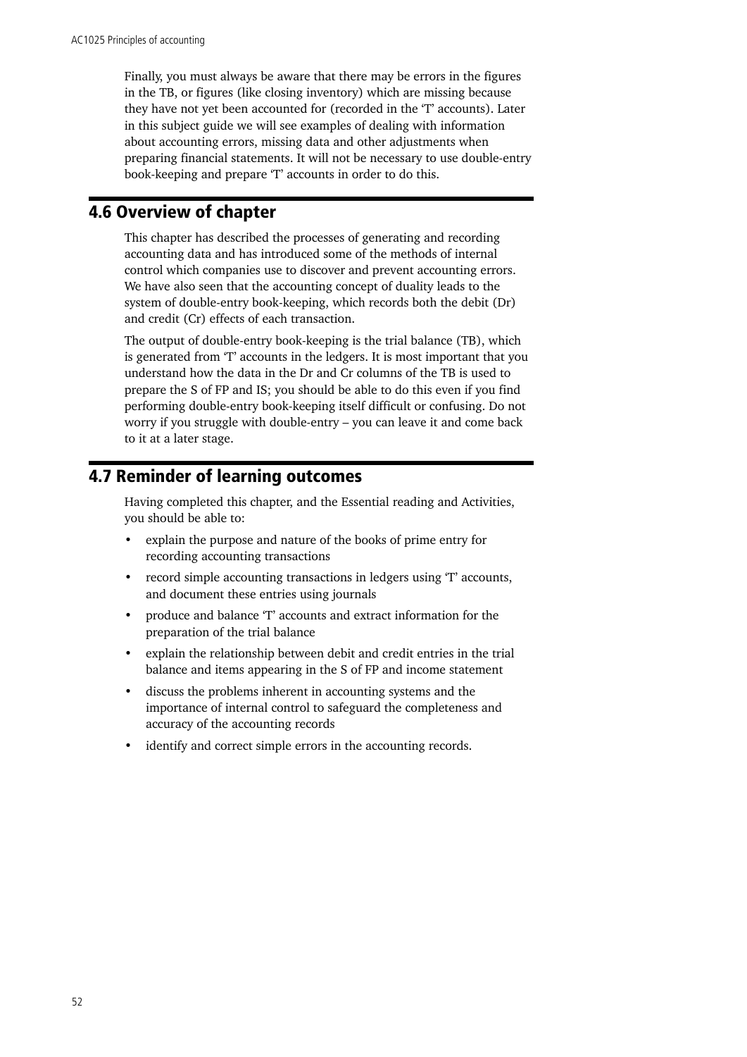Finally, you must always be aware that there may be errors in the figures in the TB, or figures (like closing inventory) which are missing because they have not yet been accounted for (recorded in the 'T' accounts). Later in this subject guide we will see examples of dealing with information about accounting errors, missing data and other adjustments when preparing financial statements. It will not be necessary to use double-entry book-keeping and prepare 'T' accounts in order to do this.

## 4.6 Overview of chapter

This chapter has described the processes of generating and recording accounting data and has introduced some of the methods of internal control which companies use to discover and prevent accounting errors. We have also seen that the accounting concept of duality leads to the system of double-entry book-keeping, which records both the debit (Dr) and credit (Cr) effects of each transaction.

The output of double-entry book-keeping is the trial balance (TB), which is generated from 'T' accounts in the ledgers. It is most important that you understand how the data in the Dr and Cr columns of the TB is used to prepare the S of FP and IS; you should be able to do this even if you find performing double-entry book-keeping itself difficult or confusing. Do not worry if you struggle with double-entry – you can leave it and come back to it at a later stage.

## 4.7 Reminder of learning outcomes

Having completed this chapter, and the Essential reading and Activities, you should be able to:

- explain the purpose and nature of the books of prime entry for recording accounting transactions
- record simple accounting transactions in ledgers using 'T' accounts, and document these entries using journals
- produce and balance 'T' accounts and extract information for the preparation of the trial balance
- explain the relationship between debit and credit entries in the trial balance and items appearing in the S of FP and income statement
- discuss the problems inherent in accounting systems and the importance of internal control to safeguard the completeness and accuracy of the accounting records
- identify and correct simple errors in the accounting records.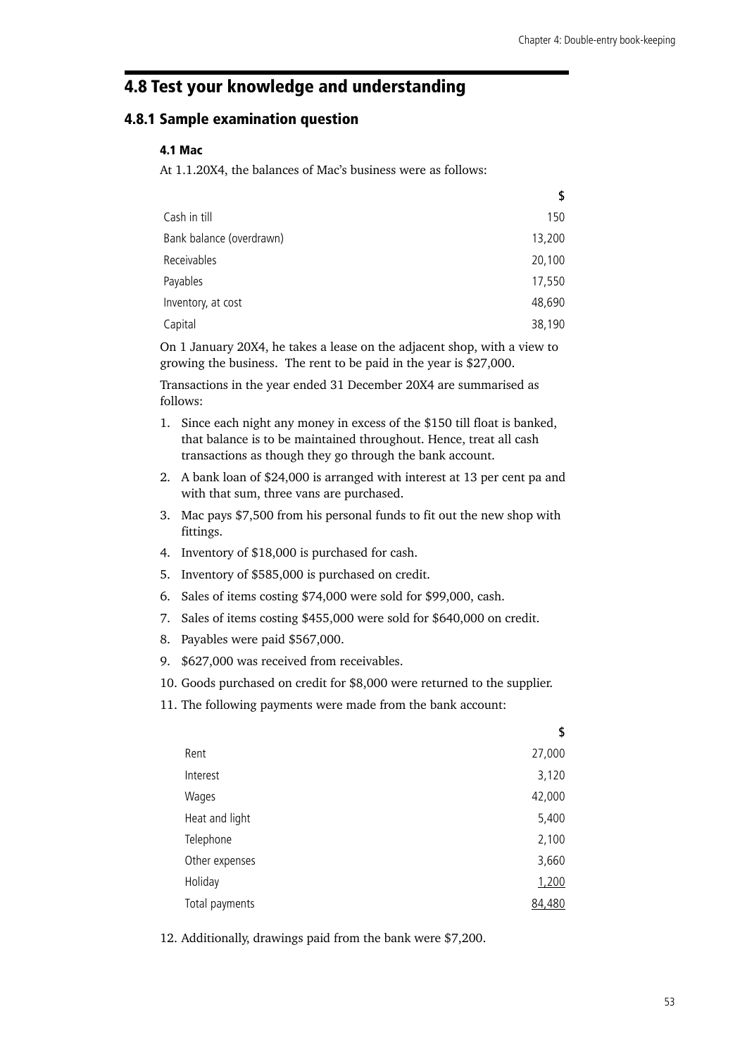## 4.8 Test your knowledge and understanding

### 4.8.1 Sample examination question

#### 4.1 Mac

At 1.1.20X4, the balances of Mac's business were as follows:

| | $ |
|---|---:|
| Cash in till | 150 |
| Bank balance (overdrawn) | 13,200 |
| Receivables | 20,100 |
| Payables | 17,550 |
| Inventory, at cost | 48,690 |
| Capital | 38,190 |

On 1 January 20X4, he takes a lease on the adjacent shop, with a view to growing the business. The rent to be paid in the year is $27,000.

Transactions in the year ended 31 December 20X4 are summarised as follows:

1. Since each night any money in excess of the $150 till float is banked, that balance is to be maintained throughout. Hence, treat all cash transactions as though they go through the bank account.
2. A bank loan of $24,000 is arranged with interest at 13 per cent pa and with that sum, three vans are purchased.
3. Mac pays $7,500 from his personal funds to fit out the new shop with fittings.
4. Inventory of $18,000 is purchased for cash.
5. Inventory of $585,000 is purchased on credit.
6. Sales of items costing $74,000 were sold for $99,000, cash.
7. Sales of items costing $455,000 were sold for $640,000 on credit.
8. Payables were paid $567,000.
9. $627,000 was received from receivables.
10. Goods purchased on credit for $8,000 were returned to the supplier.
11. The following payments were made from the bank account:

| | $ |
|---|---:|
| Rent | 27,000 |
| Interest | 3,120 |
| Wages | 42,000 |
| Heat and light | 5,400 |
| Telephone | 2,100 |
| Other expenses | 3,660 |
| Holiday | 1,200 |
| Total payments | 84,480 |

12. Additionally, drawings paid from the bank were $7,200.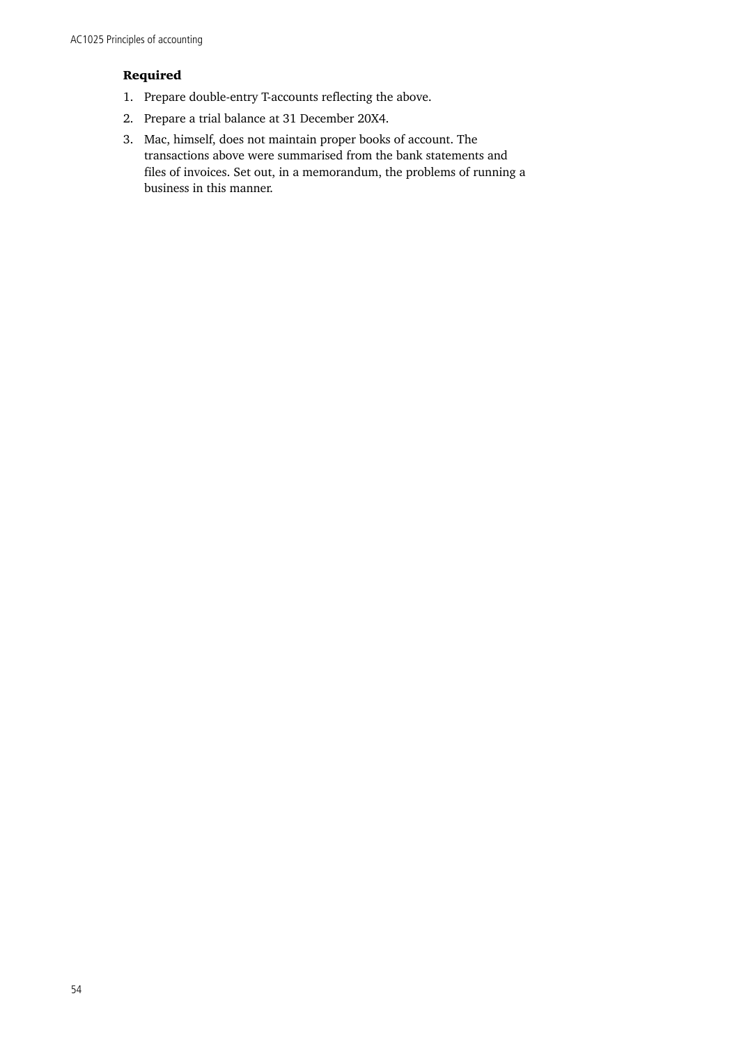**Required**

1. Prepare double-entry T-accounts reflecting the above.
2. Prepare a trial balance at 31 December 20X4.
3. Mac, himself, does not maintain proper books of account. The transactions above were summarised from the bank statements and files of invoices. Set out, in a memorandum, the problems of running a business in this manner.